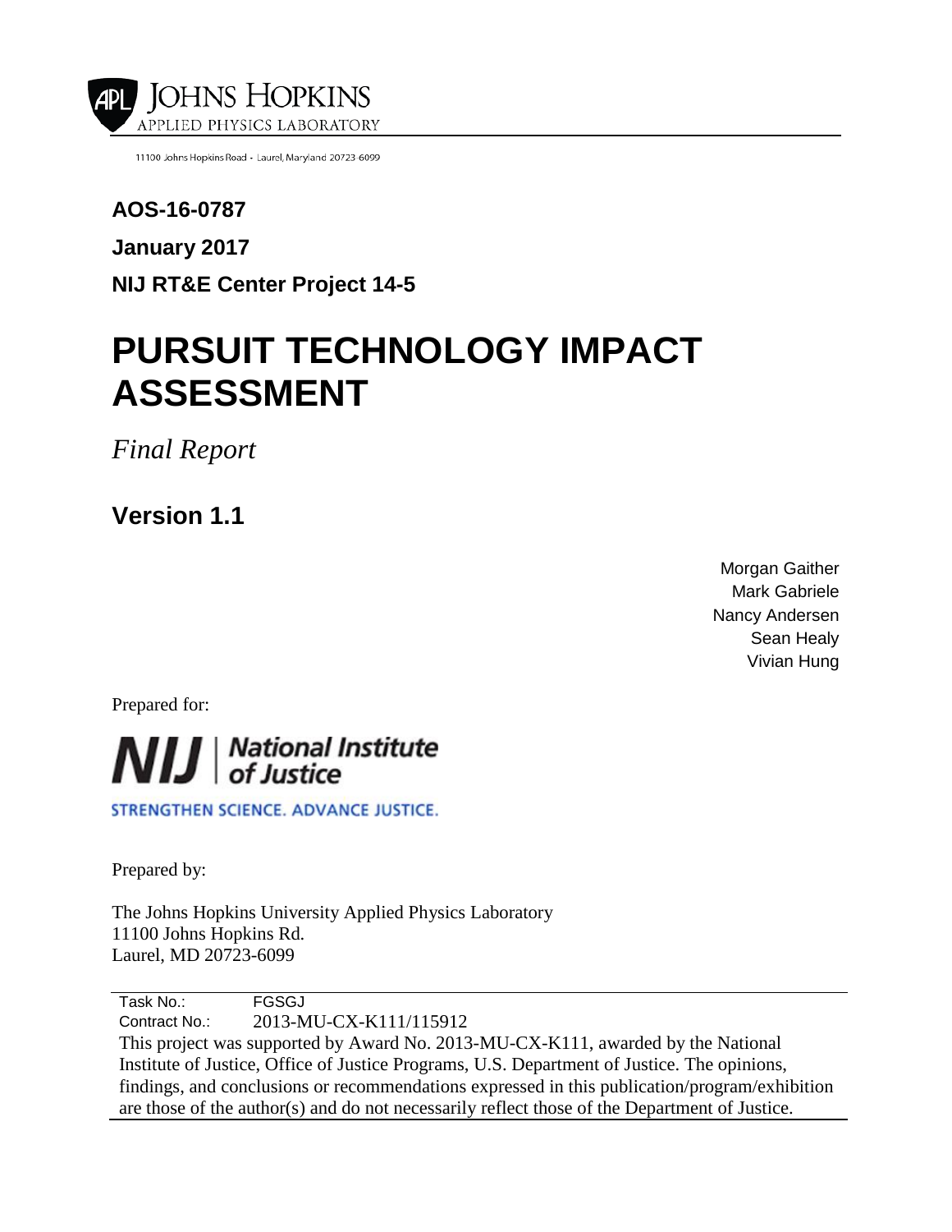JOHNS HOPKINS
APPLIED PHYSICS LABORATORY

11100 Johns Hopkins Road · Laurel, Maryland 20723-6099

**AOS-16-0787**

**January 2017**

**NIJ RT&E Center Project 14-5**

# PURSUIT TECHNOLOGY IMPACT ASSESSMENT

*Final Report*

## Version 1.1

Morgan Gaither
Mark Gabriele
Nancy Andersen
Sean Healy
Vivian Hung

Prepared for:

NIJ | National Institute of Justice

STRENGTHEN SCIENCE. ADVANCE JUSTICE.

Prepared by:

The Johns Hopkins University Applied Physics Laboratory
11100 Johns Hopkins Rd.
Laurel, MD 20723-6099

Task No.: FGSGJ
Contract No.: 2013-MU-CX-K111/115912

This project was supported by Award No. 2013-MU-CX-K111, awarded by the National Institute of Justice, Office of Justice Programs, U.S. Department of Justice. The opinions, findings, and conclusions or recommendations expressed in this publication/program/exhibition are those of the author(s) and do not necessarily reflect those of the Department of Justice.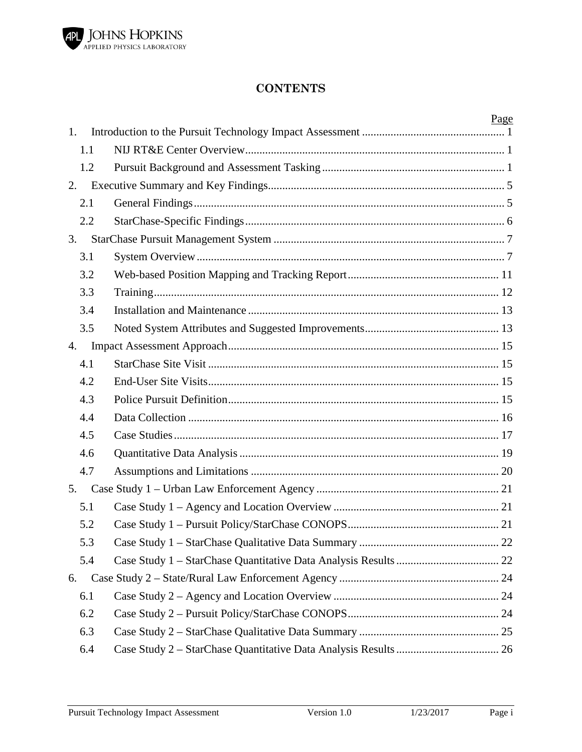# CONTENTS

| | | Page |
|---|---|---|
| 1. | Introduction to the Pursuit Technology Impact Assessment | 1 |
| 1.1 | NIJ RT&E Center Overview | 1 |
| 1.2 | Pursuit Background and Assessment Tasking | 1 |
| 2. | Executive Summary and Key Findings | 5 |
| 2.1 | General Findings | 5 |
| 2.2 | StarChase-Specific Findings | 6 |
| 3. | StarChase Pursuit Management System | 7 |
| 3.1 | System Overview | 7 |
| 3.2 | Web-based Position Mapping and Tracking Report | 11 |
| 3.3 | Training | 12 |
| 3.4 | Installation and Maintenance | 13 |
| 3.5 | Noted System Attributes and Suggested Improvements | 13 |
| 4. | Impact Assessment Approach | 15 |
| 4.1 | StarChase Site Visit | 15 |
| 4.2 | End-User Site Visits | 15 |
| 4.3 | Police Pursuit Definition | 15 |
| 4.4 | Data Collection | 16 |
| 4.5 | Case Studies | 17 |
| 4.6 | Quantitative Data Analysis | 19 |
| 4.7 | Assumptions and Limitations | 20 |
| 5. | Case Study 1 – Urban Law Enforcement Agency | 21 |
| 5.1 | Case Study 1 – Agency and Location Overview | 21 |
| 5.2 | Case Study 1 – Pursuit Policy/StarChase CONOPS | 21 |
| 5.3 | Case Study 1 – StarChase Qualitative Data Summary | 22 |
| 5.4 | Case Study 1 – StarChase Quantitative Data Analysis Results | 22 |
| 6. | Case Study 2 – State/Rural Law Enforcement Agency | 24 |
| 6.1 | Case Study 2 – Agency and Location Overview | 24 |
| 6.2 | Case Study 2 – Pursuit Policy/StarChase CONOPS | 24 |
| 6.3 | Case Study 2 – StarChase Qualitative Data Summary | 25 |
| 6.4 | Case Study 2 – StarChase Quantitative Data Analysis Results | 26 |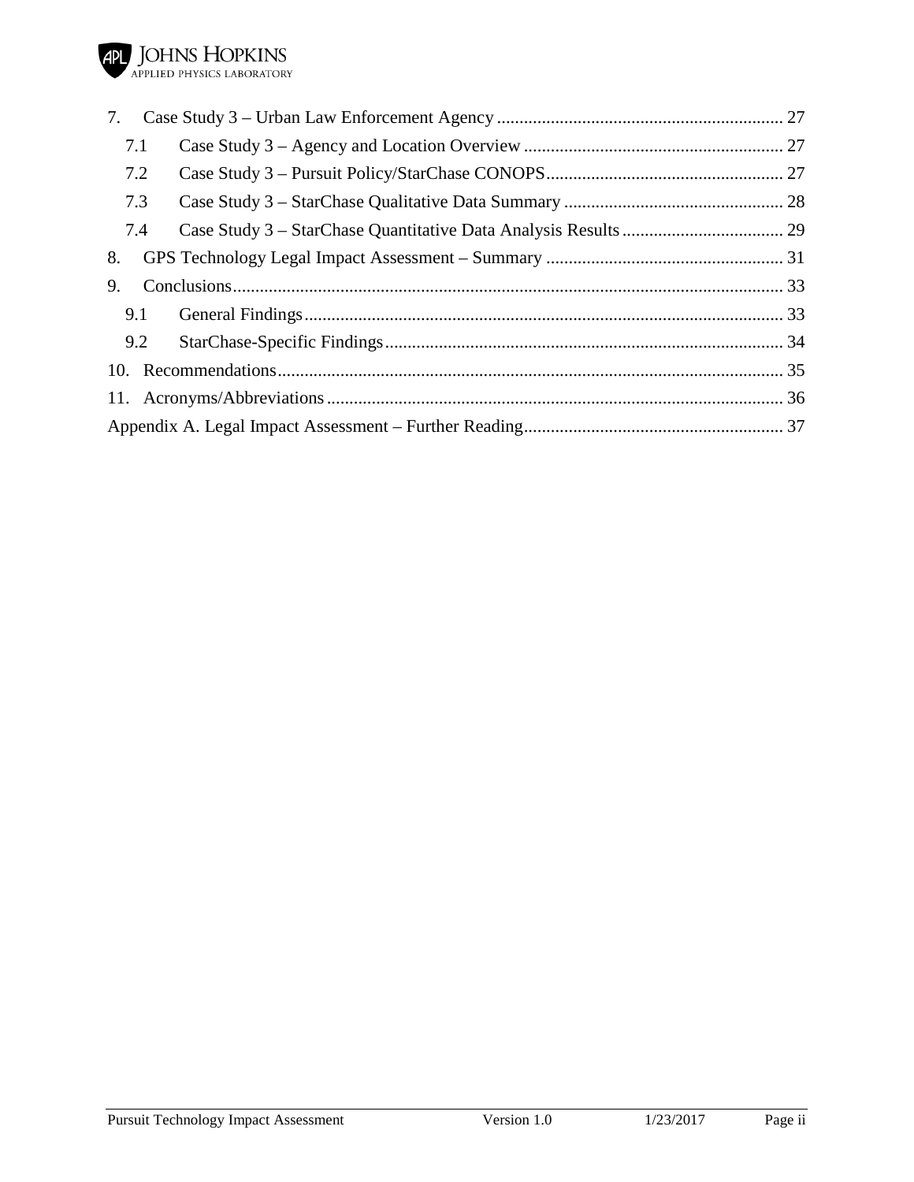7. Case Study 3 – Urban Law Enforcement Agency ................................................................ 27

  7.1 Case Study 3 – Agency and Location Overview .......................................................... 27

  7.2 Case Study 3 – Pursuit Policy/StarChase CONOPS..................................................... 27

  7.3 Case Study 3 – StarChase Qualitative Data Summary ................................................. 28

  7.4 Case Study 3 – StarChase Quantitative Data Analysis Results .................................... 29

8. GPS Technology Legal Impact Assessment – Summary ..................................................... 31

9. Conclusions.......................................................................................................................... 33

  9.1 General Findings........................................................................................................... 33

  9.2 StarChase-Specific Findings......................................................................................... 34

10. Recommendations................................................................................................................ 35

11. Acronyms/Abbreviations..................................................................................................... 36

Appendix A. Legal Impact Assessment – Further Reading.......................................................... 37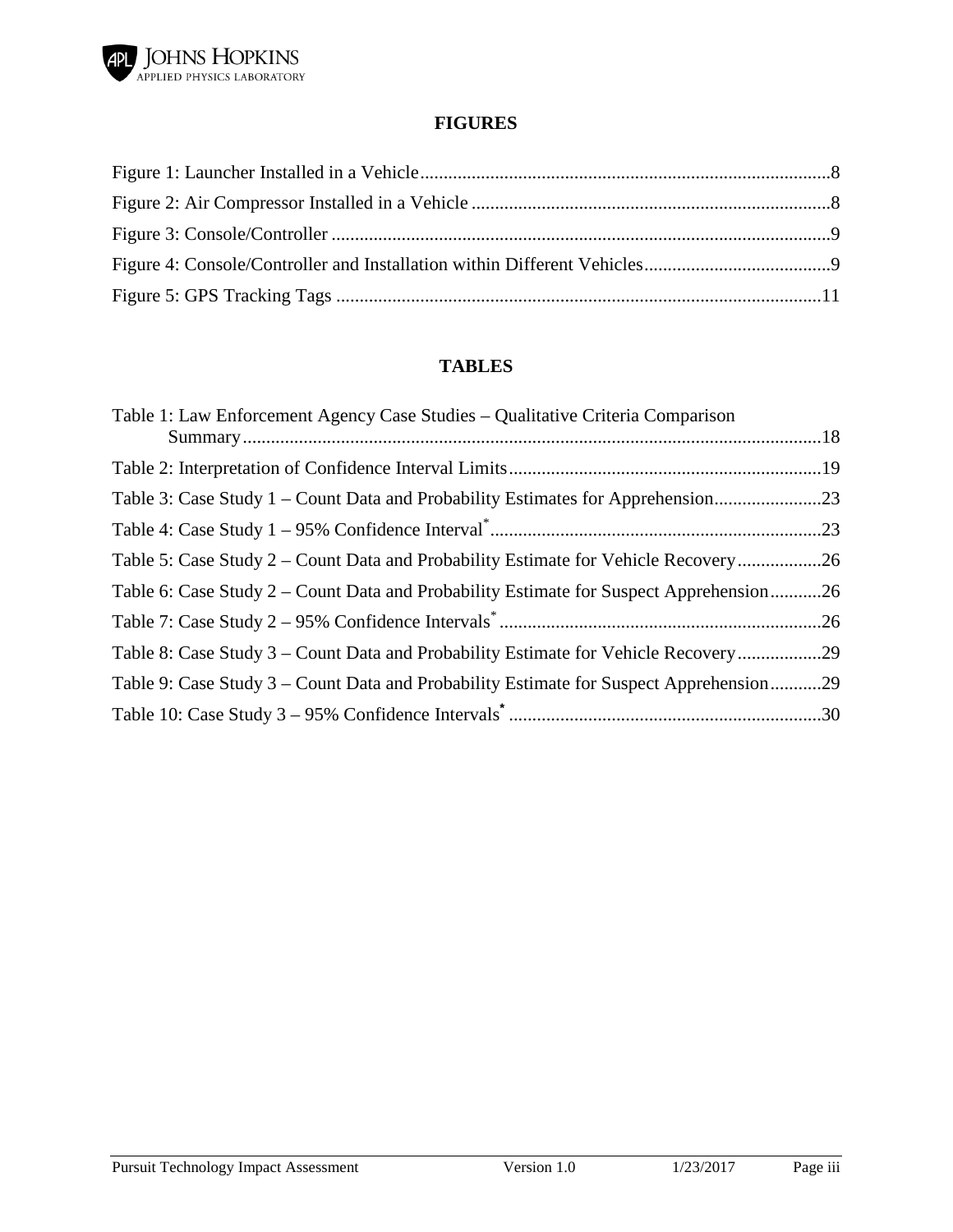# FIGURES

Figure 1: Launcher Installed in a Vehicle....................................................................................8

Figure 2: Air Compressor Installed in a Vehicle ............................................................................8

Figure 3: Console/Controller ..........................................................................................................9

Figure 4: Console/Controller and Installation within Different Vehicles........................................9

Figure 5: GPS Tracking Tags .......................................................................................................11

# TABLES

Table 1: Law Enforcement Agency Case Studies – Qualitative Criteria Comparison Summary..........................................................................................................................18

Table 2: Interpretation of Confidence Interval Limits..................................................................19

Table 3: Case Study 1 – Count Data and Probability Estimates for Apprehension.......................23

Table 4: Case Study 1 – 95% Confidence Interval*......................................................................23

Table 5: Case Study 2 – Count Data and Probability Estimate for Vehicle Recovery..................26

Table 6: Case Study 2 – Count Data and Probability Estimate for Suspect Apprehension...........26

Table 7: Case Study 2 – 95% Confidence Intervals*....................................................................26

Table 8: Case Study 3 – Count Data and Probability Estimate for Vehicle Recovery..................29

Table 9: Case Study 3 – Count Data and Probability Estimate for Suspect Apprehension...........29

Table 10: Case Study 3 – 95% Confidence Intervals* ..................................................................30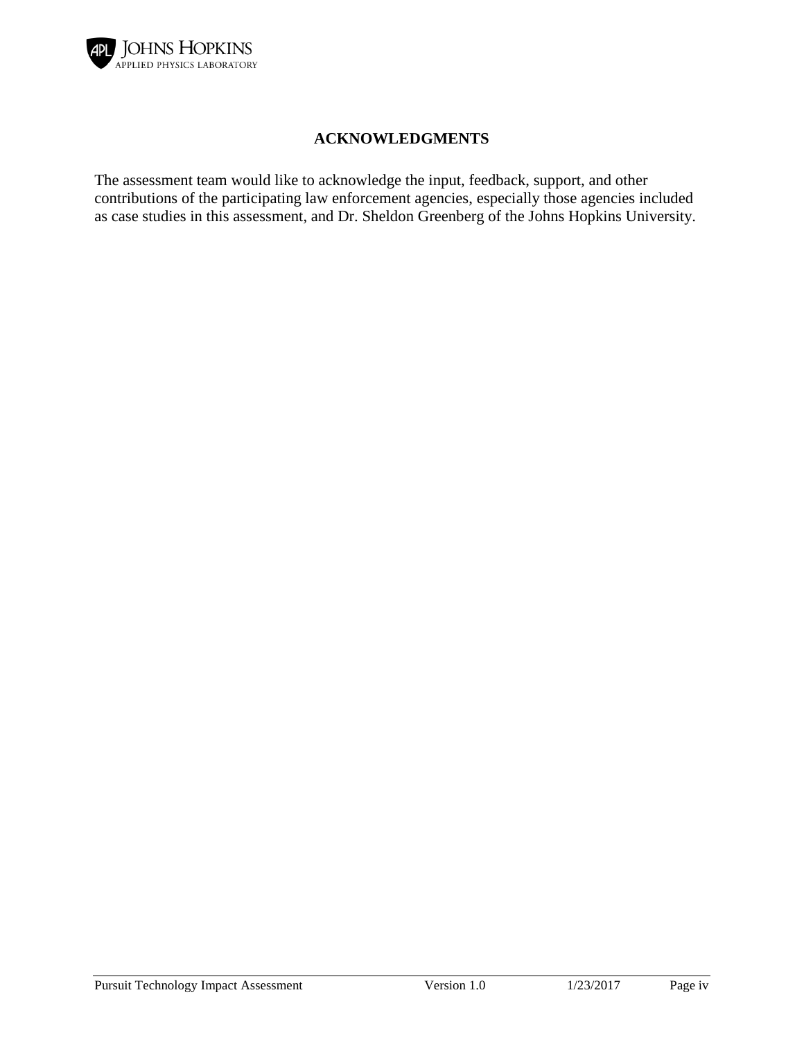## ACKNOWLEDGMENTS

The assessment team would like to acknowledge the input, feedback, support, and other contributions of the participating law enforcement agencies, especially those agencies included as case studies in this assessment, and Dr. Sheldon Greenberg of the Johns Hopkins University.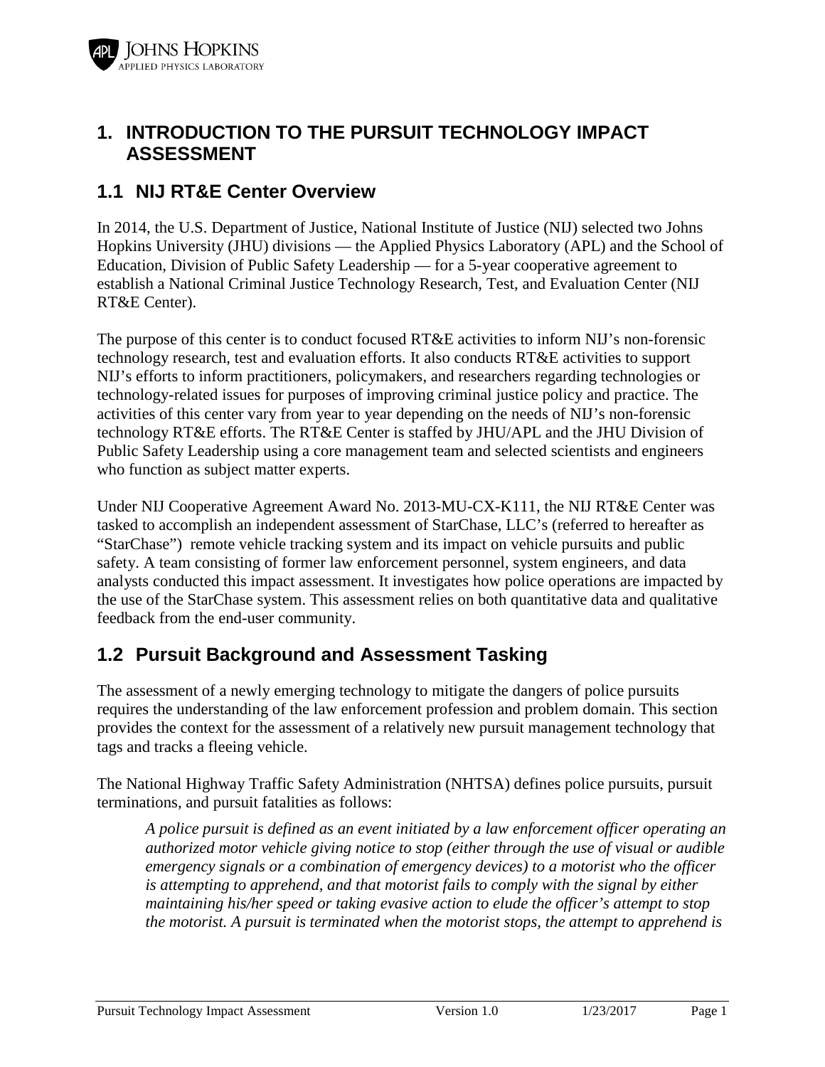# 1. INTRODUCTION TO THE PURSUIT TECHNOLOGY IMPACT ASSESSMENT

## 1.1 NIJ RT&E Center Overview

In 2014, the U.S. Department of Justice, National Institute of Justice (NIJ) selected two Johns Hopkins University (JHU) divisions — the Applied Physics Laboratory (APL) and the School of Education, Division of Public Safety Leadership — for a 5-year cooperative agreement to establish a National Criminal Justice Technology Research, Test, and Evaluation Center (NIJ RT&E Center).

The purpose of this center is to conduct focused RT&E activities to inform NIJ's non-forensic technology research, test and evaluation efforts. It also conducts RT&E activities to support NIJ's efforts to inform practitioners, policymakers, and researchers regarding technologies or technology-related issues for purposes of improving criminal justice policy and practice. The activities of this center vary from year to year depending on the needs of NIJ's non-forensic technology RT&E efforts. The RT&E Center is staffed by JHU/APL and the JHU Division of Public Safety Leadership using a core management team and selected scientists and engineers who function as subject matter experts.

Under NIJ Cooperative Agreement Award No. 2013-MU-CX-K111, the NIJ RT&E Center was tasked to accomplish an independent assessment of StarChase, LLC's (referred to hereafter as "StarChase") remote vehicle tracking system and its impact on vehicle pursuits and public safety. A team consisting of former law enforcement personnel, system engineers, and data analysts conducted this impact assessment. It investigates how police operations are impacted by the use of the StarChase system. This assessment relies on both quantitative data and qualitative feedback from the end-user community.

## 1.2 Pursuit Background and Assessment Tasking

The assessment of a newly emerging technology to mitigate the dangers of police pursuits requires the understanding of the law enforcement profession and problem domain. This section provides the context for the assessment of a relatively new pursuit management technology that tags and tracks a fleeing vehicle.

The National Highway Traffic Safety Administration (NHTSA) defines police pursuits, pursuit terminations, and pursuit fatalities as follows:

> *A police pursuit is defined as an event initiated by a law enforcement officer operating an authorized motor vehicle giving notice to stop (either through the use of visual or audible emergency signals or a combination of emergency devices) to a motorist who the officer is attempting to apprehend, and that motorist fails to comply with the signal by either maintaining his/her speed or taking evasive action to elude the officer's attempt to stop the motorist. A pursuit is terminated when the motorist stops, the attempt to apprehend is*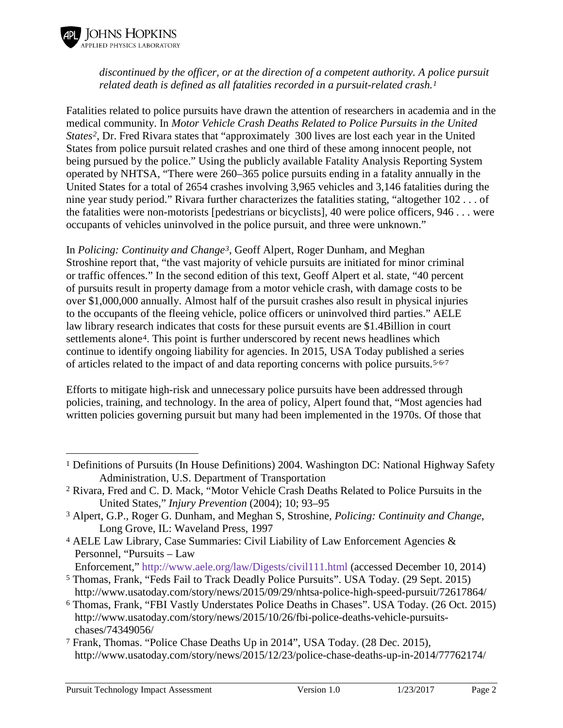*discontinued by the officer, or at the direction of a competent authority. A police pursuit related death is defined as all fatalities recorded in a pursuit-related crash.*[1]

Fatalities related to police pursuits have drawn the attention of researchers in academia and in the medical community. In *Motor Vehicle Crash Deaths Related to Police Pursuits in the United States*[2], Dr. Fred Rivara states that "approximately 300 lives are lost each year in the United States from police pursuit related crashes and one third of these among innocent people, not being pursued by the police." Using the publicly available Fatality Analysis Reporting System operated by NHTSA, "There were 260–365 police pursuits ending in a fatality annually in the United States for a total of 2654 crashes involving 3,965 vehicles and 3,146 fatalities during the nine year study period." Rivara further characterizes the fatalities stating, "altogether 102 . . . of the fatalities were non-motorists [pedestrians or bicyclists], 40 were police officers, 946 . . . were occupants of vehicles uninvolved in the police pursuit, and three were unknown."

In *Policing: Continuity and Change*[3], Geoff Alpert, Roger Dunham, and Meghan Stroshine report that, "the vast majority of vehicle pursuits are initiated for minor criminal or traffic offences." In the second edition of this text, Geoff Alpert et al. state, "40 percent of pursuits result in property damage from a motor vehicle crash, with damage costs to be over $1,000,000 annually. Almost half of the pursuit crashes also result in physical injuries to the occupants of the fleeing vehicle, police officers or uninvolved third parties." AELE law library research indicates that costs for these pursuit events are $1.4Billion in court settlements alone[4]. This point is further underscored by recent news headlines which continue to identify ongoing liability for agencies. In 2015, USA Today published a series of articles related to the impact of and data reporting concerns with police pursuits.[5,6,7]

Efforts to mitigate high-risk and unnecessary police pursuits have been addressed through policies, training, and technology. In the area of policy, Alpert found that, "Most agencies had written policies governing pursuit but many had been implemented in the 1970s. Of those that

---

[1] Definitions of Pursuits (In House Definitions) 2004. Washington DC: National Highway Safety Administration, U.S. Department of Transportation

[2] Rivara, Fred and C. D. Mack, "Motor Vehicle Crash Deaths Related to Police Pursuits in the United States," *Injury Prevention* (2004); 10; 93–95

[3] Alpert, G.P., Roger G. Dunham, and Meghan S, Stroshine, *Policing: Continuity and Change*, Long Grove, IL: Waveland Press, 1997

[4] AELE Law Library, Case Summaries: Civil Liability of Law Enforcement Agencies & Personnel, "Pursuits – Law Enforcement," http://www.aele.org/law/Digests/civil111.html (accessed December 10, 2014)

[5] Thomas, Frank, "Feds Fail to Track Deadly Police Pursuits". USA Today. (29 Sept. 2015) http://www.usatoday.com/story/news/2015/09/29/nhtsa-police-high-speed-pursuit/72617864/

[6] Thomas, Frank, "FBI Vastly Understates Police Deaths in Chases". USA Today. (26 Oct. 2015) http://www.usatoday.com/story/news/2015/10/26/fbi-police-deaths-vehicle-pursuits-chases/74349056/

[7] Frank, Thomas. "Police Chase Deaths Up in 2014", USA Today. (28 Dec. 2015), http://www.usatoday.com/story/news/2015/12/23/police-chase-deaths-up-in-2014/77762174/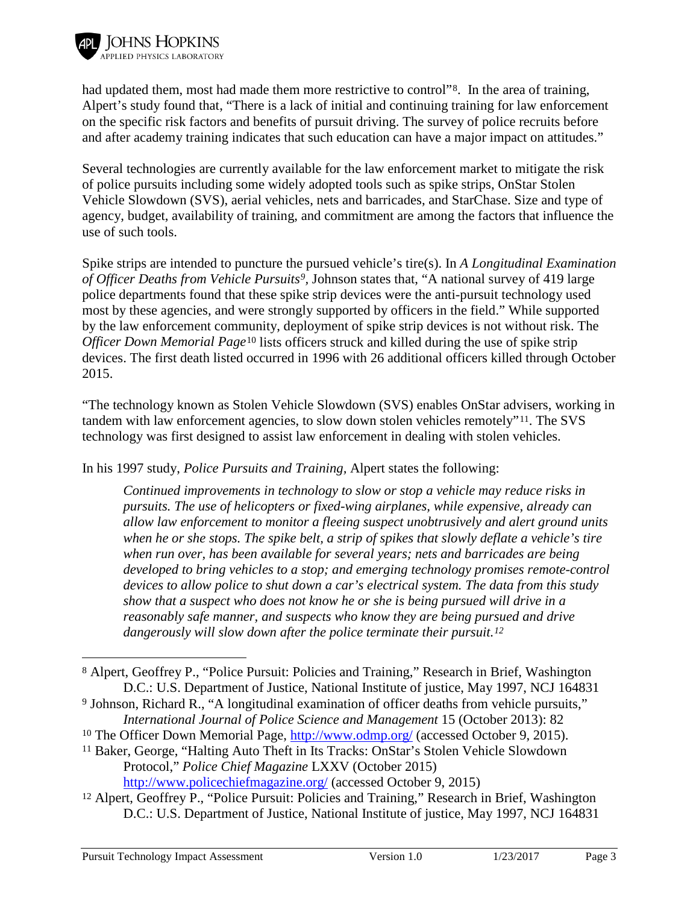had updated them, most had made them more restrictive to control"[8]. In the area of training, Alpert's study found that, "There is a lack of initial and continuing training for law enforcement on the specific risk factors and benefits of pursuit driving. The survey of police recruits before and after academy training indicates that such education can have a major impact on attitudes."

Several technologies are currently available for the law enforcement market to mitigate the risk of police pursuits including some widely adopted tools such as spike strips, OnStar Stolen Vehicle Slowdown (SVS), aerial vehicles, nets and barricades, and StarChase. Size and type of agency, budget, availability of training, and commitment are among the factors that influence the use of such tools.

Spike strips are intended to puncture the pursued vehicle's tire(s). In *A Longitudinal Examination of Officer Deaths from Vehicle Pursuits*[9], Johnson states that, "A national survey of 419 large police departments found that these spike strip devices were the anti-pursuit technology used most by these agencies, and were strongly supported by officers in the field." While supported by the law enforcement community, deployment of spike strip devices is not without risk. The *Officer Down Memorial Page*[10] lists officers struck and killed during the use of spike strip devices. The first death listed occurred in 1996 with 26 additional officers killed through October 2015.

"The technology known as Stolen Vehicle Slowdown (SVS) enables OnStar advisers, working in tandem with law enforcement agencies, to slow down stolen vehicles remotely"[11]. The SVS technology was first designed to assist law enforcement in dealing with stolen vehicles.

In his 1997 study, *Police Pursuits and Training*, Alpert states the following:

> *Continued improvements in technology to slow or stop a vehicle may reduce risks in pursuits. The use of helicopters or fixed-wing airplanes, while expensive, already can allow law enforcement to monitor a fleeing suspect unobtrusively and alert ground units when he or she stops. The spike belt, a strip of spikes that slowly deflate a vehicle's tire when run over, has been available for several years; nets and barricades are being developed to bring vehicles to a stop; and emerging technology promises remote-control devices to allow police to shut down a car's electrical system. The data from this study show that a suspect who does not know he or she is being pursued will drive in a reasonably safe manner, and suspects who know they are being pursued and drive dangerously will slow down after the police terminate their pursuit.*[12]

---

[8] Alpert, Geoffrey P., "Police Pursuit: Policies and Training," Research in Brief, Washington D.C.: U.S. Department of Justice, National Institute of justice, May 1997, NCJ 164831

[9] Johnson, Richard R., "A longitudinal examination of officer deaths from vehicle pursuits," *International Journal of Police Science and Management* 15 (October 2013): 82

[10] The Officer Down Memorial Page, http://www.odmp.org/ (accessed October 9, 2015).

[11] Baker, George, "Halting Auto Theft in Its Tracks: OnStar's Stolen Vehicle Slowdown Protocol," *Police Chief Magazine* LXXV (October 2015) http://www.policechiefmagazine.org/ (accessed October 9, 2015)

[12] Alpert, Geoffrey P., "Police Pursuit: Policies and Training," Research in Brief, Washington D.C.: U.S. Department of Justice, National Institute of justice, May 1997, NCJ 164831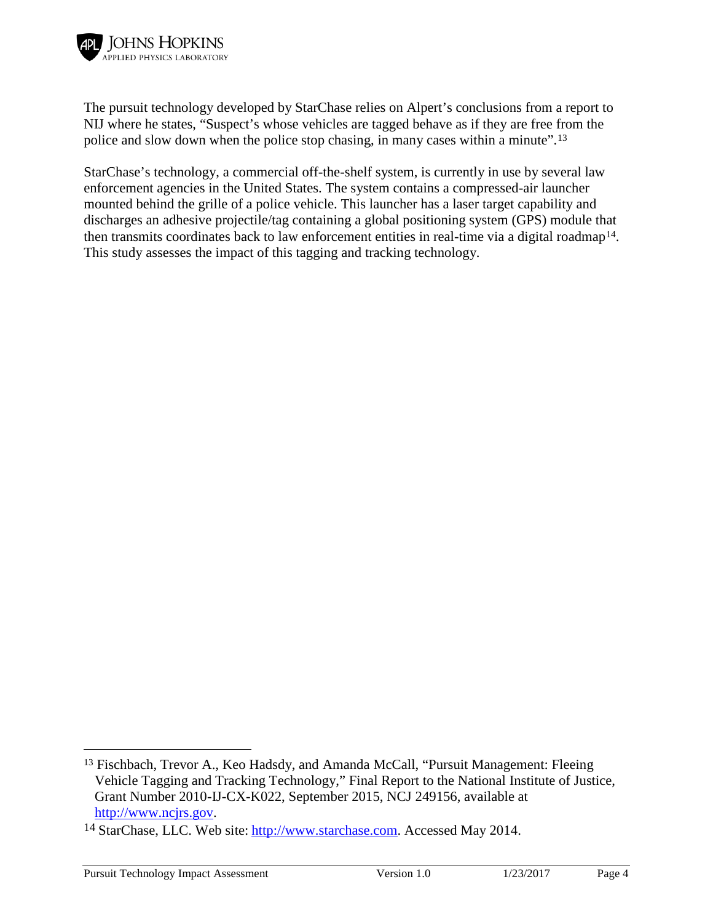The pursuit technology developed by StarChase relies on Alpert's conclusions from a report to NIJ where he states, "Suspect's whose vehicles are tagged behave as if they are free from the police and slow down when the police stop chasing, in many cases within a minute".[13]

StarChase's technology, a commercial off-the-shelf system, is currently in use by several law enforcement agencies in the United States. The system contains a compressed-air launcher mounted behind the grille of a police vehicle. This launcher has a laser target capability and discharges an adhesive projectile/tag containing a global positioning system (GPS) module that then transmits coordinates back to law enforcement entities in real-time via a digital roadmap[14]. This study assesses the impact of this tagging and tracking technology.

---

[13] Fischbach, Trevor A., Keo Hadsdy, and Amanda McCall, "Pursuit Management: Fleeing Vehicle Tagging and Tracking Technology," Final Report to the National Institute of Justice, Grant Number 2010-IJ-CX-K022, September 2015, NCJ 249156, available at http://www.ncjrs.gov.

[14] StarChase, LLC. Web site: http://www.starchase.com. Accessed May 2014.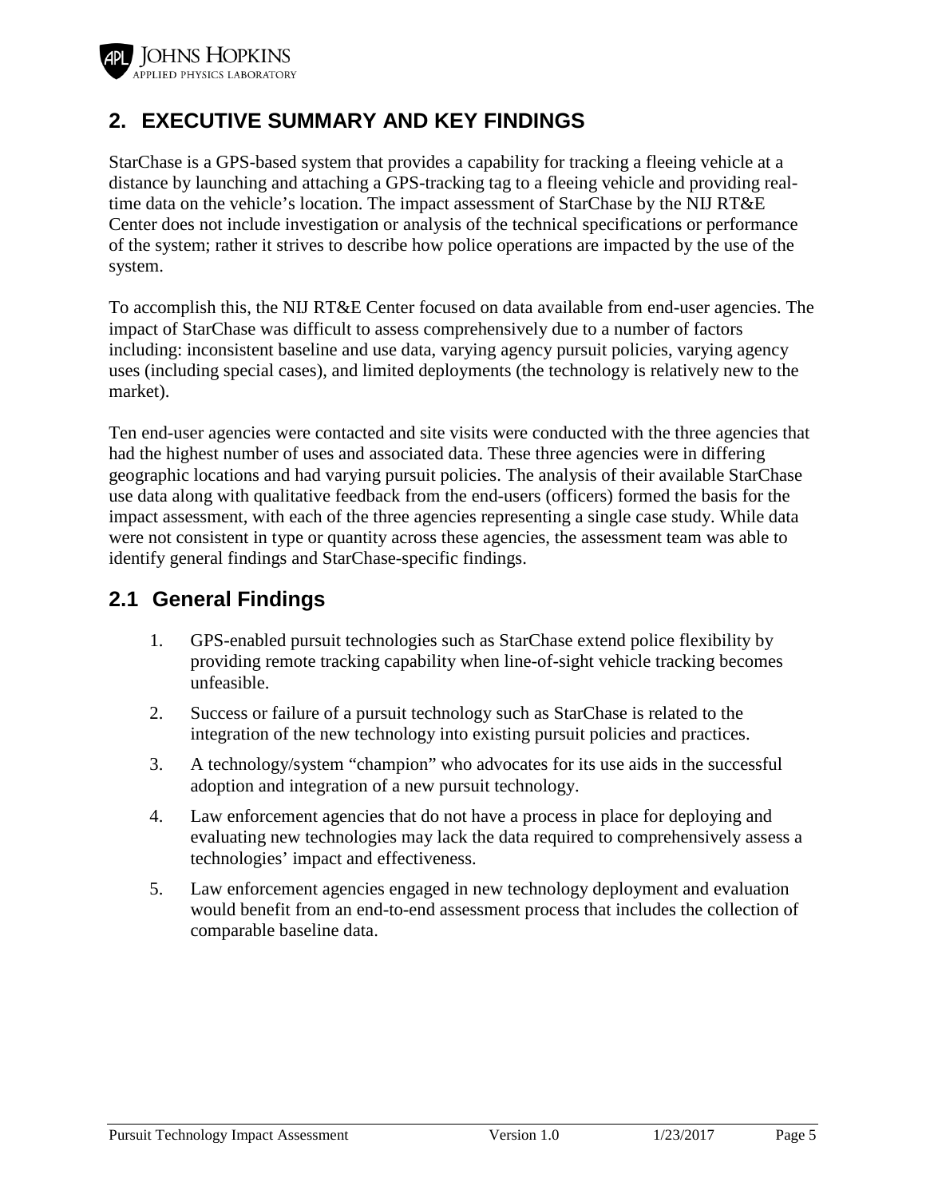## 2. EXECUTIVE SUMMARY AND KEY FINDINGS

StarChase is a GPS-based system that provides a capability for tracking a fleeing vehicle at a distance by launching and attaching a GPS-tracking tag to a fleeing vehicle and providing real-time data on the vehicle's location. The impact assessment of StarChase by the NIJ RT&E Center does not include investigation or analysis of the technical specifications or performance of the system; rather it strives to describe how police operations are impacted by the use of the system.

To accomplish this, the NIJ RT&E Center focused on data available from end-user agencies. The impact of StarChase was difficult to assess comprehensively due to a number of factors including: inconsistent baseline and use data, varying agency pursuit policies, varying agency uses (including special cases), and limited deployments (the technology is relatively new to the market).

Ten end-user agencies were contacted and site visits were conducted with the three agencies that had the highest number of uses and associated data. These three agencies were in differing geographic locations and had varying pursuit policies. The analysis of their available StarChase use data along with qualitative feedback from the end-users (officers) formed the basis for the impact assessment, with each of the three agencies representing a single case study. While data were not consistent in type or quantity across these agencies, the assessment team was able to identify general findings and StarChase-specific findings.

### 2.1 General Findings

1. GPS-enabled pursuit technologies such as StarChase extend police flexibility by providing remote tracking capability when line-of-sight vehicle tracking becomes unfeasible.
2. Success or failure of a pursuit technology such as StarChase is related to the integration of the new technology into existing pursuit policies and practices.
3. A technology/system "champion" who advocates for its use aids in the successful adoption and integration of a new pursuit technology.
4. Law enforcement agencies that do not have a process in place for deploying and evaluating new technologies may lack the data required to comprehensively assess a technologies' impact and effectiveness.
5. Law enforcement agencies engaged in new technology deployment and evaluation would benefit from an end-to-end assessment process that includes the collection of comparable baseline data.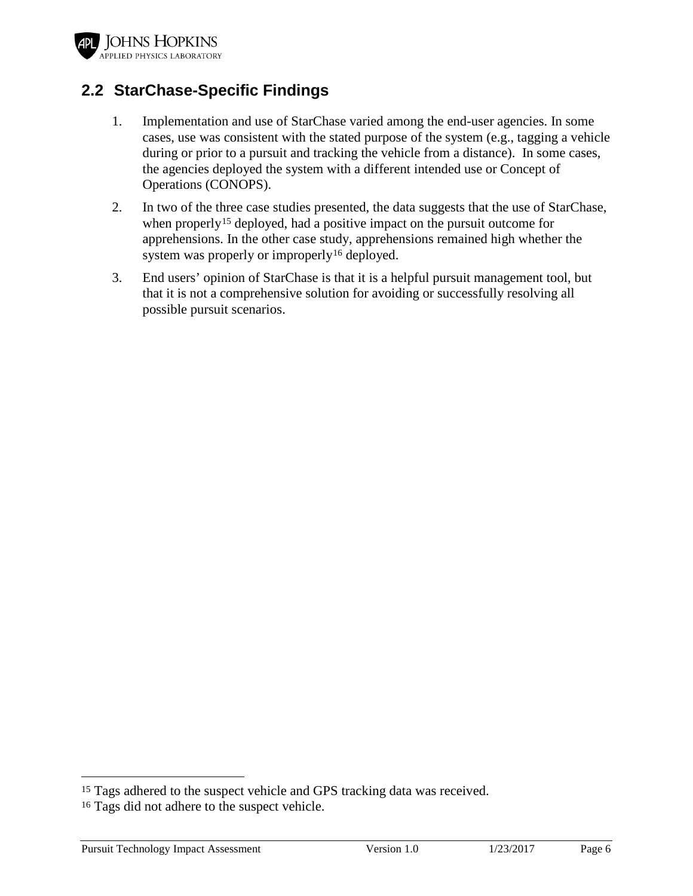## 2.2 StarChase-Specific Findings

1. Implementation and use of StarChase varied among the end-user agencies. In some cases, use was consistent with the stated purpose of the system (e.g., tagging a vehicle during or prior to a pursuit and tracking the vehicle from a distance). In some cases, the agencies deployed the system with a different intended use or Concept of Operations (CONOPS).
2. In two of the three case studies presented, the data suggests that the use of StarChase, when properly[15] deployed, had a positive impact on the pursuit outcome for apprehensions. In the other case study, apprehensions remained high whether the system was properly or improperly[16] deployed.
3. End users' opinion of StarChase is that it is a helpful pursuit management tool, but that it is not a comprehensive solution for avoiding or successfully resolving all possible pursuit scenarios.

[15] Tags adhered to the suspect vehicle and GPS tracking data was received.

[16] Tags did not adhere to the suspect vehicle.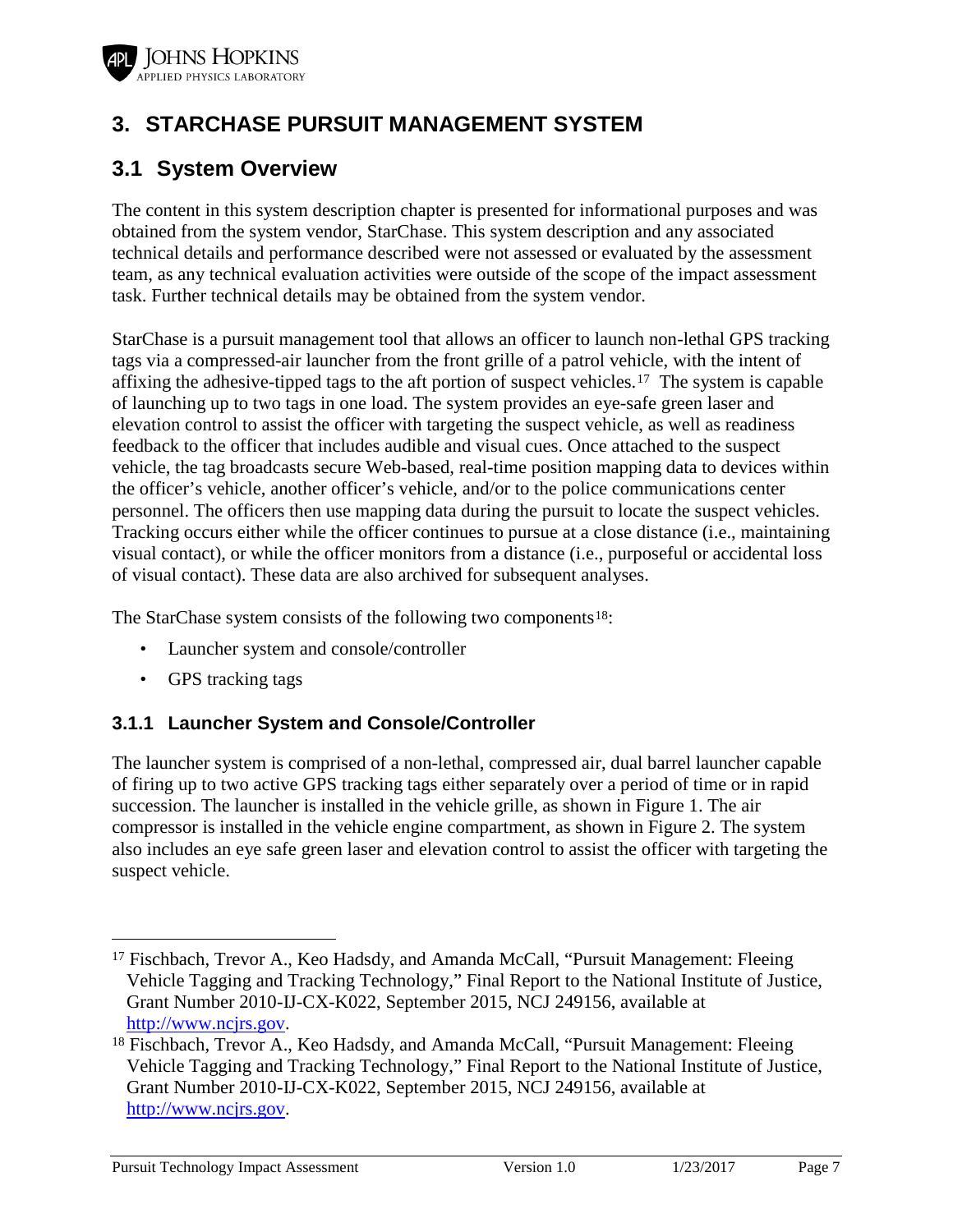# 3. STARCHASE PURSUIT MANAGEMENT SYSTEM

## 3.1 System Overview

The content in this system description chapter is presented for informational purposes and was obtained from the system vendor, StarChase. This system description and any associated technical details and performance described were not assessed or evaluated by the assessment team, as any technical evaluation activities were outside of the scope of the impact assessment task. Further technical details may be obtained from the system vendor.

StarChase is a pursuit management tool that allows an officer to launch non-lethal GPS tracking tags via a compressed-air launcher from the front grille of a patrol vehicle, with the intent of affixing the adhesive-tipped tags to the aft portion of suspect vehicles.[17] The system is capable of launching up to two tags in one load. The system provides an eye-safe green laser and elevation control to assist the officer with targeting the suspect vehicle, as well as readiness feedback to the officer that includes audible and visual cues. Once attached to the suspect vehicle, the tag broadcasts secure Web-based, real-time position mapping data to devices within the officer's vehicle, another officer's vehicle, and/or to the police communications center personnel. The officers then use mapping data during the pursuit to locate the suspect vehicles. Tracking occurs either while the officer continues to pursue at a close distance (i.e., maintaining visual contact), or while the officer monitors from a distance (i.e., purposeful or accidental loss of visual contact). These data are also archived for subsequent analyses.

The StarChase system consists of the following two components[18]:

- Launcher system and console/controller
- GPS tracking tags

### 3.1.1 Launcher System and Console/Controller

The launcher system is comprised of a non-lethal, compressed air, dual barrel launcher capable of firing up to two active GPS tracking tags either separately over a period of time or in rapid succession. The launcher is installed in the vehicle grille, as shown in Figure 1. The air compressor is installed in the vehicle engine compartment, as shown in Figure 2. The system also includes an eye safe green laser and elevation control to assist the officer with targeting the suspect vehicle.

---

[17] Fischbach, Trevor A., Keo Hadsdy, and Amanda McCall, "Pursuit Management: Fleeing Vehicle Tagging and Tracking Technology," Final Report to the National Institute of Justice, Grant Number 2010-IJ-CX-K022, September 2015, NCJ 249156, available at http://www.ncjrs.gov.

[18] Fischbach, Trevor A., Keo Hadsdy, and Amanda McCall, "Pursuit Management: Fleeing Vehicle Tagging and Tracking Technology," Final Report to the National Institute of Justice, Grant Number 2010-IJ-CX-K022, September 2015, NCJ 249156, available at http://www.ncjrs.gov.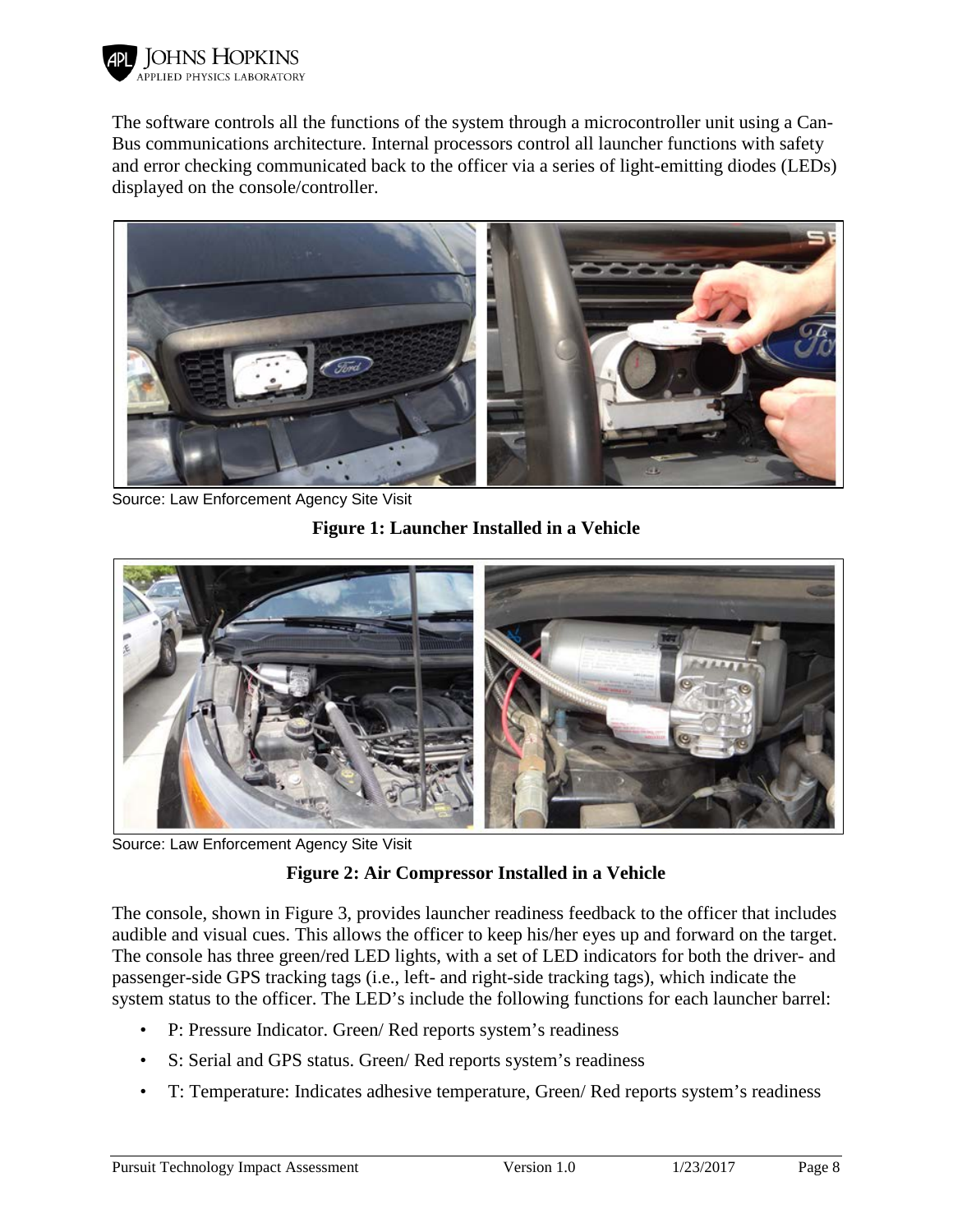The software controls all the functions of the system through a microcontroller unit using a Can-Bus communications architecture. Internal processors control all launcher functions with safety and error checking communicated back to the officer via a series of light-emitting diodes (LEDs) displayed on the console/controller.

Source: Law Enforcement Agency Site Visit

**Figure 1: Launcher Installed in a Vehicle**

Source: Law Enforcement Agency Site Visit

**Figure 2: Air Compressor Installed in a Vehicle**

The console, shown in Figure 3, provides launcher readiness feedback to the officer that includes audible and visual cues. This allows the officer to keep his/her eyes up and forward on the target. The console has three green/red LED lights, with a set of LED indicators for both the driver- and passenger-side GPS tracking tags (i.e., left- and right-side tracking tags), which indicate the system status to the officer. The LED's include the following functions for each launcher barrel:

- P: Pressure Indicator. Green/ Red reports system's readiness
- S: Serial and GPS status. Green/ Red reports system's readiness
- T: Temperature: Indicates adhesive temperature, Green/ Red reports system's readiness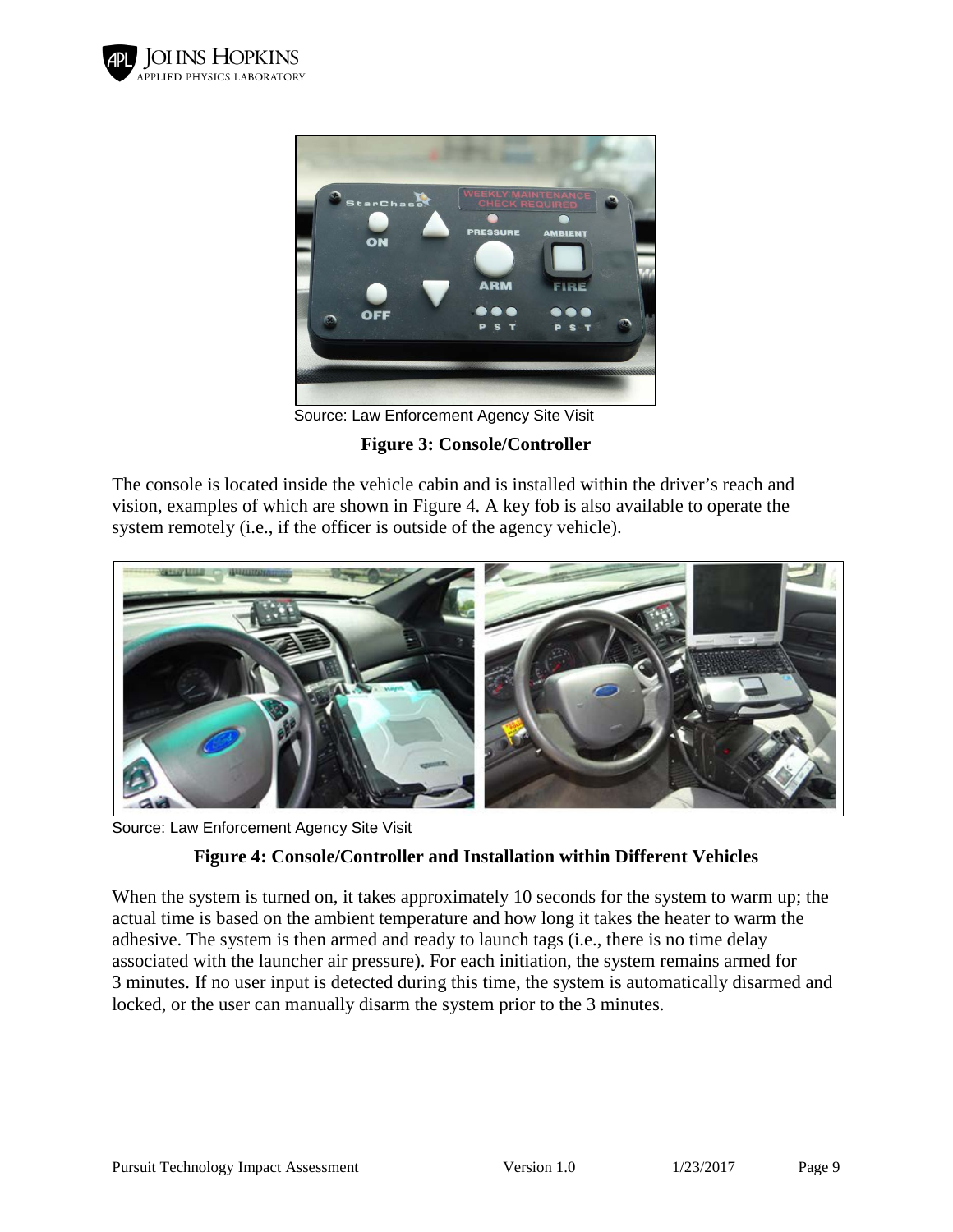Source: Law Enforcement Agency Site Visit

**Figure 3: Console/Controller**

The console is located inside the vehicle cabin and is installed within the driver's reach and vision, examples of which are shown in Figure 4. A key fob is also available to operate the system remotely (i.e., if the officer is outside of the agency vehicle).

Source: Law Enforcement Agency Site Visit

**Figure 4: Console/Controller and Installation within Different Vehicles**

When the system is turned on, it takes approximately 10 seconds for the system to warm up; the actual time is based on the ambient temperature and how long it takes the heater to warm the adhesive. The system is then armed and ready to launch tags (i.e., there is no time delay associated with the launcher air pressure). For each initiation, the system remains armed for 3 minutes. If no user input is detected during this time, the system is automatically disarmed and locked, or the user can manually disarm the system prior to the 3 minutes.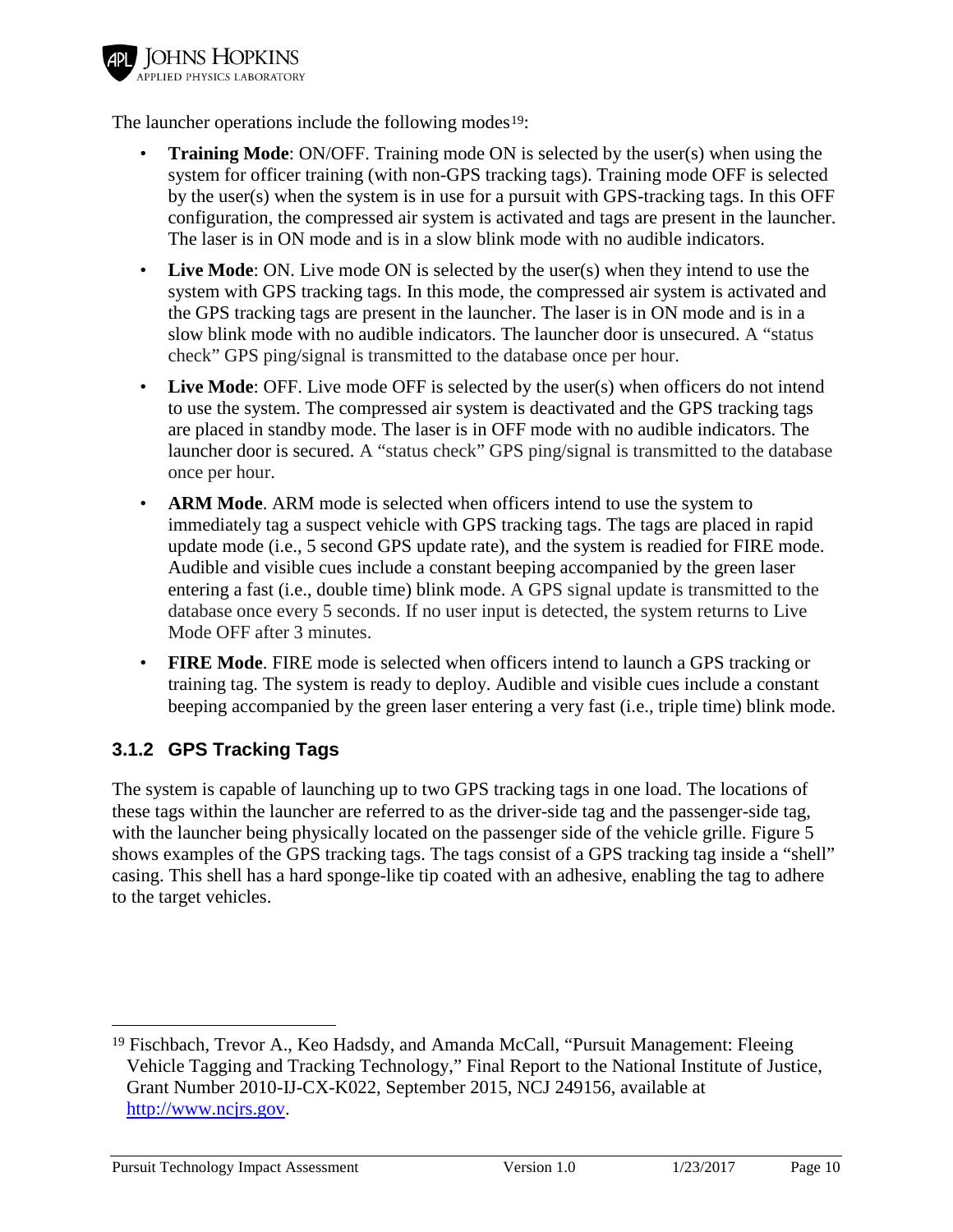The launcher operations include the following modes[19]:

- **Training Mode**: ON/OFF. Training mode ON is selected by the user(s) when using the system for officer training (with non-GPS tracking tags). Training mode OFF is selected by the user(s) when the system is in use for a pursuit with GPS-tracking tags. In this OFF configuration, the compressed air system is activated and tags are present in the launcher. The laser is in ON mode and is in a slow blink mode with no audible indicators.
- **Live Mode**: ON. Live mode ON is selected by the user(s) when they intend to use the system with GPS tracking tags. In this mode, the compressed air system is activated and the GPS tracking tags are present in the launcher. The laser is in ON mode and is in a slow blink mode with no audible indicators. The launcher door is unsecured. A "status check" GPS ping/signal is transmitted to the database once per hour.
- **Live Mode**: OFF. Live mode OFF is selected by the user(s) when officers do not intend to use the system. The compressed air system is deactivated and the GPS tracking tags are placed in standby mode. The laser is in OFF mode with no audible indicators. The launcher door is secured. A "status check" GPS ping/signal is transmitted to the database once per hour.
- **ARM Mode**. ARM mode is selected when officers intend to use the system to immediately tag a suspect vehicle with GPS tracking tags. The tags are placed in rapid update mode (i.e., 5 second GPS update rate), and the system is readied for FIRE mode. Audible and visible cues include a constant beeping accompanied by the green laser entering a fast (i.e., double time) blink mode. A GPS signal update is transmitted to the database once every 5 seconds. If no user input is detected, the system returns to Live Mode OFF after 3 minutes.
- **FIRE Mode**. FIRE mode is selected when officers intend to launch a GPS tracking or training tag. The system is ready to deploy. Audible and visible cues include a constant beeping accompanied by the green laser entering a very fast (i.e., triple time) blink mode.

### 3.1.2 GPS Tracking Tags

The system is capable of launching up to two GPS tracking tags in one load. The locations of these tags within the launcher are referred to as the driver-side tag and the passenger-side tag, with the launcher being physically located on the passenger side of the vehicle grille. Figure 5 shows examples of the GPS tracking tags. The tags consist of a GPS tracking tag inside a "shell" casing. This shell has a hard sponge-like tip coated with an adhesive, enabling the tag to adhere to the target vehicles.

[19] Fischbach, Trevor A., Keo Hadsdy, and Amanda McCall, "Pursuit Management: Fleeing Vehicle Tagging and Tracking Technology," Final Report to the National Institute of Justice, Grant Number 2010-IJ-CX-K022, September 2015, NCJ 249156, available at http://www.ncjrs.gov.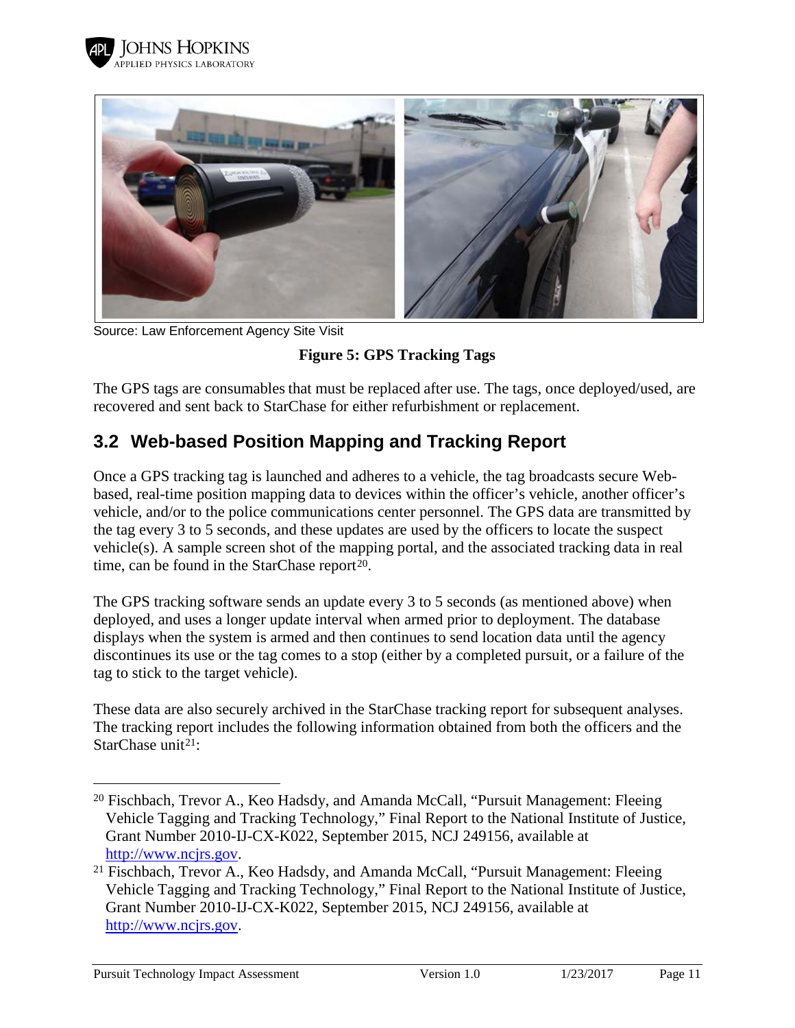Source: Law Enforcement Agency Site Visit

**Figure 5: GPS Tracking Tags**

The GPS tags are consumables that must be replaced after use. The tags, once deployed/used, are recovered and sent back to StarChase for either refurbishment or replacement.

## 3.2 Web-based Position Mapping and Tracking Report

Once a GPS tracking tag is launched and adheres to a vehicle, the tag broadcasts secure Web-based, real-time position mapping data to devices within the officer's vehicle, another officer's vehicle, and/or to the police communications center personnel. The GPS data are transmitted by the tag every 3 to 5 seconds, and these updates are used by the officers to locate the suspect vehicle(s). A sample screen shot of the mapping portal, and the associated tracking data in real time, can be found in the StarChase report[20].

The GPS tracking software sends an update every 3 to 5 seconds (as mentioned above) when deployed, and uses a longer update interval when armed prior to deployment. The database displays when the system is armed and then continues to send location data until the agency discontinues its use or the tag comes to a stop (either by a completed pursuit, or a failure of the tag to stick to the target vehicle).

These data are also securely archived in the StarChase tracking report for subsequent analyses. The tracking report includes the following information obtained from both the officers and the StarChase unit[21]:

---

[20] Fischbach, Trevor A., Keo Hadsdy, and Amanda McCall, "Pursuit Management: Fleeing Vehicle Tagging and Tracking Technology," Final Report to the National Institute of Justice, Grant Number 2010-IJ-CX-K022, September 2015, NCJ 249156, available at http://www.ncjrs.gov.

[21] Fischbach, Trevor A., Keo Hadsdy, and Amanda McCall, "Pursuit Management: Fleeing Vehicle Tagging and Tracking Technology," Final Report to the National Institute of Justice, Grant Number 2010-IJ-CX-K022, September 2015, NCJ 249156, available at http://www.ncjrs.gov.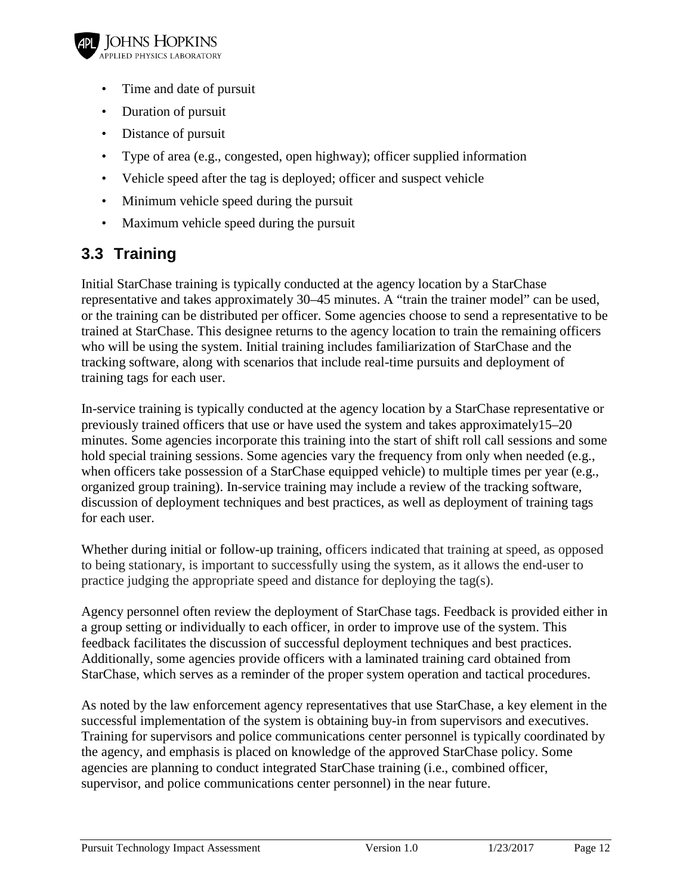- Time and date of pursuit
- Duration of pursuit
- Distance of pursuit
- Type of area (e.g., congested, open highway); officer supplied information
- Vehicle speed after the tag is deployed; officer and suspect vehicle
- Minimum vehicle speed during the pursuit
- Maximum vehicle speed during the pursuit

## 3.3 Training

Initial StarChase training is typically conducted at the agency location by a StarChase representative and takes approximately 30–45 minutes. A "train the trainer model" can be used, or the training can be distributed per officer. Some agencies choose to send a representative to be trained at StarChase. This designee returns to the agency location to train the remaining officers who will be using the system. Initial training includes familiarization of StarChase and the tracking software, along with scenarios that include real-time pursuits and deployment of training tags for each user.

In-service training is typically conducted at the agency location by a StarChase representative or previously trained officers that use or have used the system and takes approximately15–20 minutes. Some agencies incorporate this training into the start of shift roll call sessions and some hold special training sessions. Some agencies vary the frequency from only when needed (e.g., when officers take possession of a StarChase equipped vehicle) to multiple times per year (e.g., organized group training). In-service training may include a review of the tracking software, discussion of deployment techniques and best practices, as well as deployment of training tags for each user.

Whether during initial or follow-up training, officers indicated that training at speed, as opposed to being stationary, is important to successfully using the system, as it allows the end-user to practice judging the appropriate speed and distance for deploying the tag(s).

Agency personnel often review the deployment of StarChase tags. Feedback is provided either in a group setting or individually to each officer, in order to improve use of the system. This feedback facilitates the discussion of successful deployment techniques and best practices. Additionally, some agencies provide officers with a laminated training card obtained from StarChase, which serves as a reminder of the proper system operation and tactical procedures.

As noted by the law enforcement agency representatives that use StarChase, a key element in the successful implementation of the system is obtaining buy-in from supervisors and executives. Training for supervisors and police communications center personnel is typically coordinated by the agency, and emphasis is placed on knowledge of the approved StarChase policy. Some agencies are planning to conduct integrated StarChase training (i.e., combined officer, supervisor, and police communications center personnel) in the near future.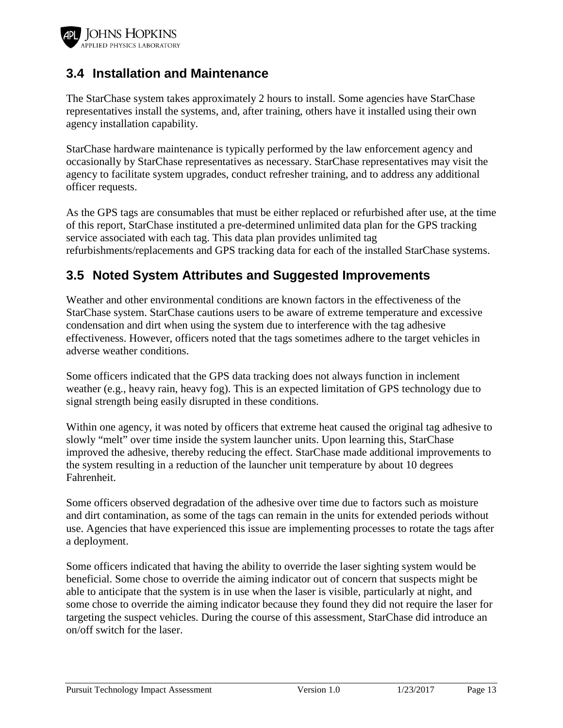## 3.4 Installation and Maintenance

The StarChase system takes approximately 2 hours to install. Some agencies have StarChase representatives install the systems, and, after training, others have it installed using their own agency installation capability.

StarChase hardware maintenance is typically performed by the law enforcement agency and occasionally by StarChase representatives as necessary. StarChase representatives may visit the agency to facilitate system upgrades, conduct refresher training, and to address any additional officer requests.

As the GPS tags are consumables that must be either replaced or refurbished after use, at the time of this report, StarChase instituted a pre-determined unlimited data plan for the GPS tracking service associated with each tag. This data plan provides unlimited tag refurbishments/replacements and GPS tracking data for each of the installed StarChase systems.

## 3.5 Noted System Attributes and Suggested Improvements

Weather and other environmental conditions are known factors in the effectiveness of the StarChase system. StarChase cautions users to be aware of extreme temperature and excessive condensation and dirt when using the system due to interference with the tag adhesive effectiveness. However, officers noted that the tags sometimes adhere to the target vehicles in adverse weather conditions.

Some officers indicated that the GPS data tracking does not always function in inclement weather (e.g., heavy rain, heavy fog). This is an expected limitation of GPS technology due to signal strength being easily disrupted in these conditions.

Within one agency, it was noted by officers that extreme heat caused the original tag adhesive to slowly "melt" over time inside the system launcher units. Upon learning this, StarChase improved the adhesive, thereby reducing the effect. StarChase made additional improvements to the system resulting in a reduction of the launcher unit temperature by about 10 degrees Fahrenheit.

Some officers observed degradation of the adhesive over time due to factors such as moisture and dirt contamination, as some of the tags can remain in the units for extended periods without use. Agencies that have experienced this issue are implementing processes to rotate the tags after a deployment.

Some officers indicated that having the ability to override the laser sighting system would be beneficial. Some chose to override the aiming indicator out of concern that suspects might be able to anticipate that the system is in use when the laser is visible, particularly at night, and some chose to override the aiming indicator because they found they did not require the laser for targeting the suspect vehicles. During the course of this assessment, StarChase did introduce an on/off switch for the laser.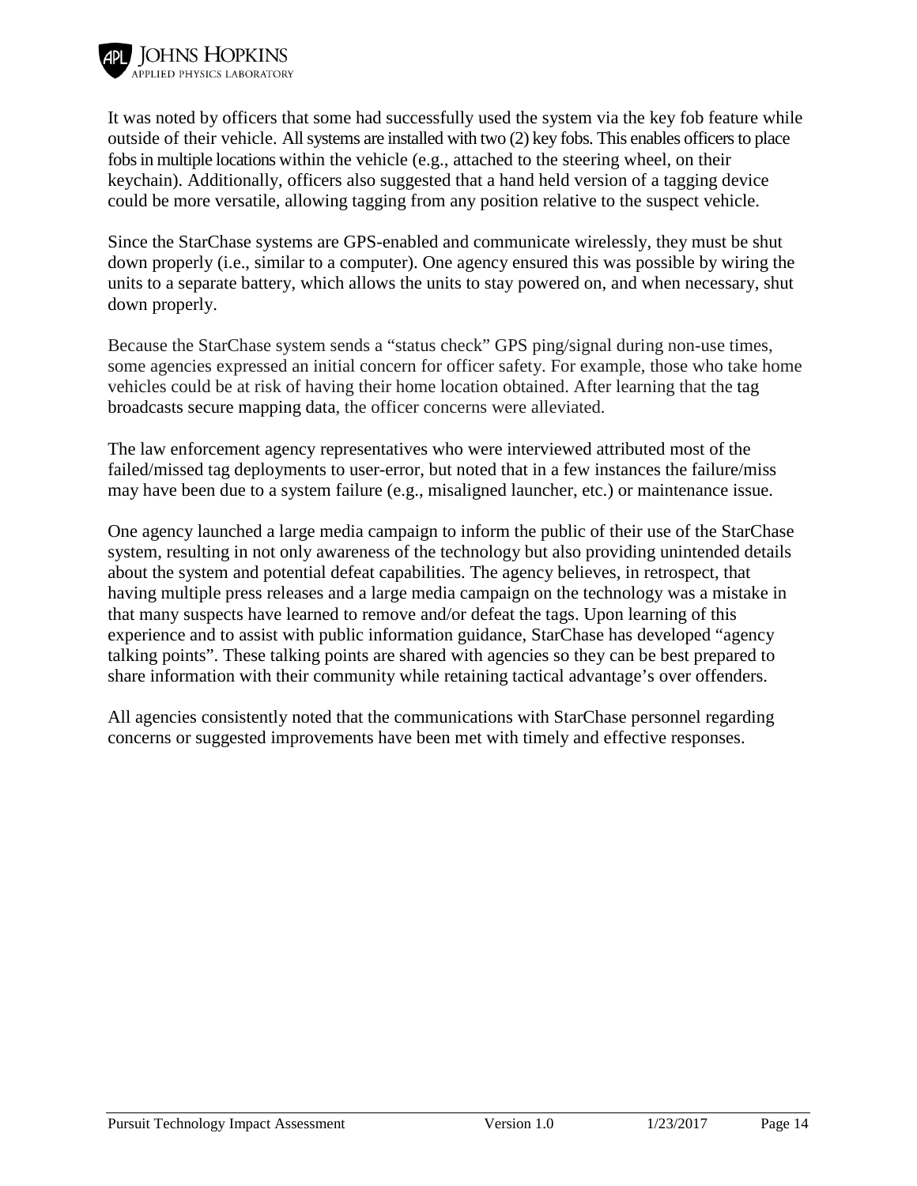It was noted by officers that some had successfully used the system via the key fob feature while outside of their vehicle. All systems are installed with two (2) key fobs. This enables officers to place fobs in multiple locations within the vehicle (e.g., attached to the steering wheel, on their keychain). Additionally, officers also suggested that a hand held version of a tagging device could be more versatile, allowing tagging from any position relative to the suspect vehicle.

Since the StarChase systems are GPS-enabled and communicate wirelessly, they must be shut down properly (i.e., similar to a computer). One agency ensured this was possible by wiring the units to a separate battery, which allows the units to stay powered on, and when necessary, shut down properly.

Because the StarChase system sends a "status check" GPS ping/signal during non-use times, some agencies expressed an initial concern for officer safety. For example, those who take home vehicles could be at risk of having their home location obtained. After learning that the tag broadcasts secure mapping data, the officer concerns were alleviated.

The law enforcement agency representatives who were interviewed attributed most of the failed/missed tag deployments to user-error, but noted that in a few instances the failure/miss may have been due to a system failure (e.g., misaligned launcher, etc.) or maintenance issue.

One agency launched a large media campaign to inform the public of their use of the StarChase system, resulting in not only awareness of the technology but also providing unintended details about the system and potential defeat capabilities. The agency believes, in retrospect, that having multiple press releases and a large media campaign on the technology was a mistake in that many suspects have learned to remove and/or defeat the tags. Upon learning of this experience and to assist with public information guidance, StarChase has developed "agency talking points". These talking points are shared with agencies so they can be best prepared to share information with their community while retaining tactical advantage's over offenders.

All agencies consistently noted that the communications with StarChase personnel regarding concerns or suggested improvements have been met with timely and effective responses.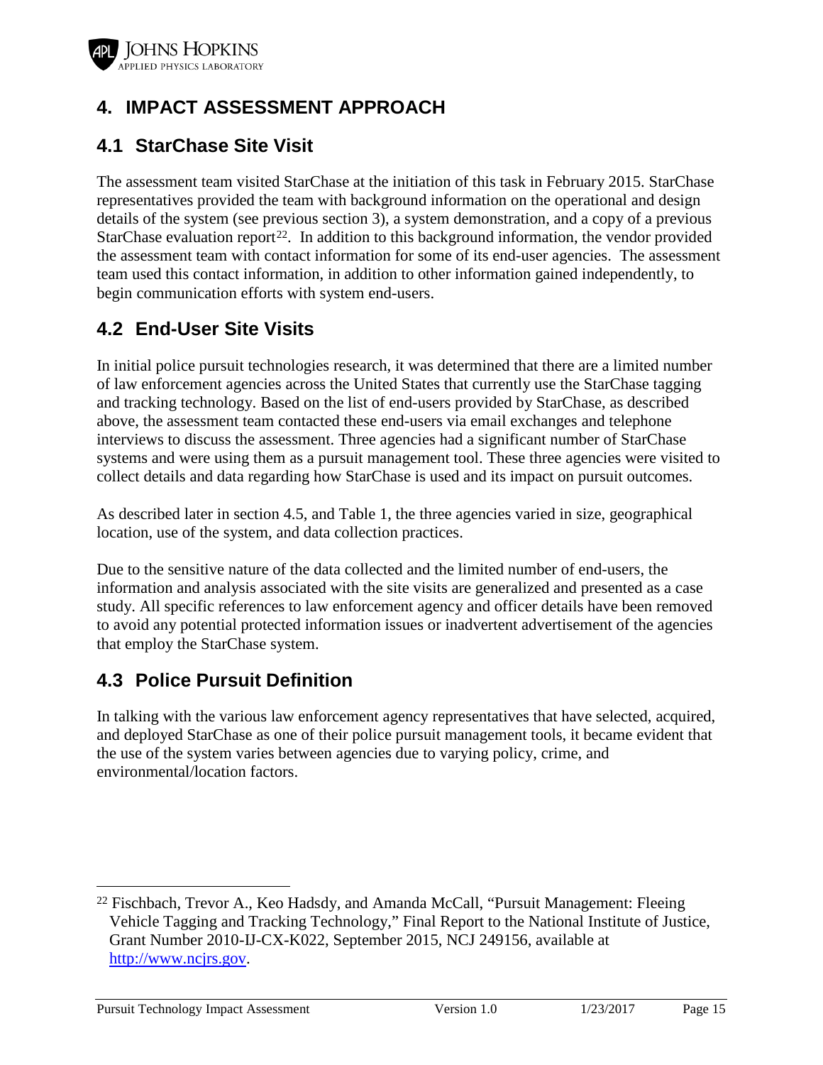# 4. IMPACT ASSESSMENT APPROACH

## 4.1 StarChase Site Visit

The assessment team visited StarChase at the initiation of this task in February 2015. StarChase representatives provided the team with background information on the operational and design details of the system (see previous section 3), a system demonstration, and a copy of a previous StarChase evaluation report[22]. In addition to this background information, the vendor provided the assessment team with contact information for some of its end-user agencies. The assessment team used this contact information, in addition to other information gained independently, to begin communication efforts with system end-users.

## 4.2 End-User Site Visits

In initial police pursuit technologies research, it was determined that there are a limited number of law enforcement agencies across the United States that currently use the StarChase tagging and tracking technology. Based on the list of end-users provided by StarChase, as described above, the assessment team contacted these end-users via email exchanges and telephone interviews to discuss the assessment. Three agencies had a significant number of StarChase systems and were using them as a pursuit management tool. These three agencies were visited to collect details and data regarding how StarChase is used and its impact on pursuit outcomes.

As described later in section 4.5, and Table 1, the three agencies varied in size, geographical location, use of the system, and data collection practices.

Due to the sensitive nature of the data collected and the limited number of end-users, the information and analysis associated with the site visits are generalized and presented as a case study. All specific references to law enforcement agency and officer details have been removed to avoid any potential protected information issues or inadvertent advertisement of the agencies that employ the StarChase system.

## 4.3 Police Pursuit Definition

In talking with the various law enforcement agency representatives that have selected, acquired, and deployed StarChase as one of their police pursuit management tools, it became evident that the use of the system varies between agencies due to varying policy, crime, and environmental/location factors.

[22] Fischbach, Trevor A., Keo Hadsdy, and Amanda McCall, "Pursuit Management: Fleeing Vehicle Tagging and Tracking Technology," Final Report to the National Institute of Justice, Grant Number 2010-IJ-CX-K022, September 2015, NCJ 249156, available at http://www.ncjrs.gov.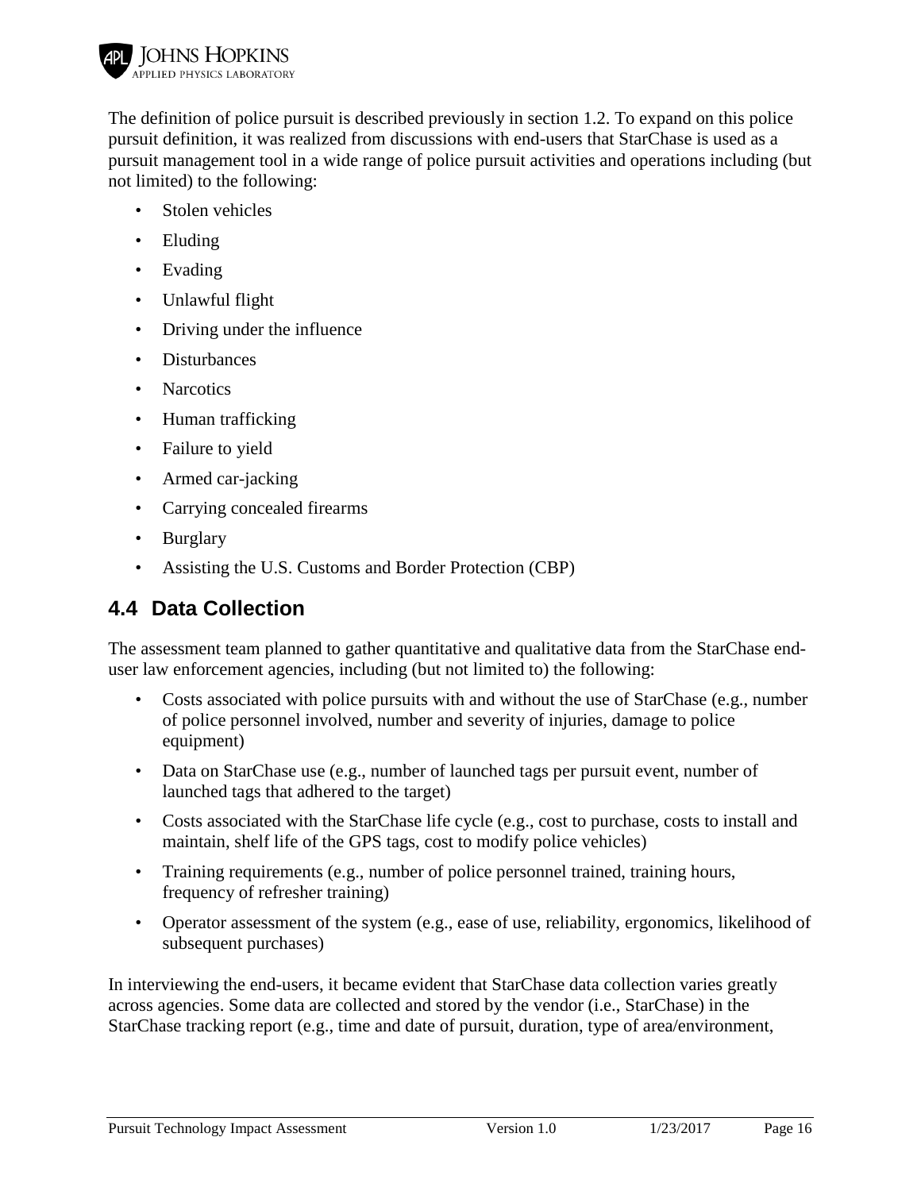The definition of police pursuit is described previously in section 1.2. To expand on this police pursuit definition, it was realized from discussions with end-users that StarChase is used as a pursuit management tool in a wide range of police pursuit activities and operations including (but not limited) to the following:

- Stolen vehicles
- Eluding
- Evading
- Unlawful flight
- Driving under the influence
- Disturbances
- Narcotics
- Human trafficking
- Failure to yield
- Armed car-jacking
- Carrying concealed firearms
- Burglary
- Assisting the U.S. Customs and Border Protection (CBP)

## 4.4 Data Collection

The assessment team planned to gather quantitative and qualitative data from the StarChase end-user law enforcement agencies, including (but not limited to) the following:

- Costs associated with police pursuits with and without the use of StarChase (e.g., number of police personnel involved, number and severity of injuries, damage to police equipment)
- Data on StarChase use (e.g., number of launched tags per pursuit event, number of launched tags that adhered to the target)
- Costs associated with the StarChase life cycle (e.g., cost to purchase, costs to install and maintain, shelf life of the GPS tags, cost to modify police vehicles)
- Training requirements (e.g., number of police personnel trained, training hours, frequency of refresher training)
- Operator assessment of the system (e.g., ease of use, reliability, ergonomics, likelihood of subsequent purchases)

In interviewing the end-users, it became evident that StarChase data collection varies greatly across agencies. Some data are collected and stored by the vendor (i.e., StarChase) in the StarChase tracking report (e.g., time and date of pursuit, duration, type of area/environment,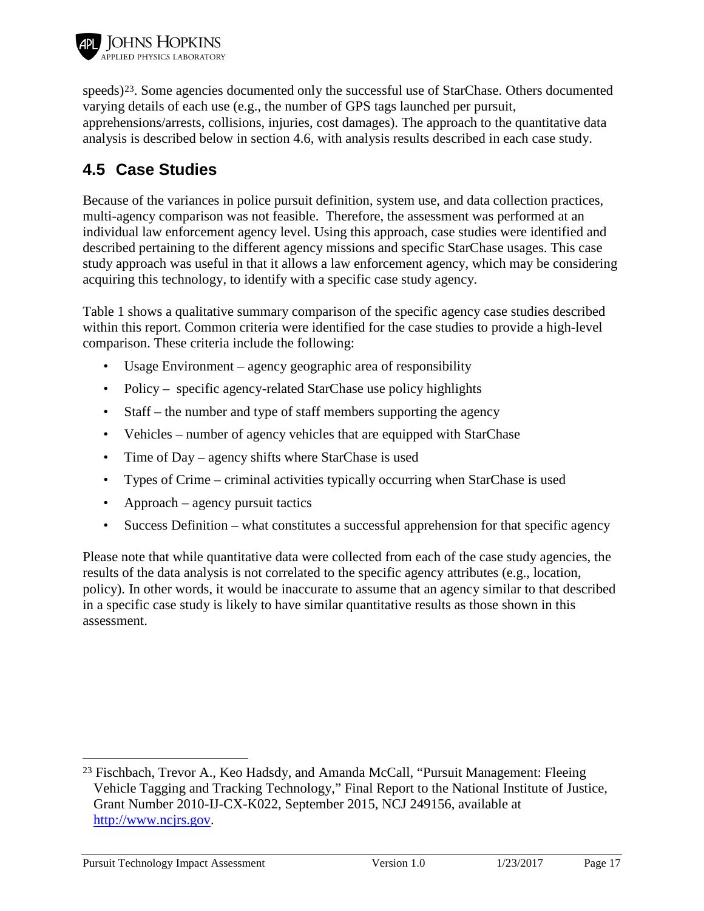speeds)[23]. Some agencies documented only the successful use of StarChase. Others documented varying details of each use (e.g., the number of GPS tags launched per pursuit, apprehensions/arrests, collisions, injuries, cost damages). The approach to the quantitative data analysis is described below in section 4.6, with analysis results described in each case study.

## 4.5 Case Studies

Because of the variances in police pursuit definition, system use, and data collection practices, multi-agency comparison was not feasible. Therefore, the assessment was performed at an individual law enforcement agency level. Using this approach, case studies were identified and described pertaining to the different agency missions and specific StarChase usages. This case study approach was useful in that it allows a law enforcement agency, which may be considering acquiring this technology, to identify with a specific case study agency.

Table 1 shows a qualitative summary comparison of the specific agency case studies described within this report. Common criteria were identified for the case studies to provide a high-level comparison. These criteria include the following:

- Usage Environment – agency geographic area of responsibility
- Policy – specific agency-related StarChase use policy highlights
- Staff – the number and type of staff members supporting the agency
- Vehicles – number of agency vehicles that are equipped with StarChase
- Time of Day – agency shifts where StarChase is used
- Types of Crime – criminal activities typically occurring when StarChase is used
- Approach – agency pursuit tactics
- Success Definition – what constitutes a successful apprehension for that specific agency

Please note that while quantitative data were collected from each of the case study agencies, the results of the data analysis is not correlated to the specific agency attributes (e.g., location, policy). In other words, it would be inaccurate to assume that an agency similar to that described in a specific case study is likely to have similar quantitative results as those shown in this assessment.

[23] Fischbach, Trevor A., Keo Hadsdy, and Amanda McCall, "Pursuit Management: Fleeing Vehicle Tagging and Tracking Technology," Final Report to the National Institute of Justice, Grant Number 2010-IJ-CX-K022, September 2015, NCJ 249156, available at http://www.ncjrs.gov.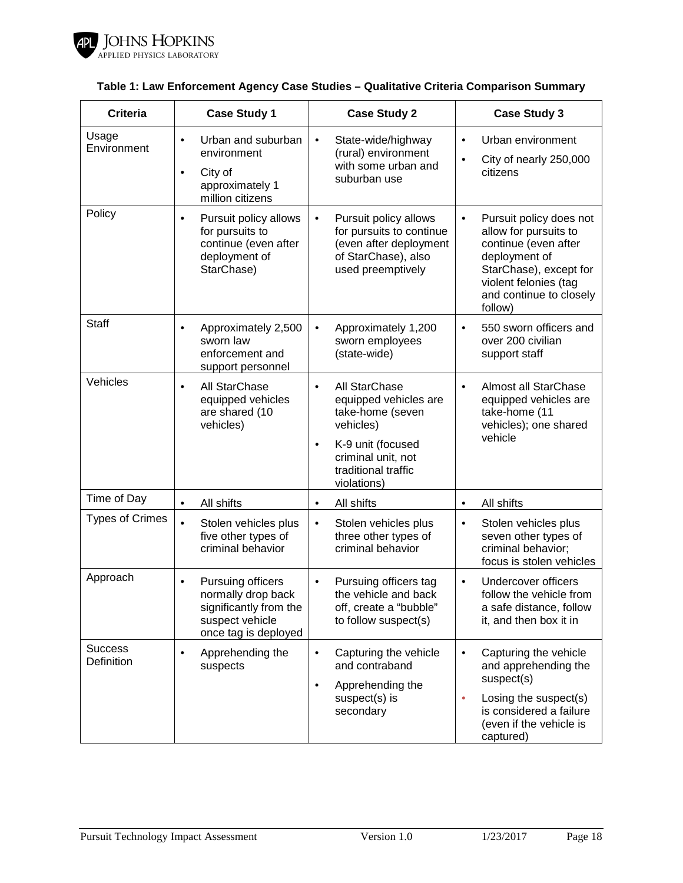**Table 1: Law Enforcement Agency Case Studies – Qualitative Criteria Comparison Summary**

| Criteria | Case Study 1 | Case Study 2 | Case Study 3 |
|---|---|---|---|
| Usage Environment | • Urban and suburban environment<br>• City of approximately 1 million citizens | • State-wide/highway (rural) environment with some urban and suburban use | • Urban environment<br>• City of nearly 250,000 citizens |
| Policy | • Pursuit policy allows for pursuits to continue (even after deployment of StarChase) | • Pursuit policy allows for pursuits to continue (even after deployment of StarChase), also used preemptively | • Pursuit policy does not allow for pursuits to continue (even after deployment of StarChase), except for violent felonies (tag and continue to closely follow) |
| Staff | • Approximately 2,500 sworn law enforcement and support personnel | • Approximately 1,200 sworn employees (state-wide) | • 550 sworn officers and over 200 civilian support staff |
| Vehicles | • All StarChase equipped vehicles are shared (10 vehicles) | • All StarChase equipped vehicles are take-home (seven vehicles)<br>• K-9 unit (focused criminal unit, not traditional traffic violations) | • Almost all StarChase equipped vehicles are take-home (11 vehicles); one shared vehicle |
| Time of Day | • All shifts | • All shifts | • All shifts |
| Types of Crimes | • Stolen vehicles plus five other types of criminal behavior | • Stolen vehicles plus three other types of criminal behavior | • Stolen vehicles plus seven other types of criminal behavior; focus is stolen vehicles |
| Approach | • Pursuing officers normally drop back significantly from the suspect vehicle once tag is deployed | • Pursuing officers tag the vehicle and back off, create a "bubble" to follow suspect(s) | • Undercover officers follow the vehicle from a safe distance, follow it, and then box it in |
| Success Definition | • Apprehending the suspects | • Capturing the vehicle and contraband<br>• Apprehending the suspect(s) is secondary | • Capturing the vehicle and apprehending the suspect(s)<br>• Losing the suspect(s) is considered a failure (even if the vehicle is captured) |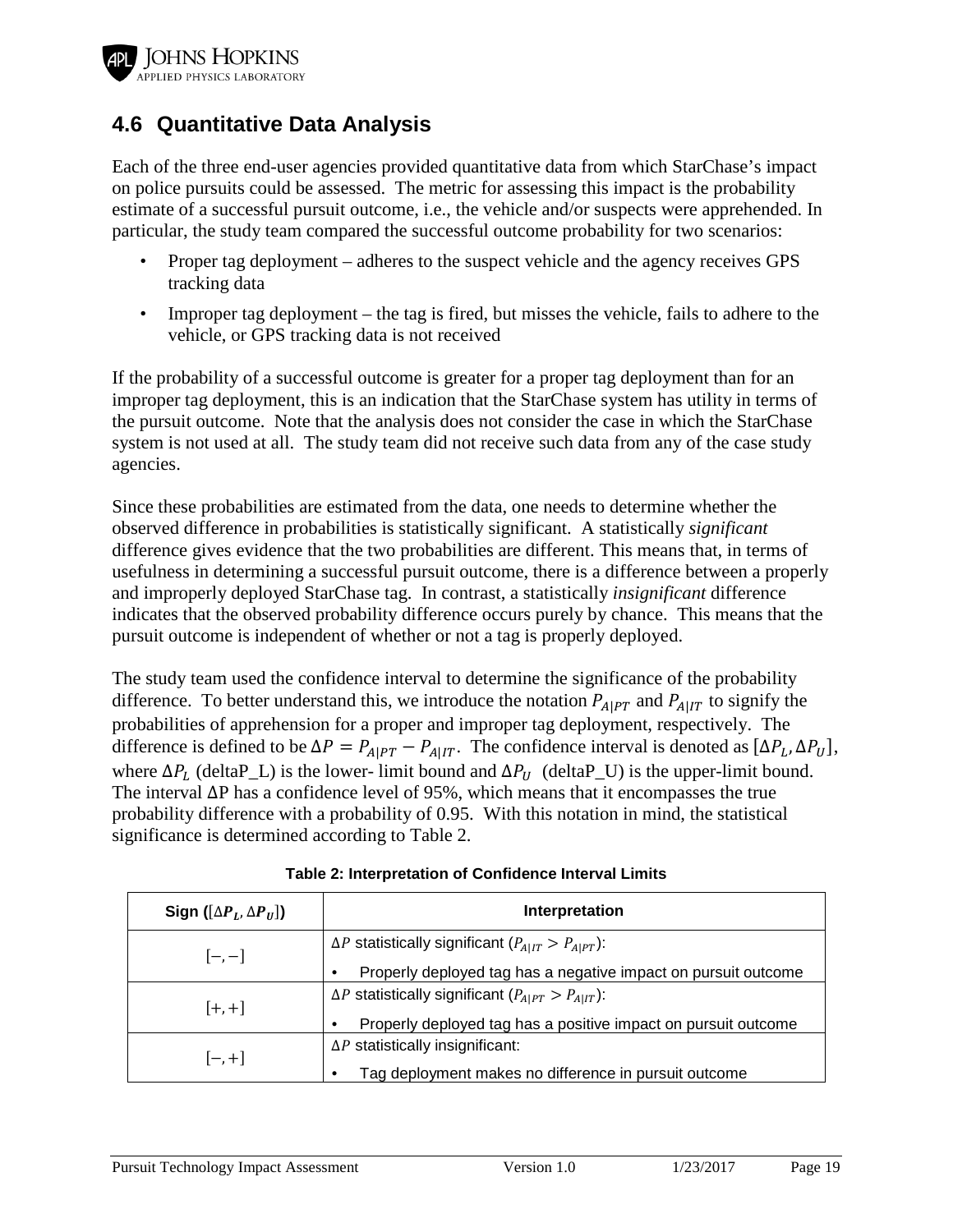## 4.6 Quantitative Data Analysis

Each of the three end-user agencies provided quantitative data from which StarChase's impact on police pursuits could be assessed. The metric for assessing this impact is the probability estimate of a successful pursuit outcome, i.e., the vehicle and/or suspects were apprehended. In particular, the study team compared the successful outcome probability for two scenarios:

- Proper tag deployment – adheres to the suspect vehicle and the agency receives GPS tracking data
- Improper tag deployment – the tag is fired, but misses the vehicle, fails to adhere to the vehicle, or GPS tracking data is not received

If the probability of a successful outcome is greater for a proper tag deployment than for an improper tag deployment, this is an indication that the StarChase system has utility in terms of the pursuit outcome. Note that the analysis does not consider the case in which the StarChase system is not used at all. The study team did not receive such data from any of the case study agencies.

Since these probabilities are estimated from the data, one needs to determine whether the observed difference in probabilities is statistically significant. A statistically *significant* difference gives evidence that the two probabilities are different. This means that, in terms of usefulness in determining a successful pursuit outcome, there is a difference between a properly and improperly deployed StarChase tag. In contrast, a statistically *insignificant* difference indicates that the observed probability difference occurs purely by chance. This means that the pursuit outcome is independent of whether or not a tag is properly deployed.

The study team used the confidence interval to determine the significance of the probability difference. To better understand this, we introduce the notation $P_{A|PT}$ and $P_{A|IT}$ to signify the probabilities of apprehension for a proper and improper tag deployment, respectively. The difference is defined to be $\Delta P = P_{A|PT} - P_{A|IT}$. The confidence interval is denoted as $[\Delta P_L, \Delta P_U]$, where $\Delta P_L$ (deltaP_L) is the lower- limit bound and $\Delta P_U$ (deltaP_U) is the upper-limit bound. The interval ΔP has a confidence level of 95%, which means that it encompasses the true probability difference with a probability of 0.95. With this notation in mind, the statistical significance is determined according to Table 2.

**Table 2: Interpretation of Confidence Interval Limits**

| Sign ($[\Delta P_L, \Delta P_U]$) | Interpretation |
|---|---|
| $[-,-]$ | $\Delta P$ statistically significant ($P_{A\|IT} > P_{A\|PT}$): • Properly deployed tag has a negative impact on pursuit outcome |
| $[+,+]$ | $\Delta P$ statistically significant ($P_{A\|PT} > P_{A\|IT}$): • Properly deployed tag has a positive impact on pursuit outcome |
| $[-,+]$ | $\Delta P$ statistically insignificant: • Tag deployment makes no difference in pursuit outcome |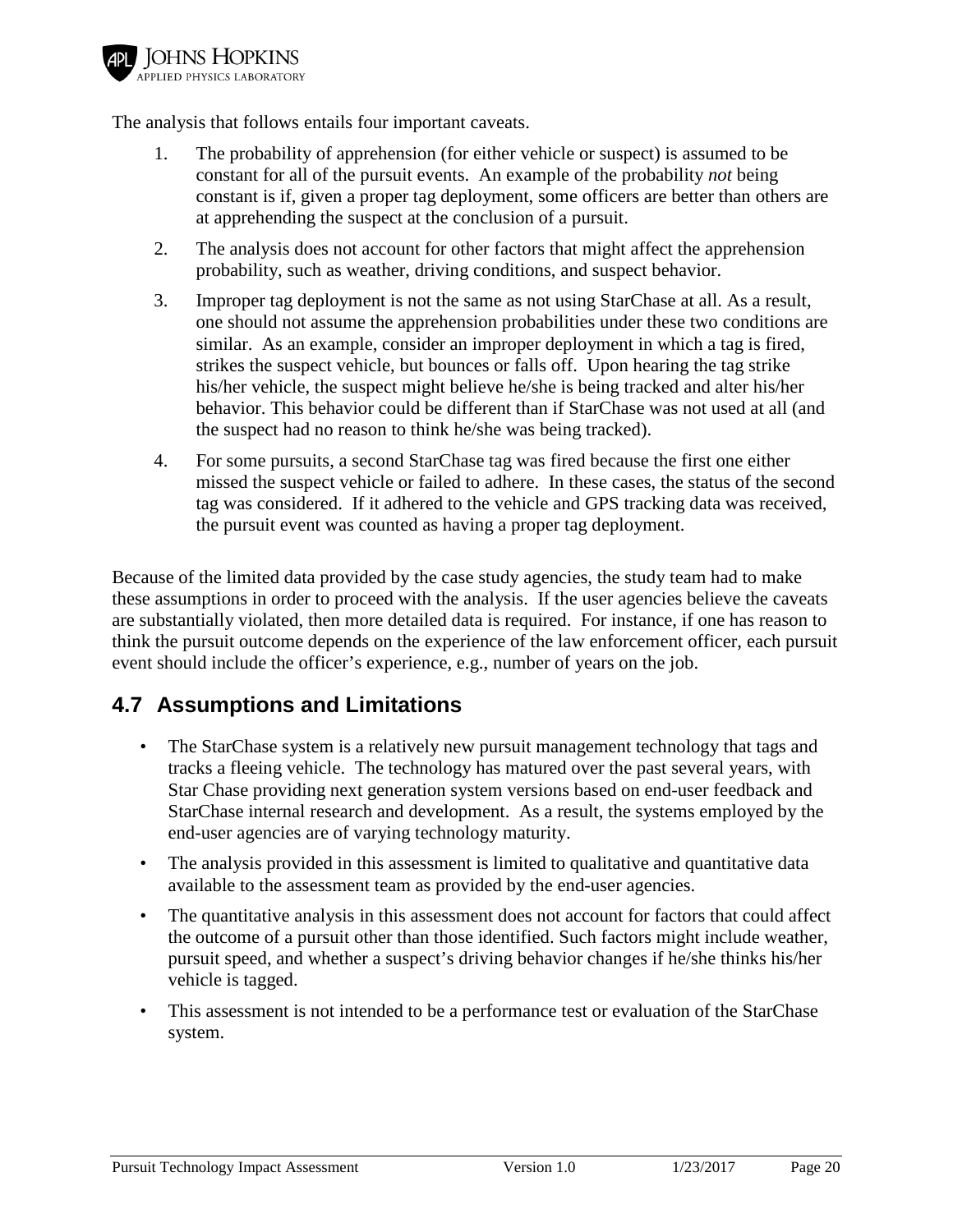The analysis that follows entails four important caveats.

1. The probability of apprehension (for either vehicle or suspect) is assumed to be constant for all of the pursuit events. An example of the probability *not* being constant is if, given a proper tag deployment, some officers are better than others are at apprehending the suspect at the conclusion of a pursuit.
2. The analysis does not account for other factors that might affect the apprehension probability, such as weather, driving conditions, and suspect behavior.
3. Improper tag deployment is not the same as not using StarChase at all. As a result, one should not assume the apprehension probabilities under these two conditions are similar. As an example, consider an improper deployment in which a tag is fired, strikes the suspect vehicle, but bounces or falls off. Upon hearing the tag strike his/her vehicle, the suspect might believe he/she is being tracked and alter his/her behavior. This behavior could be different than if StarChase was not used at all (and the suspect had no reason to think he/she was being tracked).
4. For some pursuits, a second StarChase tag was fired because the first one either missed the suspect vehicle or failed to adhere. In these cases, the status of the second tag was considered. If it adhered to the vehicle and GPS tracking data was received, the pursuit event was counted as having a proper tag deployment.

Because of the limited data provided by the case study agencies, the study team had to make these assumptions in order to proceed with the analysis. If the user agencies believe the caveats are substantially violated, then more detailed data is required. For instance, if one has reason to think the pursuit outcome depends on the experience of the law enforcement officer, each pursuit event should include the officer's experience, e.g., number of years on the job.

## 4.7 Assumptions and Limitations

- The StarChase system is a relatively new pursuit management technology that tags and tracks a fleeing vehicle. The technology has matured over the past several years, with Star Chase providing next generation system versions based on end-user feedback and StarChase internal research and development. As a result, the systems employed by the end-user agencies are of varying technology maturity.
- The analysis provided in this assessment is limited to qualitative and quantitative data available to the assessment team as provided by the end-user agencies.
- The quantitative analysis in this assessment does not account for factors that could affect the outcome of a pursuit other than those identified. Such factors might include weather, pursuit speed, and whether a suspect's driving behavior changes if he/she thinks his/her vehicle is tagged.
- This assessment is not intended to be a performance test or evaluation of the StarChase system.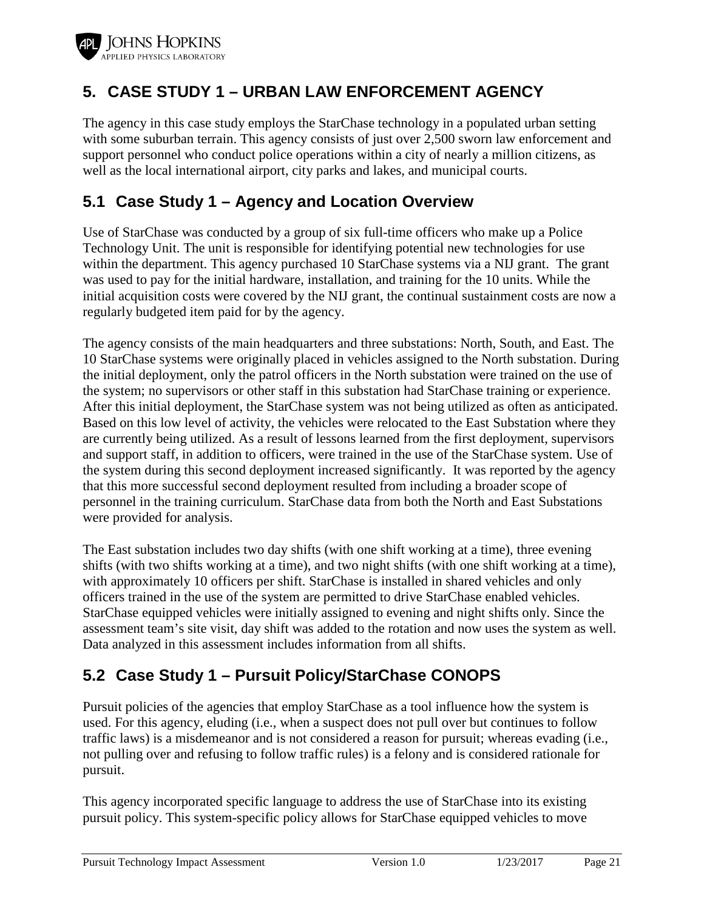# 5. CASE STUDY 1 – URBAN LAW ENFORCEMENT AGENCY

The agency in this case study employs the StarChase technology in a populated urban setting with some suburban terrain. This agency consists of just over 2,500 sworn law enforcement and support personnel who conduct police operations within a city of nearly a million citizens, as well as the local international airport, city parks and lakes, and municipal courts.

## 5.1 Case Study 1 – Agency and Location Overview

Use of StarChase was conducted by a group of six full-time officers who make up a Police Technology Unit. The unit is responsible for identifying potential new technologies for use within the department. This agency purchased 10 StarChase systems via a NIJ grant. The grant was used to pay for the initial hardware, installation, and training for the 10 units. While the initial acquisition costs were covered by the NIJ grant, the continual sustainment costs are now a regularly budgeted item paid for by the agency.

The agency consists of the main headquarters and three substations: North, South, and East. The 10 StarChase systems were originally placed in vehicles assigned to the North substation. During the initial deployment, only the patrol officers in the North substation were trained on the use of the system; no supervisors or other staff in this substation had StarChase training or experience. After this initial deployment, the StarChase system was not being utilized as often as anticipated. Based on this low level of activity, the vehicles were relocated to the East Substation where they are currently being utilized. As a result of lessons learned from the first deployment, supervisors and support staff, in addition to officers, were trained in the use of the StarChase system. Use of the system during this second deployment increased significantly. It was reported by the agency that this more successful second deployment resulted from including a broader scope of personnel in the training curriculum. StarChase data from both the North and East Substations were provided for analysis.

The East substation includes two day shifts (with one shift working at a time), three evening shifts (with two shifts working at a time), and two night shifts (with one shift working at a time), with approximately 10 officers per shift. StarChase is installed in shared vehicles and only officers trained in the use of the system are permitted to drive StarChase enabled vehicles. StarChase equipped vehicles were initially assigned to evening and night shifts only. Since the assessment team's site visit, day shift was added to the rotation and now uses the system as well. Data analyzed in this assessment includes information from all shifts.

## 5.2 Case Study 1 – Pursuit Policy/StarChase CONOPS

Pursuit policies of the agencies that employ StarChase as a tool influence how the system is used. For this agency, eluding (i.e., when a suspect does not pull over but continues to follow traffic laws) is a misdemeanor and is not considered a reason for pursuit; whereas evading (i.e., not pulling over and refusing to follow traffic rules) is a felony and is considered rationale for pursuit.

This agency incorporated specific language to address the use of StarChase into its existing pursuit policy. This system-specific policy allows for StarChase equipped vehicles to move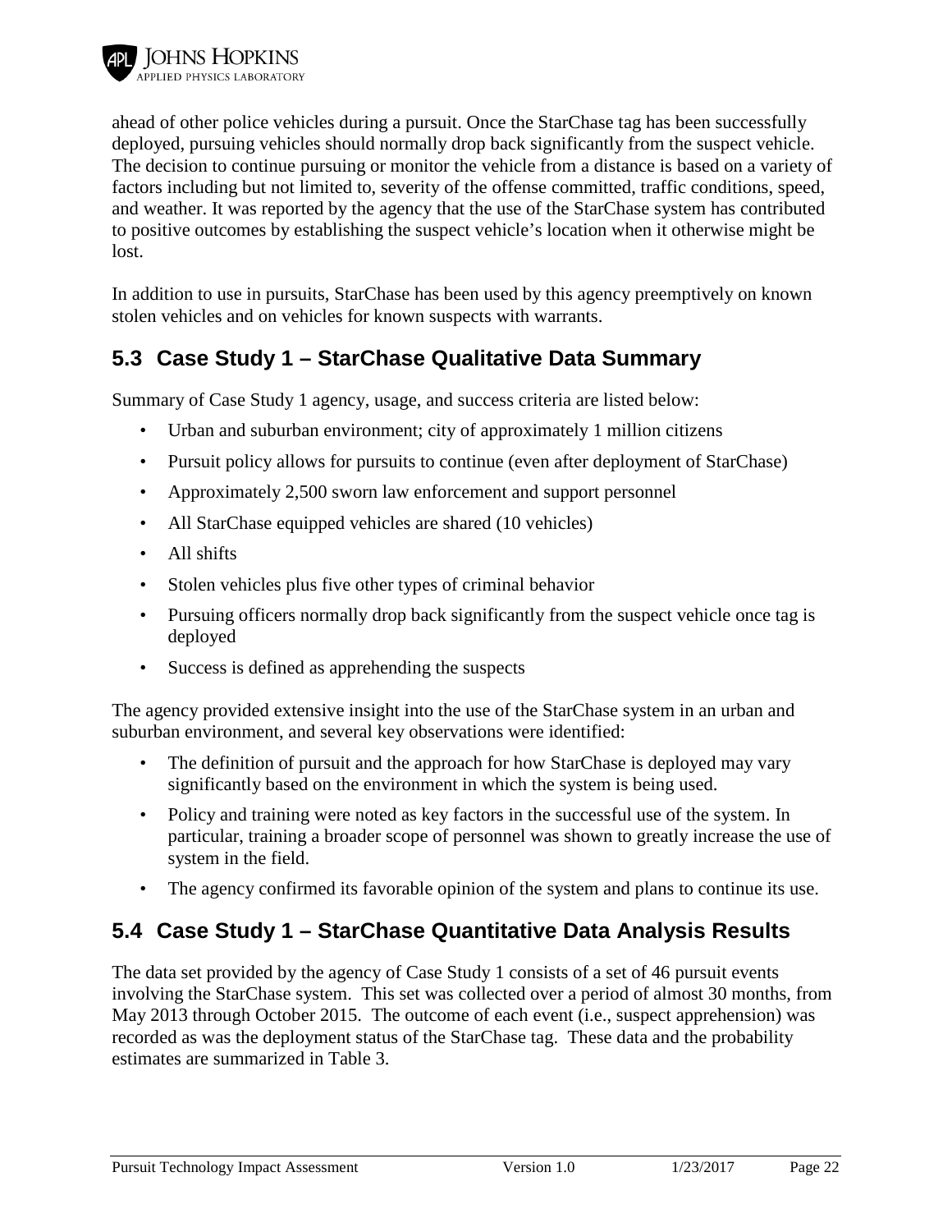ahead of other police vehicles during a pursuit. Once the StarChase tag has been successfully deployed, pursuing vehicles should normally drop back significantly from the suspect vehicle. The decision to continue pursuing or monitor the vehicle from a distance is based on a variety of factors including but not limited to, severity of the offense committed, traffic conditions, speed, and weather. It was reported by the agency that the use of the StarChase system has contributed to positive outcomes by establishing the suspect vehicle's location when it otherwise might be lost.

In addition to use in pursuits, StarChase has been used by this agency preemptively on known stolen vehicles and on vehicles for known suspects with warrants.

## 5.3 Case Study 1 – StarChase Qualitative Data Summary

Summary of Case Study 1 agency, usage, and success criteria are listed below:

- Urban and suburban environment; city of approximately 1 million citizens
- Pursuit policy allows for pursuits to continue (even after deployment of StarChase)
- Approximately 2,500 sworn law enforcement and support personnel
- All StarChase equipped vehicles are shared (10 vehicles)
- All shifts
- Stolen vehicles plus five other types of criminal behavior
- Pursuing officers normally drop back significantly from the suspect vehicle once tag is deployed
- Success is defined as apprehending the suspects

The agency provided extensive insight into the use of the StarChase system in an urban and suburban environment, and several key observations were identified:

- The definition of pursuit and the approach for how StarChase is deployed may vary significantly based on the environment in which the system is being used.
- Policy and training were noted as key factors in the successful use of the system. In particular, training a broader scope of personnel was shown to greatly increase the use of system in the field.
- The agency confirmed its favorable opinion of the system and plans to continue its use.

## 5.4 Case Study 1 – StarChase Quantitative Data Analysis Results

The data set provided by the agency of Case Study 1 consists of a set of 46 pursuit events involving the StarChase system. This set was collected over a period of almost 30 months, from May 2013 through October 2015. The outcome of each event (i.e., suspect apprehension) was recorded as was the deployment status of the StarChase tag. These data and the probability estimates are summarized in Table 3.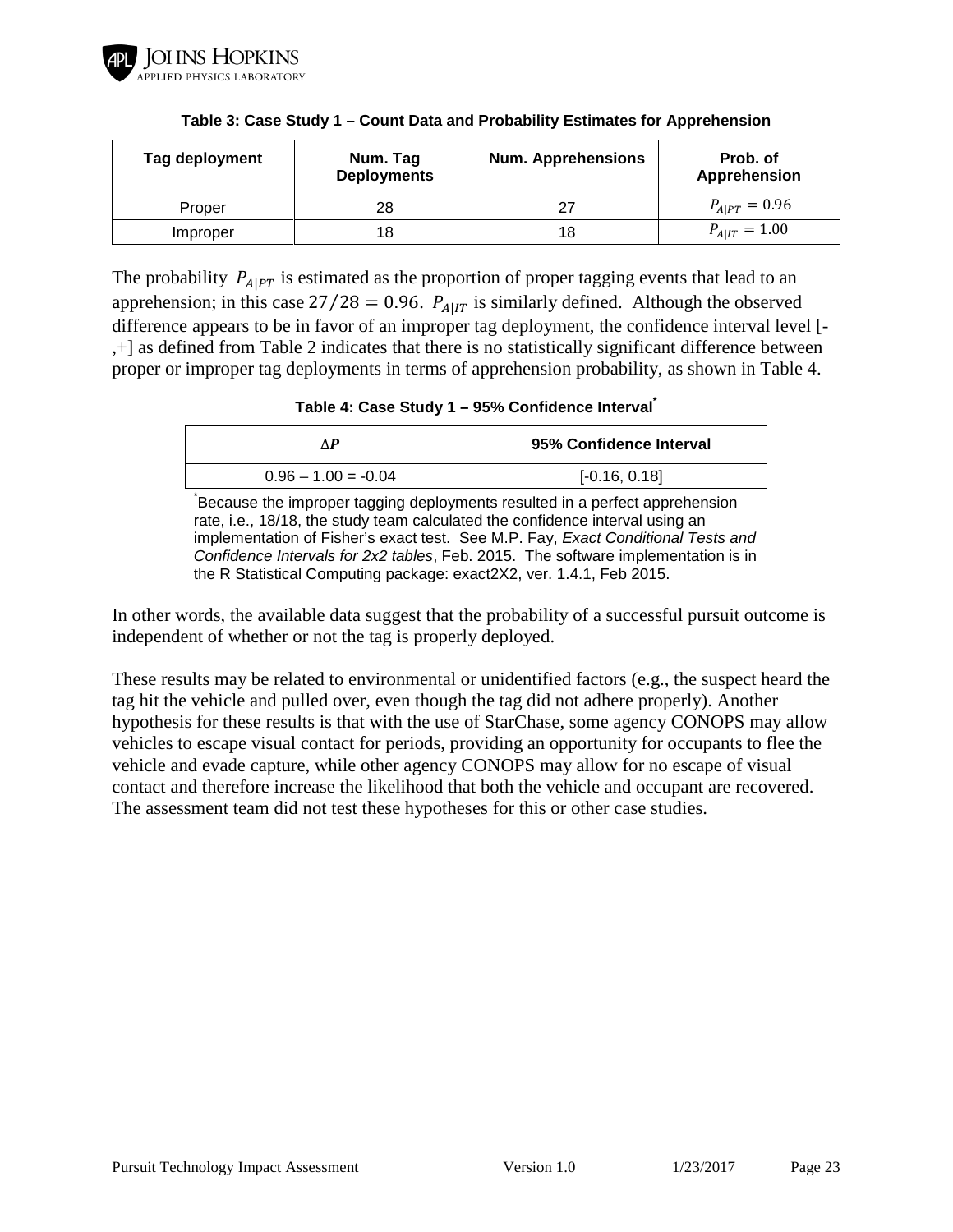**Table 3: Case Study 1 – Count Data and Probability Estimates for Apprehension**

| Tag deployment | Num. Tag Deployments | Num. Apprehensions | Prob. of Apprehension |
|---|---|---|---|
| Proper | 28 | 27 | $P_{A\|PT} = 0.96$ |
| Improper | 18 | 18 | $P_{A\|IT} = 1.00$ |

The probability $P_{A|PT}$ is estimated as the proportion of proper tagging events that lead to an apprehension; in this case $27/28 = 0.96$. $P_{A|IT}$ is similarly defined. Although the observed difference appears to be in favor of an improper tag deployment, the confidence interval level [-,+] as defined from Table 2 indicates that there is no statistically significant difference between proper or improper tag deployments in terms of apprehension probability, as shown in Table 4.

**Table 4: Case Study 1 – 95% Confidence Interval***

| $\Delta P$ | 95% Confidence Interval |
|---|---|
| 0.96 – 1.00 = -0.04 | [-0.16, 0.18] |

*Because the improper tagging deployments resulted in a perfect apprehension rate, i.e., 18/18, the study team calculated the confidence interval using an implementation of Fisher's exact test. See M.P. Fay, *Exact Conditional Tests and Confidence Intervals for 2x2 tables*, Feb. 2015. The software implementation is in the R Statistical Computing package: exact2X2, ver. 1.4.1, Feb 2015.

In other words, the available data suggest that the probability of a successful pursuit outcome is independent of whether or not the tag is properly deployed.

These results may be related to environmental or unidentified factors (e.g., the suspect heard the tag hit the vehicle and pulled over, even though the tag did not adhere properly). Another hypothesis for these results is that with the use of StarChase, some agency CONOPS may allow vehicles to escape visual contact for periods, providing an opportunity for occupants to flee the vehicle and evade capture, while other agency CONOPS may allow for no escape of visual contact and therefore increase the likelihood that both the vehicle and occupant are recovered. The assessment team did not test these hypotheses for this or other case studies.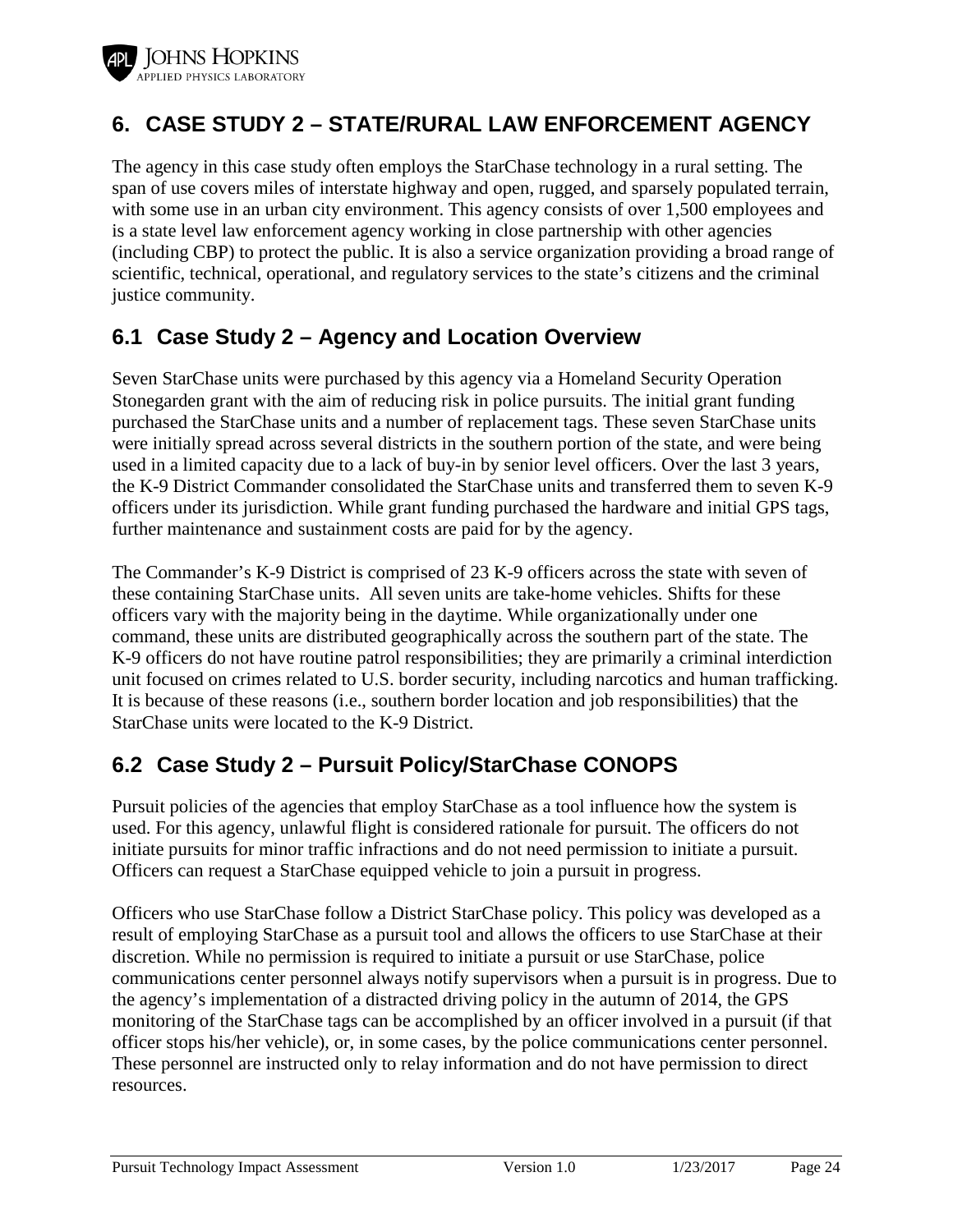# 6. CASE STUDY 2 – STATE/RURAL LAW ENFORCEMENT AGENCY

The agency in this case study often employs the StarChase technology in a rural setting. The span of use covers miles of interstate highway and open, rugged, and sparsely populated terrain, with some use in an urban city environment. This agency consists of over 1,500 employees and is a state level law enforcement agency working in close partnership with other agencies (including CBP) to protect the public. It is also a service organization providing a broad range of scientific, technical, operational, and regulatory services to the state's citizens and the criminal justice community.

## 6.1 Case Study 2 – Agency and Location Overview

Seven StarChase units were purchased by this agency via a Homeland Security Operation Stonegarden grant with the aim of reducing risk in police pursuits. The initial grant funding purchased the StarChase units and a number of replacement tags. These seven StarChase units were initially spread across several districts in the southern portion of the state, and were being used in a limited capacity due to a lack of buy-in by senior level officers. Over the last 3 years, the K-9 District Commander consolidated the StarChase units and transferred them to seven K-9 officers under its jurisdiction. While grant funding purchased the hardware and initial GPS tags, further maintenance and sustainment costs are paid for by the agency.

The Commander's K-9 District is comprised of 23 K-9 officers across the state with seven of these containing StarChase units. All seven units are take-home vehicles. Shifts for these officers vary with the majority being in the daytime. While organizationally under one command, these units are distributed geographically across the southern part of the state. The K-9 officers do not have routine patrol responsibilities; they are primarily a criminal interdiction unit focused on crimes related to U.S. border security, including narcotics and human trafficking. It is because of these reasons (i.e., southern border location and job responsibilities) that the StarChase units were located to the K-9 District.

## 6.2 Case Study 2 – Pursuit Policy/StarChase CONOPS

Pursuit policies of the agencies that employ StarChase as a tool influence how the system is used. For this agency, unlawful flight is considered rationale for pursuit. The officers do not initiate pursuits for minor traffic infractions and do not need permission to initiate a pursuit. Officers can request a StarChase equipped vehicle to join a pursuit in progress.

Officers who use StarChase follow a District StarChase policy. This policy was developed as a result of employing StarChase as a pursuit tool and allows the officers to use StarChase at their discretion. While no permission is required to initiate a pursuit or use StarChase, police communications center personnel always notify supervisors when a pursuit is in progress. Due to the agency's implementation of a distracted driving policy in the autumn of 2014, the GPS monitoring of the StarChase tags can be accomplished by an officer involved in a pursuit (if that officer stops his/her vehicle), or, in some cases, by the police communications center personnel. These personnel are instructed only to relay information and do not have permission to direct resources.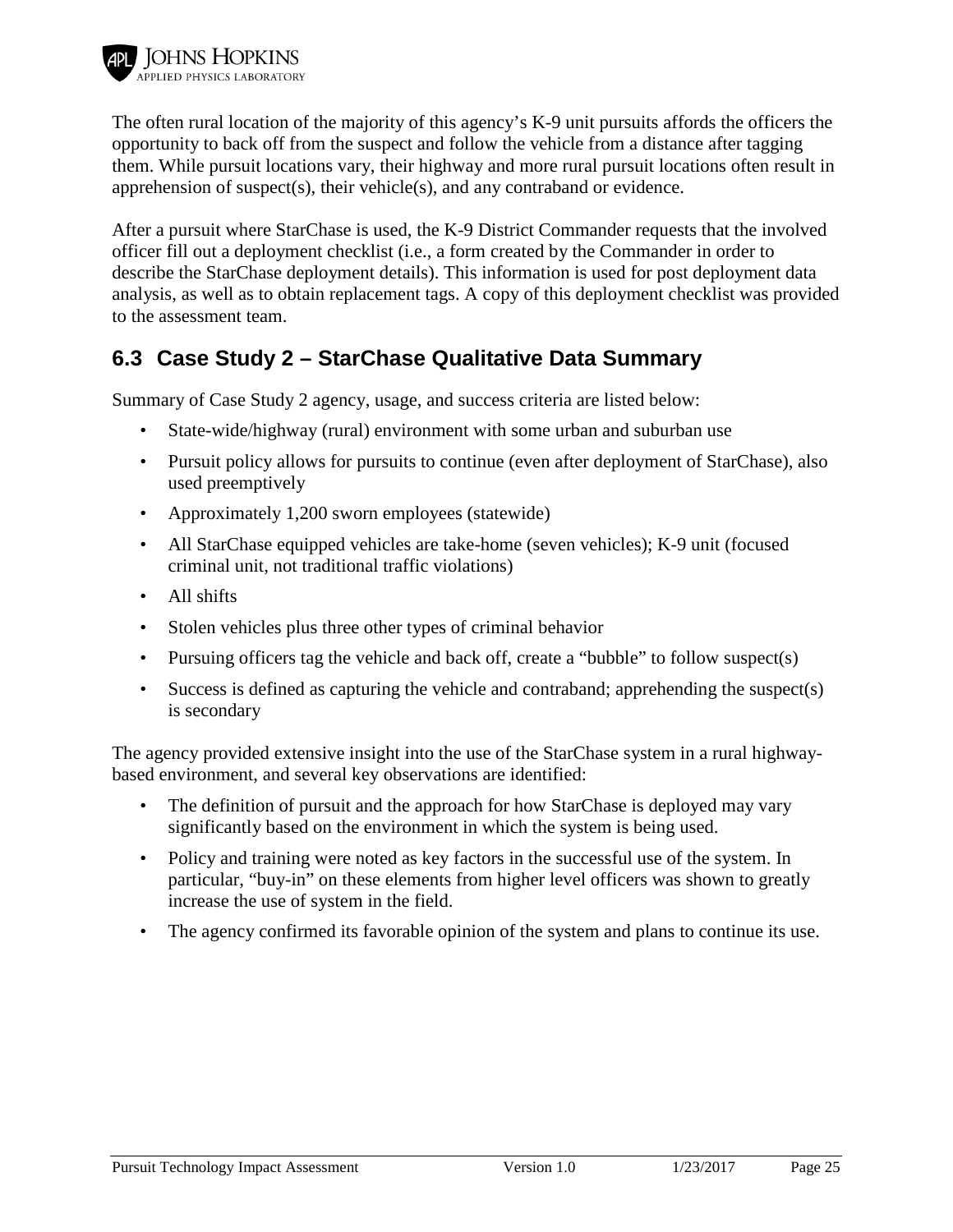The often rural location of the majority of this agency's K-9 unit pursuits affords the officers the opportunity to back off from the suspect and follow the vehicle from a distance after tagging them. While pursuit locations vary, their highway and more rural pursuit locations often result in apprehension of suspect(s), their vehicle(s), and any contraband or evidence.

After a pursuit where StarChase is used, the K-9 District Commander requests that the involved officer fill out a deployment checklist (i.e., a form created by the Commander in order to describe the StarChase deployment details). This information is used for post deployment data analysis, as well as to obtain replacement tags. A copy of this deployment checklist was provided to the assessment team.

## 6.3 Case Study 2 – StarChase Qualitative Data Summary

Summary of Case Study 2 agency, usage, and success criteria are listed below:

- State-wide/highway (rural) environment with some urban and suburban use
- Pursuit policy allows for pursuits to continue (even after deployment of StarChase), also used preemptively
- Approximately 1,200 sworn employees (statewide)
- All StarChase equipped vehicles are take-home (seven vehicles); K-9 unit (focused criminal unit, not traditional traffic violations)
- All shifts
- Stolen vehicles plus three other types of criminal behavior
- Pursuing officers tag the vehicle and back off, create a "bubble" to follow suspect(s)
- Success is defined as capturing the vehicle and contraband; apprehending the suspect(s) is secondary

The agency provided extensive insight into the use of the StarChase system in a rural highway-based environment, and several key observations are identified:

- The definition of pursuit and the approach for how StarChase is deployed may vary significantly based on the environment in which the system is being used.
- Policy and training were noted as key factors in the successful use of the system. In particular, "buy-in" on these elements from higher level officers was shown to greatly increase the use of system in the field.
- The agency confirmed its favorable opinion of the system and plans to continue its use.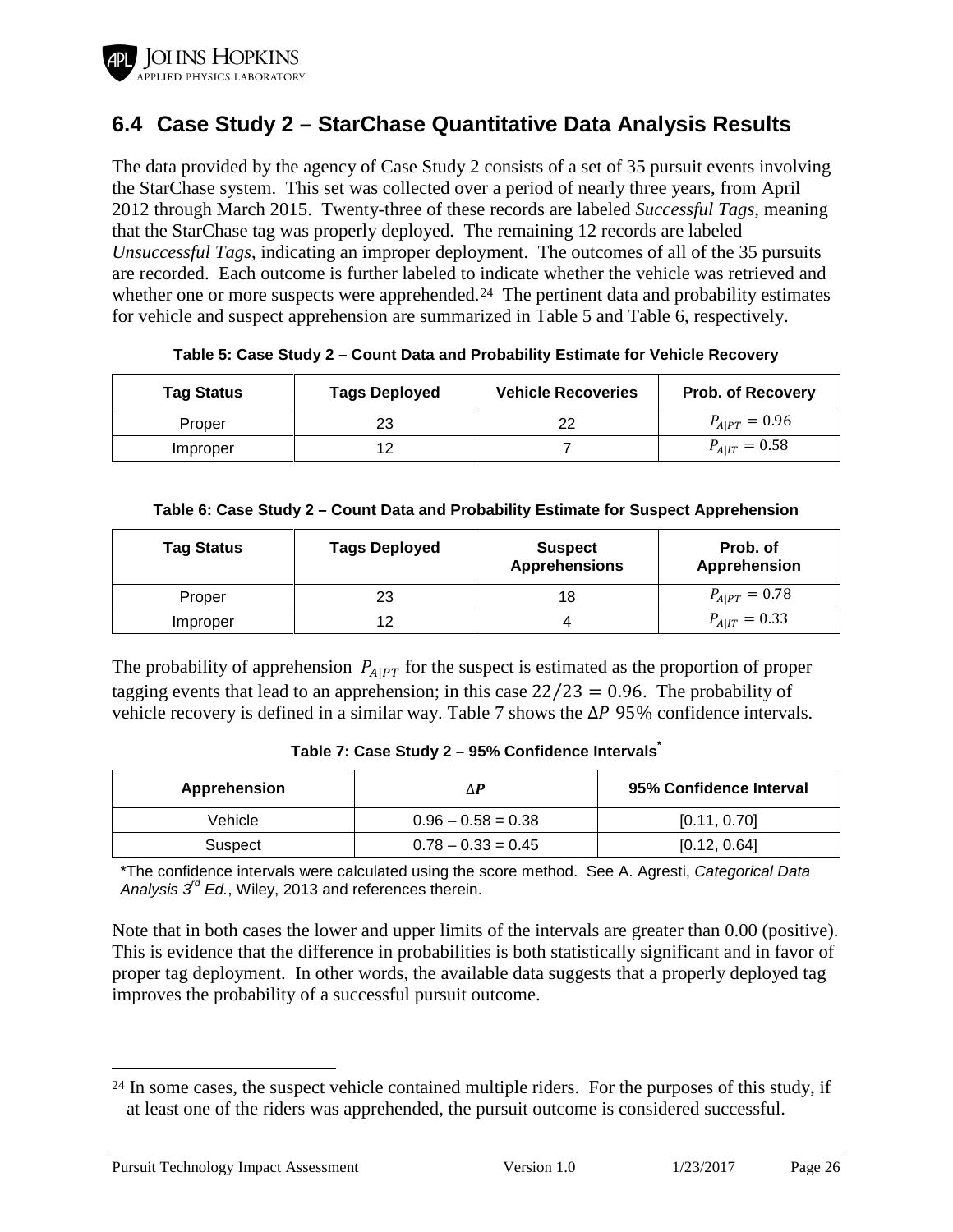## 6.4 Case Study 2 – StarChase Quantitative Data Analysis Results

The data provided by the agency of Case Study 2 consists of a set of 35 pursuit events involving the StarChase system. This set was collected over a period of nearly three years, from April 2012 through March 2015. Twenty-three of these records are labeled *Successful Tags*, meaning that the StarChase tag was properly deployed. The remaining 12 records are labeled *Unsuccessful Tags*, indicating an improper deployment. The outcomes of all of the 35 pursuits are recorded. Each outcome is further labeled to indicate whether the vehicle was retrieved and whether one or more suspects were apprehended.[24] The pertinent data and probability estimates for vehicle and suspect apprehension are summarized in Table 5 and Table 6, respectively.

**Table 5: Case Study 2 – Count Data and Probability Estimate for Vehicle Recovery**

| Tag Status | Tags Deployed | Vehicle Recoveries | Prob. of Recovery |
|---|---|---|---|
| Proper | 23 | 22 | $P_{A\|PT} = 0.96$ |
| Improper | 12 | 7 | $P_{A\|IT} = 0.58$ |

**Table 6: Case Study 2 – Count Data and Probability Estimate for Suspect Apprehension**

| Tag Status | Tags Deployed | Suspect Apprehensions | Prob. of Apprehension |
|---|---|---|---|
| Proper | 23 | 18 | $P_{A\|PT} = 0.78$ |
| Improper | 12 | 4 | $P_{A\|IT} = 0.33$ |

The probability of apprehension $P_{A|PT}$ for the suspect is estimated as the proportion of proper tagging events that lead to an apprehension; in this case $22/23 = 0.96$. The probability of vehicle recovery is defined in a similar way. Table 7 shows the $\Delta P$ 95% confidence intervals.

**Table 7: Case Study 2 – 95% Confidence Intervals***

| Apprehension | $\Delta P$ | 95% Confidence Interval |
|---|---|---|
| Vehicle | 0.96 – 0.58 = 0.38 | [0.11, 0.70] |
| Suspect | 0.78 – 0.33 = 0.45 | [0.12, 0.64] |

*The confidence intervals were calculated using the score method. See A. Agresti, *Categorical Data Analysis 3rd Ed.*, Wiley, 2013 and references therein.

Note that in both cases the lower and upper limits of the intervals are greater than 0.00 (positive). This is evidence that the difference in probabilities is both statistically significant and in favor of proper tag deployment. In other words, the available data suggests that a properly deployed tag improves the probability of a successful pursuit outcome.

[24] In some cases, the suspect vehicle contained multiple riders. For the purposes of this study, if at least one of the riders was apprehended, the pursuit outcome is considered successful.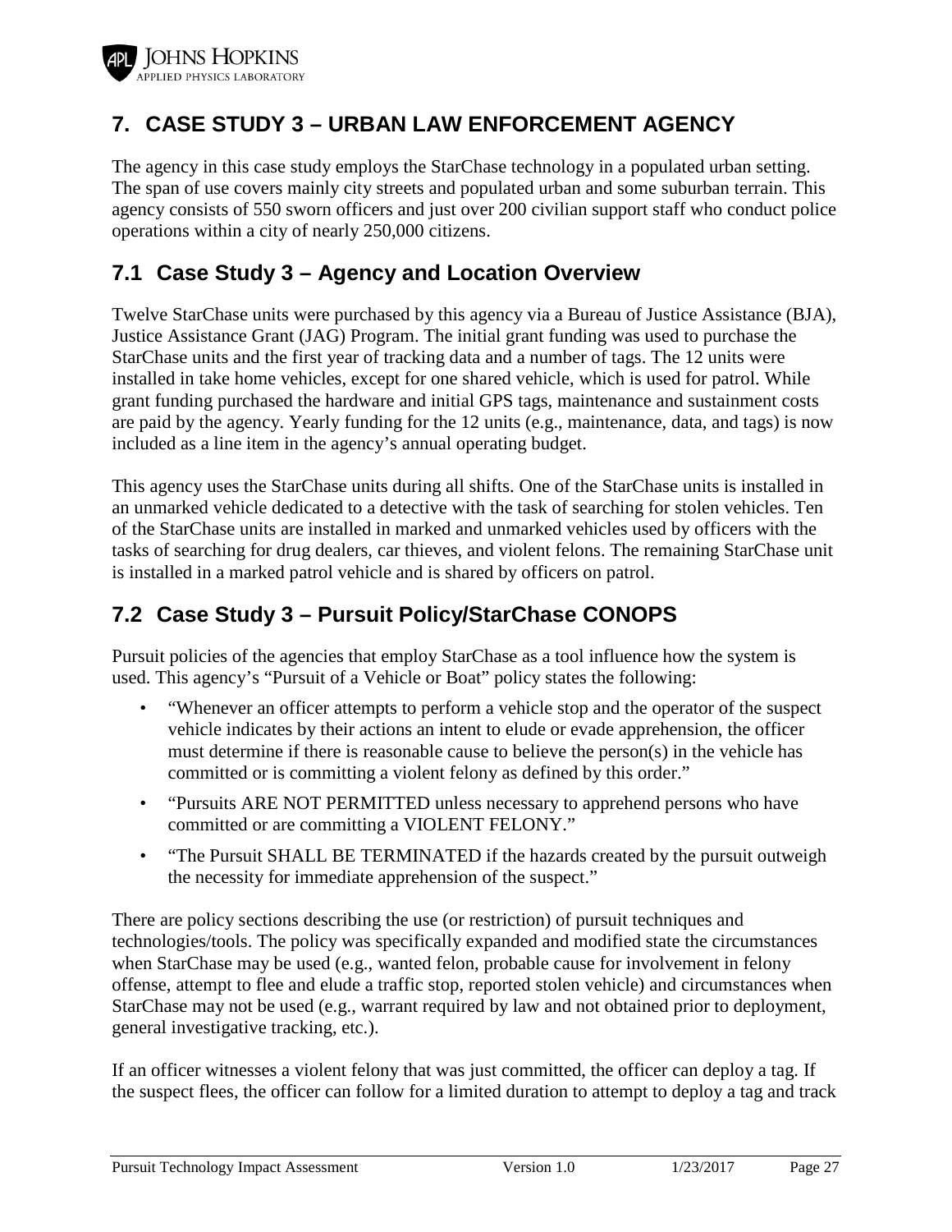# 7. CASE STUDY 3 – URBAN LAW ENFORCEMENT AGENCY

The agency in this case study employs the StarChase technology in a populated urban setting. The span of use covers mainly city streets and populated urban and some suburban terrain. This agency consists of 550 sworn officers and just over 200 civilian support staff who conduct police operations within a city of nearly 250,000 citizens.

## 7.1 Case Study 3 – Agency and Location Overview

Twelve StarChase units were purchased by this agency via a Bureau of Justice Assistance (BJA), Justice Assistance Grant (JAG) Program. The initial grant funding was used to purchase the StarChase units and the first year of tracking data and a number of tags. The 12 units were installed in take home vehicles, except for one shared vehicle, which is used for patrol. While grant funding purchased the hardware and initial GPS tags, maintenance and sustainment costs are paid by the agency. Yearly funding for the 12 units (e.g., maintenance, data, and tags) is now included as a line item in the agency's annual operating budget.

This agency uses the StarChase units during all shifts. One of the StarChase units is installed in an unmarked vehicle dedicated to a detective with the task of searching for stolen vehicles. Ten of the StarChase units are installed in marked and unmarked vehicles used by officers with the tasks of searching for drug dealers, car thieves, and violent felons. The remaining StarChase unit is installed in a marked patrol vehicle and is shared by officers on patrol.

## 7.2 Case Study 3 – Pursuit Policy/StarChase CONOPS

Pursuit policies of the agencies that employ StarChase as a tool influence how the system is used. This agency's "Pursuit of a Vehicle or Boat" policy states the following:

- "Whenever an officer attempts to perform a vehicle stop and the operator of the suspect vehicle indicates by their actions an intent to elude or evade apprehension, the officer must determine if there is reasonable cause to believe the person(s) in the vehicle has committed or is committing a violent felony as defined by this order."
- "Pursuits ARE NOT PERMITTED unless necessary to apprehend persons who have committed or are committing a VIOLENT FELONY."
- "The Pursuit SHALL BE TERMINATED if the hazards created by the pursuit outweigh the necessity for immediate apprehension of the suspect."

There are policy sections describing the use (or restriction) of pursuit techniques and technologies/tools. The policy was specifically expanded and modified state the circumstances when StarChase may be used (e.g., wanted felon, probable cause for involvement in felony offense, attempt to flee and elude a traffic stop, reported stolen vehicle) and circumstances when StarChase may not be used (e.g., warrant required by law and not obtained prior to deployment, general investigative tracking, etc.).

If an officer witnesses a violent felony that was just committed, the officer can deploy a tag. If the suspect flees, the officer can follow for a limited duration to attempt to deploy a tag and track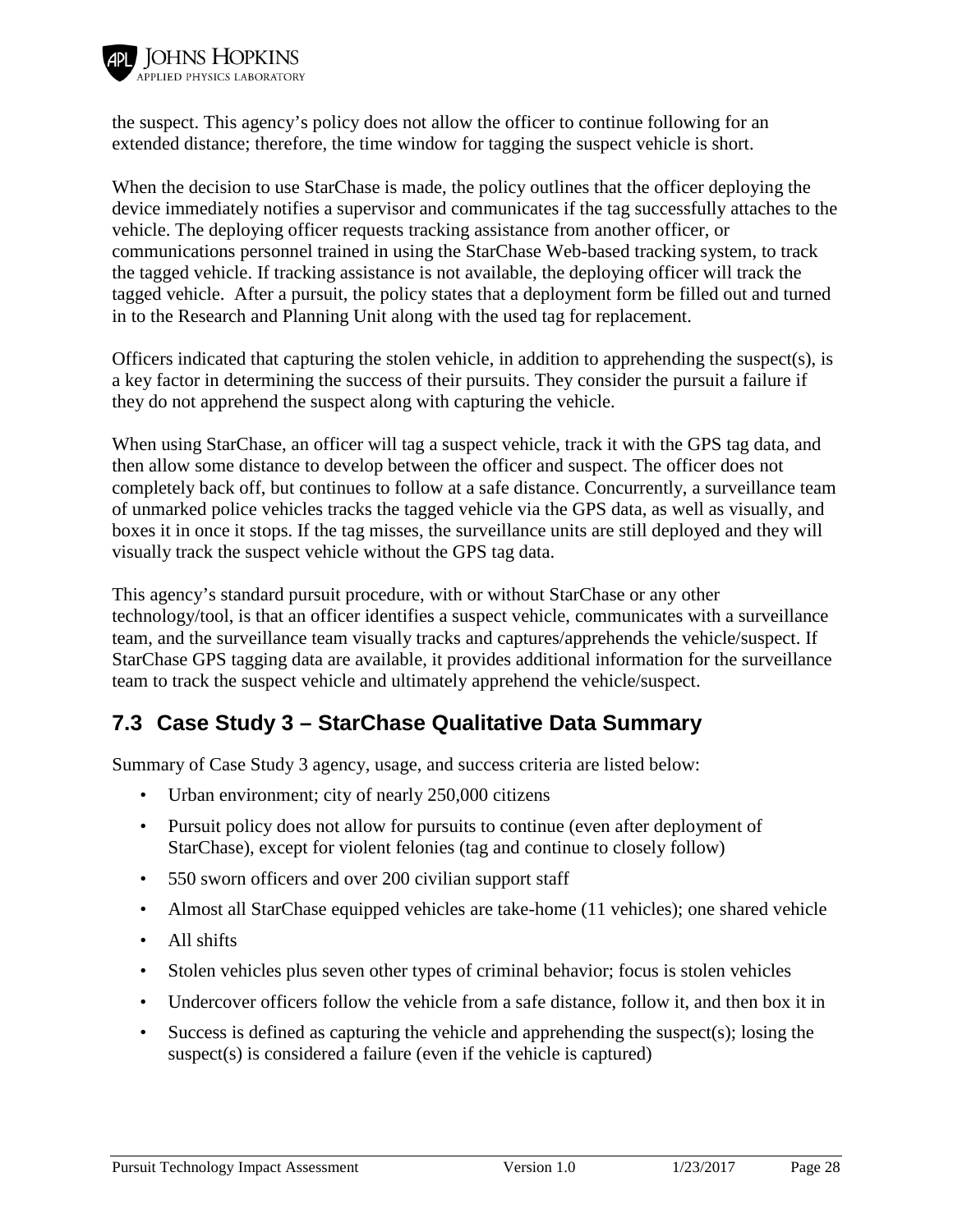the suspect. This agency's policy does not allow the officer to continue following for an extended distance; therefore, the time window for tagging the suspect vehicle is short.

When the decision to use StarChase is made, the policy outlines that the officer deploying the device immediately notifies a supervisor and communicates if the tag successfully attaches to the vehicle. The deploying officer requests tracking assistance from another officer, or communications personnel trained in using the StarChase Web-based tracking system, to track the tagged vehicle. If tracking assistance is not available, the deploying officer will track the tagged vehicle. After a pursuit, the policy states that a deployment form be filled out and turned in to the Research and Planning Unit along with the used tag for replacement.

Officers indicated that capturing the stolen vehicle, in addition to apprehending the suspect(s), is a key factor in determining the success of their pursuits. They consider the pursuit a failure if they do not apprehend the suspect along with capturing the vehicle.

When using StarChase, an officer will tag a suspect vehicle, track it with the GPS tag data, and then allow some distance to develop between the officer and suspect. The officer does not completely back off, but continues to follow at a safe distance. Concurrently, a surveillance team of unmarked police vehicles tracks the tagged vehicle via the GPS data, as well as visually, and boxes it in once it stops. If the tag misses, the surveillance units are still deployed and they will visually track the suspect vehicle without the GPS tag data.

This agency's standard pursuit procedure, with or without StarChase or any other technology/tool, is that an officer identifies a suspect vehicle, communicates with a surveillance team, and the surveillance team visually tracks and captures/apprehends the vehicle/suspect. If StarChase GPS tagging data are available, it provides additional information for the surveillance team to track the suspect vehicle and ultimately apprehend the vehicle/suspect.

## 7.3 Case Study 3 – StarChase Qualitative Data Summary

Summary of Case Study 3 agency, usage, and success criteria are listed below:

- Urban environment; city of nearly 250,000 citizens
- Pursuit policy does not allow for pursuits to continue (even after deployment of StarChase), except for violent felonies (tag and continue to closely follow)
- 550 sworn officers and over 200 civilian support staff
- Almost all StarChase equipped vehicles are take-home (11 vehicles); one shared vehicle
- All shifts
- Stolen vehicles plus seven other types of criminal behavior; focus is stolen vehicles
- Undercover officers follow the vehicle from a safe distance, follow it, and then box it in
- Success is defined as capturing the vehicle and apprehending the suspect(s); losing the suspect(s) is considered a failure (even if the vehicle is captured)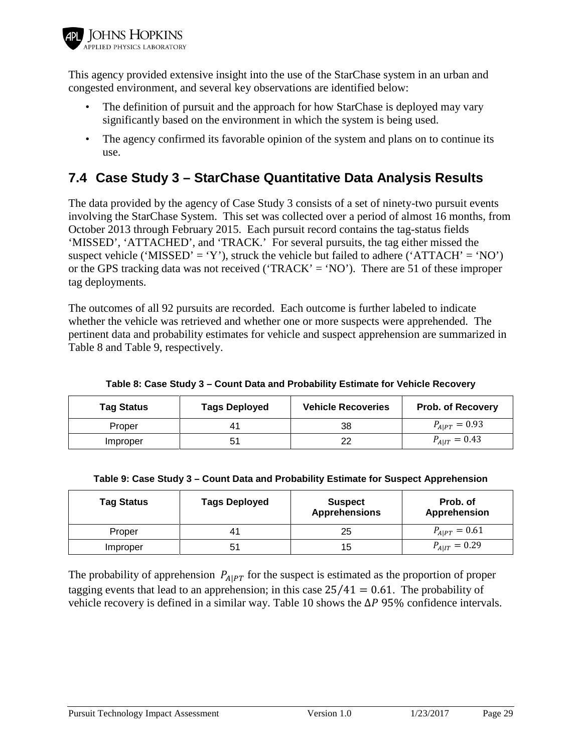This agency provided extensive insight into the use of the StarChase system in an urban and congested environment, and several key observations are identified below:

- The definition of pursuit and the approach for how StarChase is deployed may vary significantly based on the environment in which the system is being used.
- The agency confirmed its favorable opinion of the system and plans on to continue its use.

## 7.4 Case Study 3 – StarChase Quantitative Data Analysis Results

The data provided by the agency of Case Study 3 consists of a set of ninety-two pursuit events involving the StarChase System. This set was collected over a period of almost 16 months, from October 2013 through February 2015. Each pursuit record contains the tag-status fields 'MISSED', 'ATTACHED', and 'TRACK.' For several pursuits, the tag either missed the suspect vehicle ('MISSED' = 'Y'), struck the vehicle but failed to adhere ('ATTACH' = 'NO') or the GPS tracking data was not received ('TRACK' = 'NO'). There are 51 of these improper tag deployments.

The outcomes of all 92 pursuits are recorded. Each outcome is further labeled to indicate whether the vehicle was retrieved and whether one or more suspects were apprehended. The pertinent data and probability estimates for vehicle and suspect apprehension are summarized in Table 8 and Table 9, respectively.

**Table 8: Case Study 3 – Count Data and Probability Estimate for Vehicle Recovery**

| Tag Status | Tags Deployed | Vehicle Recoveries | Prob. of Recovery |
|---|---|---|---|
| Proper | 41 | 38 | $P_{A\|PT} = 0.93$ |
| Improper | 51 | 22 | $P_{A\|IT} = 0.43$ |

**Table 9: Case Study 3 – Count Data and Probability Estimate for Suspect Apprehension**

| Tag Status | Tags Deployed | Suspect Apprehensions | Prob. of Apprehension |
|---|---|---|---|
| Proper | 41 | 25 | $P_{A\|PT} = 0.61$ |
| Improper | 51 | 15 | $P_{A\|IT} = 0.29$ |

The probability of apprehension $P_{A|PT}$ for the suspect is estimated as the proportion of proper tagging events that lead to an apprehension; in this case $25/41 = 0.61$. The probability of vehicle recovery is defined in a similar way. Table 10 shows the $\Delta P$ 95% confidence intervals.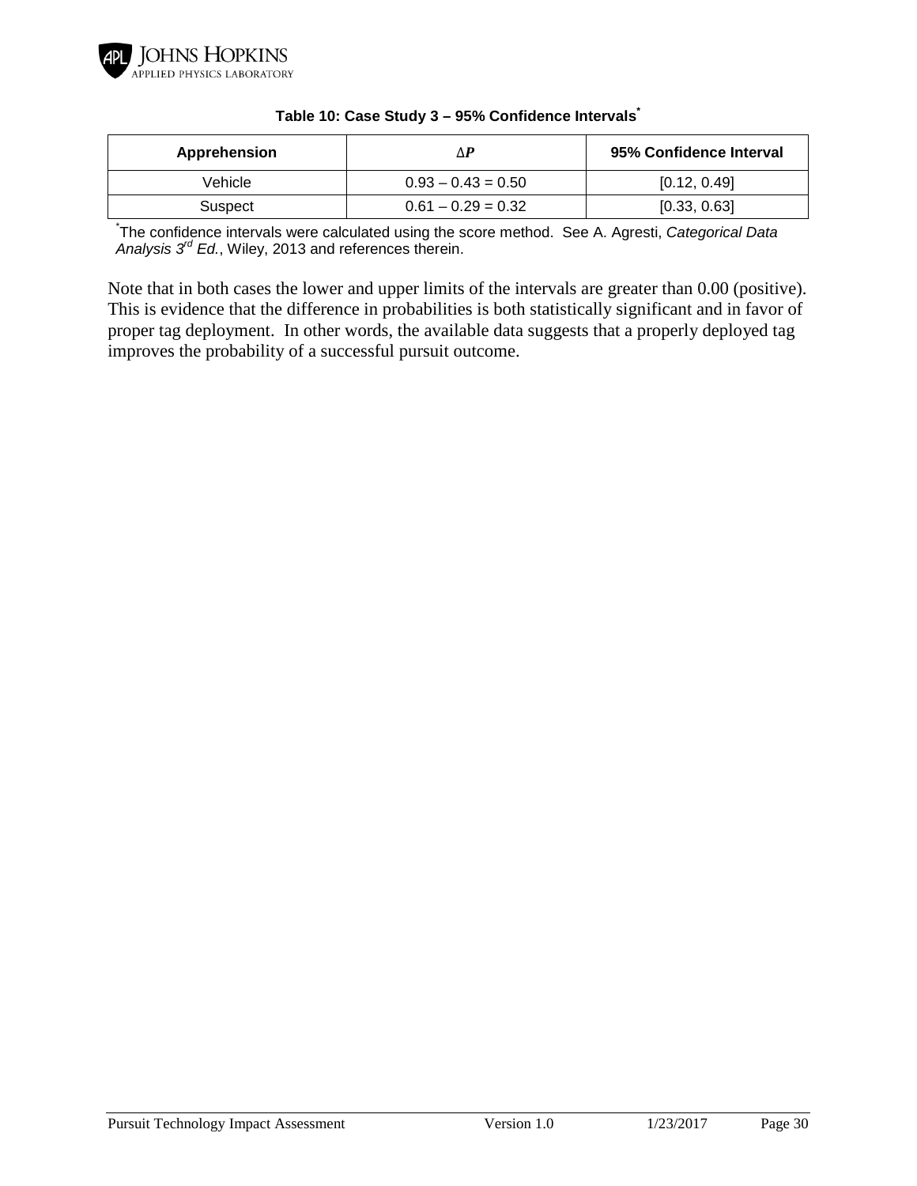**Table 10: Case Study 3 – 95% Confidence Intervals***

| Apprehension | $\Delta P$ | 95% Confidence Interval |
| --- | --- | --- |
| Vehicle | 0.93 – 0.43 = 0.50 | [0.12, 0.49] |
| Suspect | 0.61 – 0.29 = 0.32 | [0.33, 0.63] |

*The confidence intervals were calculated using the score method. See A. Agresti, *Categorical Data Analysis 3rd Ed.*, Wiley, 2013 and references therein.

Note that in both cases the lower and upper limits of the intervals are greater than 0.00 (positive). This is evidence that the difference in probabilities is both statistically significant and in favor of proper tag deployment. In other words, the available data suggests that a properly deployed tag improves the probability of a successful pursuit outcome.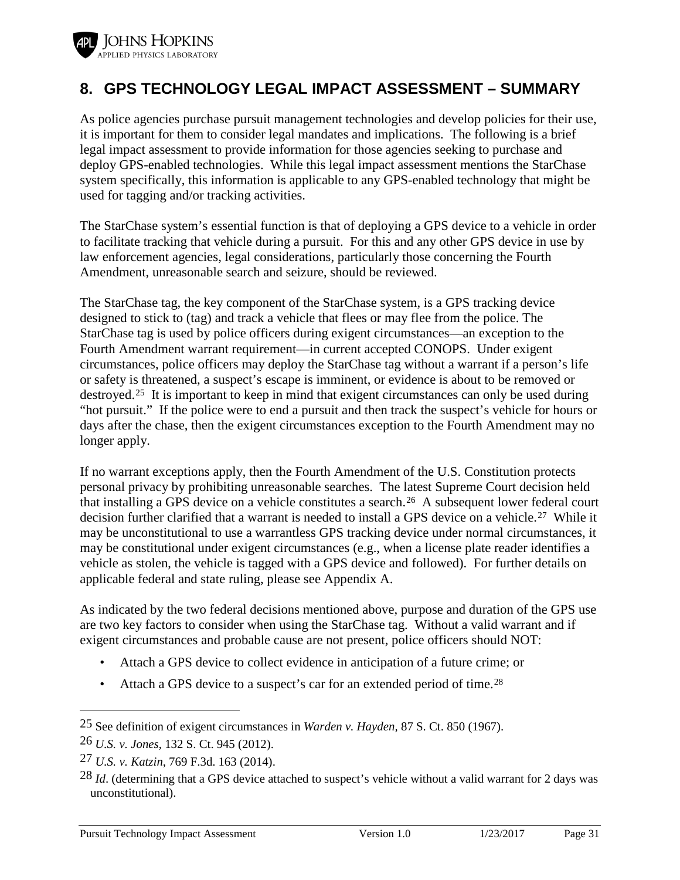## 8. GPS TECHNOLOGY LEGAL IMPACT ASSESSMENT – SUMMARY

As police agencies purchase pursuit management technologies and develop policies for their use, it is important for them to consider legal mandates and implications. The following is a brief legal impact assessment to provide information for those agencies seeking to purchase and deploy GPS-enabled technologies. While this legal impact assessment mentions the StarChase system specifically, this information is applicable to any GPS-enabled technology that might be used for tagging and/or tracking activities.

The StarChase system's essential function is that of deploying a GPS device to a vehicle in order to facilitate tracking that vehicle during a pursuit. For this and any other GPS device in use by law enforcement agencies, legal considerations, particularly those concerning the Fourth Amendment, unreasonable search and seizure, should be reviewed.

The StarChase tag, the key component of the StarChase system, is a GPS tracking device designed to stick to (tag) and track a vehicle that flees or may flee from the police. The StarChase tag is used by police officers during exigent circumstances—an exception to the Fourth Amendment warrant requirement—in current accepted CONOPS. Under exigent circumstances, police officers may deploy the StarChase tag without a warrant if a person's life or safety is threatened, a suspect's escape is imminent, or evidence is about to be removed or destroyed.[25] It is important to keep in mind that exigent circumstances can only be used during "hot pursuit." If the police were to end a pursuit and then track the suspect's vehicle for hours or days after the chase, then the exigent circumstances exception to the Fourth Amendment may no longer apply.

If no warrant exceptions apply, then the Fourth Amendment of the U.S. Constitution protects personal privacy by prohibiting unreasonable searches. The latest Supreme Court decision held that installing a GPS device on a vehicle constitutes a search.[26] A subsequent lower federal court decision further clarified that a warrant is needed to install a GPS device on a vehicle.[27] While it may be unconstitutional to use a warrantless GPS tracking device under normal circumstances, it may be constitutional under exigent circumstances (e.g., when a license plate reader identifies a vehicle as stolen, the vehicle is tagged with a GPS device and followed). For further details on applicable federal and state ruling, please see Appendix A.

As indicated by the two federal decisions mentioned above, purpose and duration of the GPS use are two key factors to consider when using the StarChase tag. Without a valid warrant and if exigent circumstances and probable cause are not present, police officers should NOT:

- Attach a GPS device to collect evidence in anticipation of a future crime; or
- Attach a GPS device to a suspect's car for an extended period of time.[28]

---

[25] See definition of exigent circumstances in *Warden v. Hayden*, 87 S. Ct. 850 (1967).

[26] *U.S. v. Jones*, 132 S. Ct. 945 (2012).

[27] *U.S. v. Katzin*, 769 F.3d. 163 (2014).

[28] *Id*. (determining that a GPS device attached to suspect's vehicle without a valid warrant for 2 days was unconstitutional).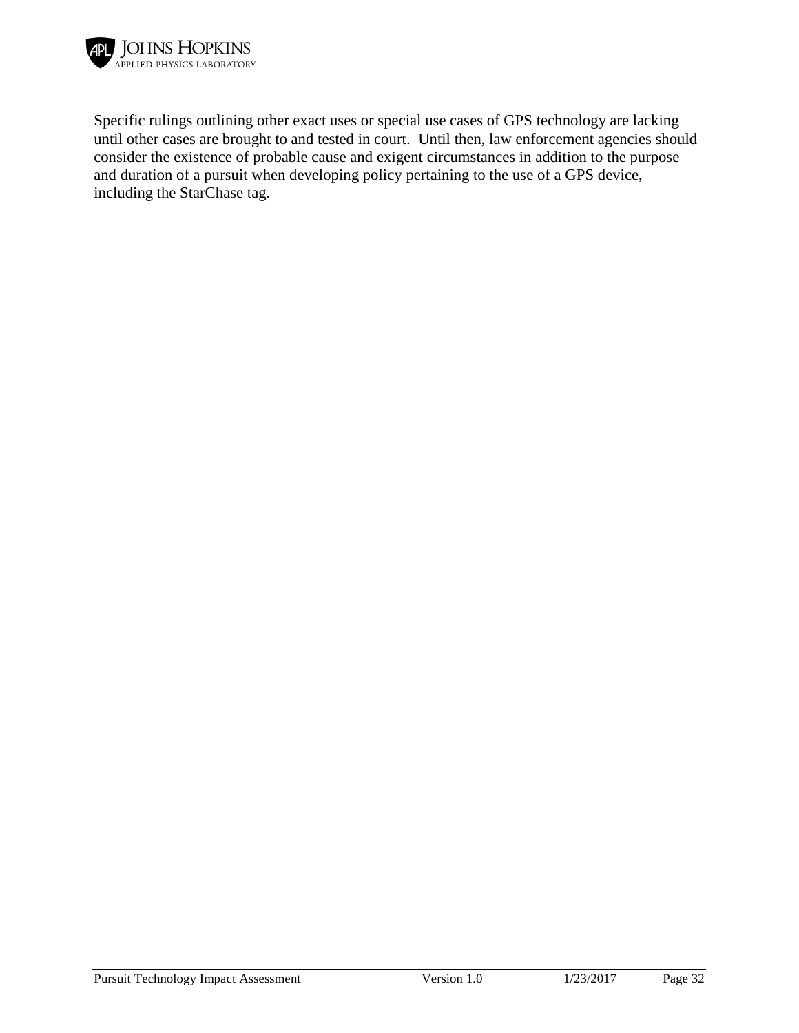Specific rulings outlining other exact uses or special use cases of GPS technology are lacking until other cases are brought to and tested in court. Until then, law enforcement agencies should consider the existence of probable cause and exigent circumstances in addition to the purpose and duration of a pursuit when developing policy pertaining to the use of a GPS device, including the StarChase tag.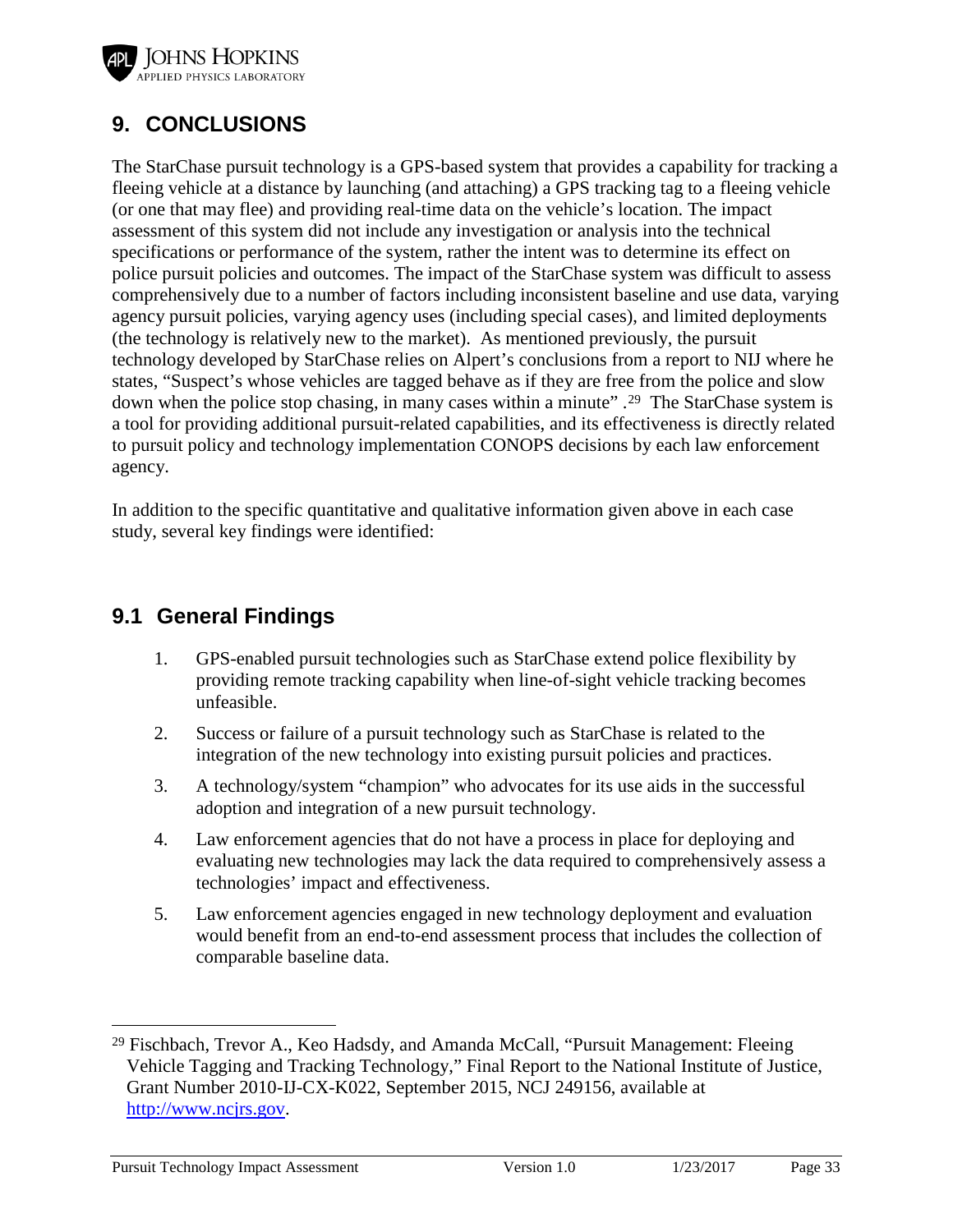# 9. CONCLUSIONS

The StarChase pursuit technology is a GPS-based system that provides a capability for tracking a fleeing vehicle at a distance by launching (and attaching) a GPS tracking tag to a fleeing vehicle (or one that may flee) and providing real-time data on the vehicle's location. The impact assessment of this system did not include any investigation or analysis into the technical specifications or performance of the system, rather the intent was to determine its effect on police pursuit policies and outcomes. The impact of the StarChase system was difficult to assess comprehensively due to a number of factors including inconsistent baseline and use data, varying agency pursuit policies, varying agency uses (including special cases), and limited deployments (the technology is relatively new to the market). As mentioned previously, the pursuit technology developed by StarChase relies on Alpert's conclusions from a report to NIJ where he states, "Suspect's whose vehicles are tagged behave as if they are free from the police and slow down when the police stop chasing, in many cases within a minute" .[29] The StarChase system is a tool for providing additional pursuit-related capabilities, and its effectiveness is directly related to pursuit policy and technology implementation CONOPS decisions by each law enforcement agency.

In addition to the specific quantitative and qualitative information given above in each case study, several key findings were identified:

## 9.1 General Findings

1. GPS-enabled pursuit technologies such as StarChase extend police flexibility by providing remote tracking capability when line-of-sight vehicle tracking becomes unfeasible.
2. Success or failure of a pursuit technology such as StarChase is related to the integration of the new technology into existing pursuit policies and practices.
3. A technology/system "champion" who advocates for its use aids in the successful adoption and integration of a new pursuit technology.
4. Law enforcement agencies that do not have a process in place for deploying and evaluating new technologies may lack the data required to comprehensively assess a technologies' impact and effectiveness.
5. Law enforcement agencies engaged in new technology deployment and evaluation would benefit from an end-to-end assessment process that includes the collection of comparable baseline data.

---

[29] Fischbach, Trevor A., Keo Hadsdy, and Amanda McCall, "Pursuit Management: Fleeing Vehicle Tagging and Tracking Technology," Final Report to the National Institute of Justice, Grant Number 2010-IJ-CX-K022, September 2015, NCJ 249156, available at http://www.ncjrs.gov.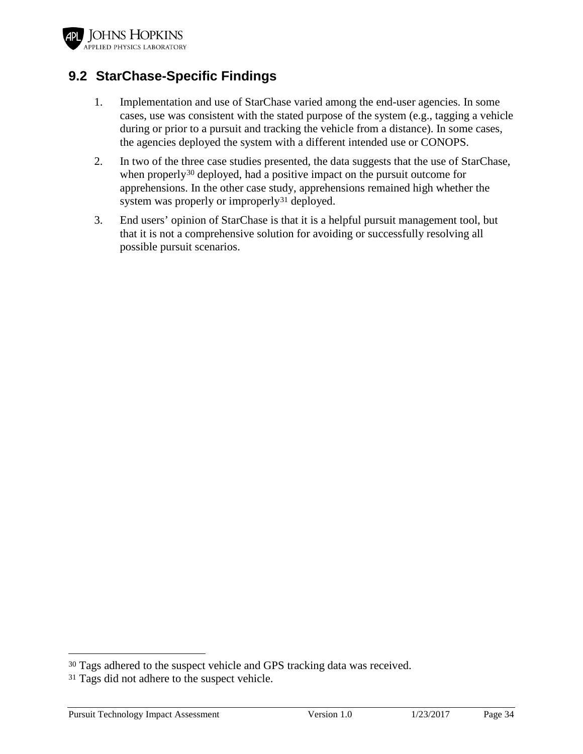## 9.2 StarChase-Specific Findings

1. Implementation and use of StarChase varied among the end-user agencies. In some cases, use was consistent with the stated purpose of the system (e.g., tagging a vehicle during or prior to a pursuit and tracking the vehicle from a distance). In some cases, the agencies deployed the system with a different intended use or CONOPS.
2. In two of the three case studies presented, the data suggests that the use of StarChase, when properly[30] deployed, had a positive impact on the pursuit outcome for apprehensions. In the other case study, apprehensions remained high whether the system was properly or improperly[31] deployed.
3. End users' opinion of StarChase is that it is a helpful pursuit management tool, but that it is not a comprehensive solution for avoiding or successfully resolving all possible pursuit scenarios.

[30] Tags adhered to the suspect vehicle and GPS tracking data was received.

[31] Tags did not adhere to the suspect vehicle.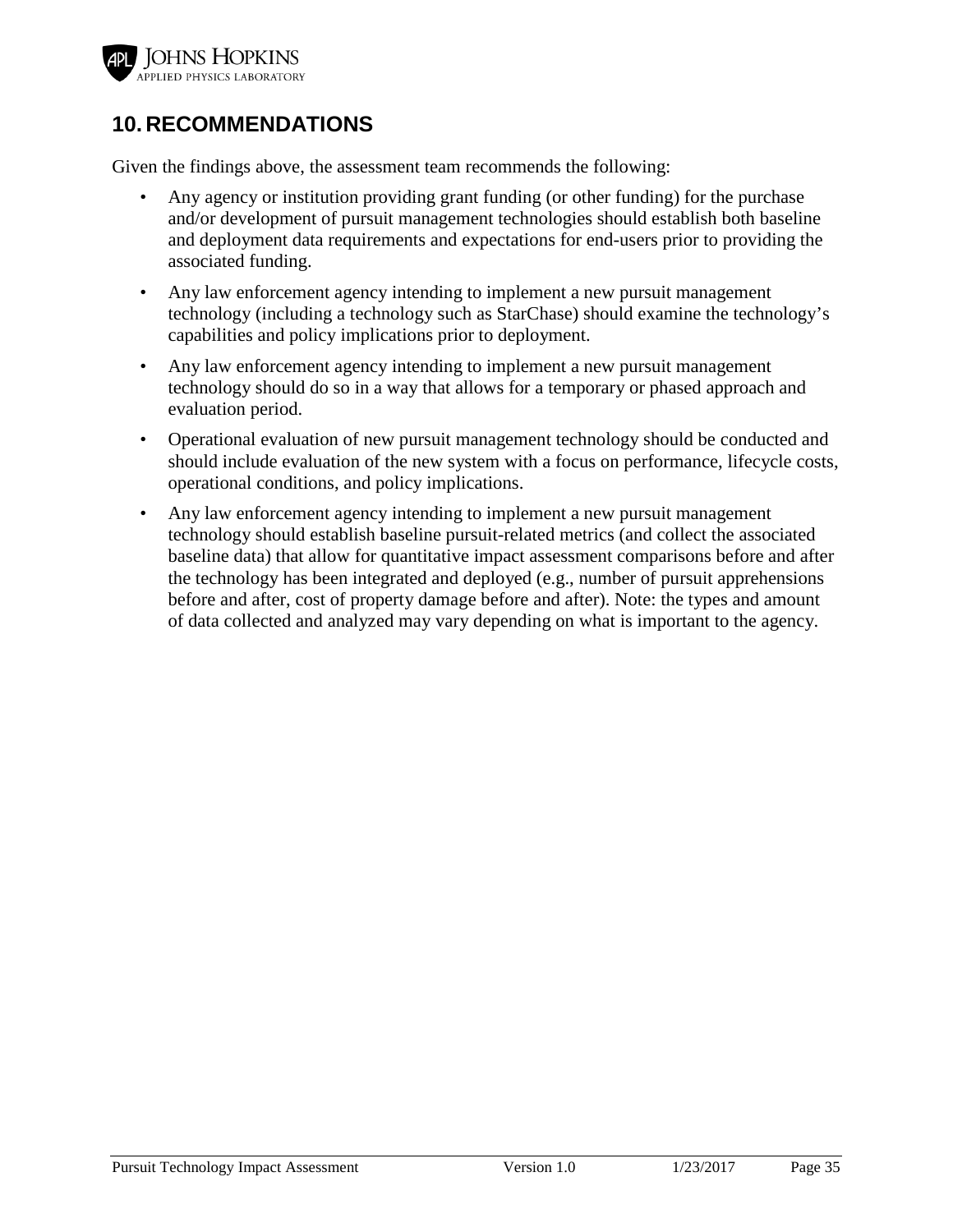## 10. RECOMMENDATIONS

Given the findings above, the assessment team recommends the following:

- Any agency or institution providing grant funding (or other funding) for the purchase and/or development of pursuit management technologies should establish both baseline and deployment data requirements and expectations for end-users prior to providing the associated funding.
- Any law enforcement agency intending to implement a new pursuit management technology (including a technology such as StarChase) should examine the technology's capabilities and policy implications prior to deployment.
- Any law enforcement agency intending to implement a new pursuit management technology should do so in a way that allows for a temporary or phased approach and evaluation period.
- Operational evaluation of new pursuit management technology should be conducted and should include evaluation of the new system with a focus on performance, lifecycle costs, operational conditions, and policy implications.
- Any law enforcement agency intending to implement a new pursuit management technology should establish baseline pursuit-related metrics (and collect the associated baseline data) that allow for quantitative impact assessment comparisons before and after the technology has been integrated and deployed (e.g., number of pursuit apprehensions before and after, cost of property damage before and after). Note: the types and amount of data collected and analyzed may vary depending on what is important to the agency.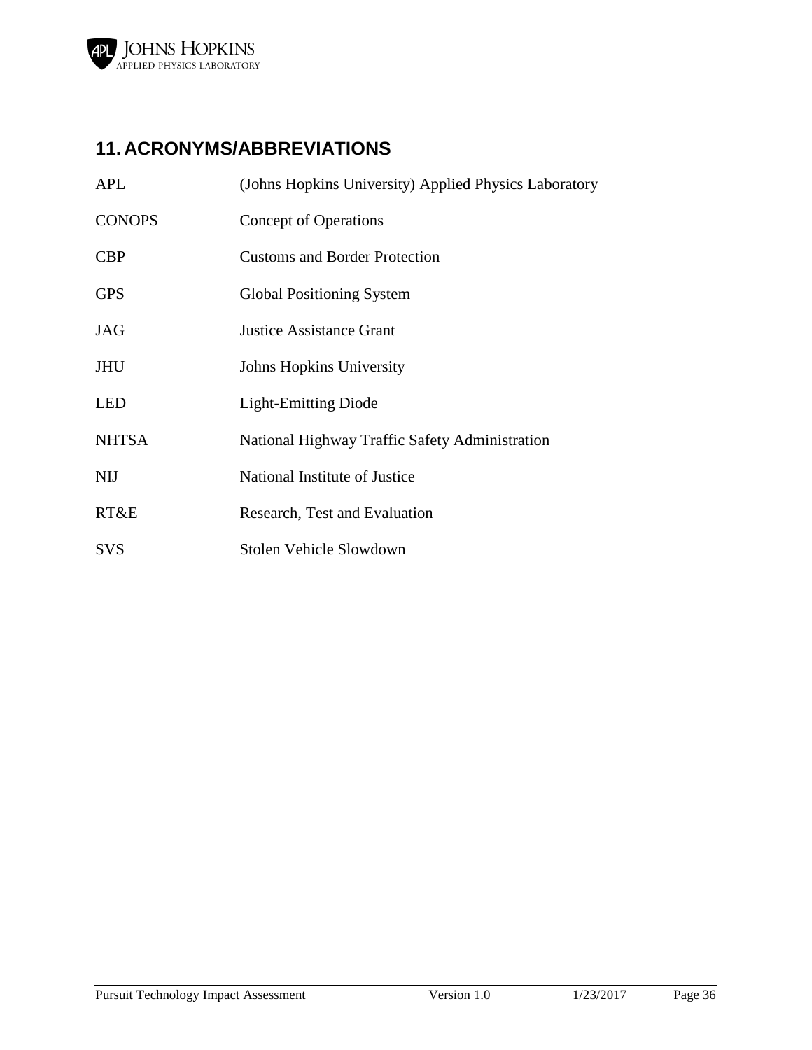# 11. ACRONYMS/ABBREVIATIONS

| | |
|---|---|
| APL | (Johns Hopkins University) Applied Physics Laboratory |
| CONOPS | Concept of Operations |
| CBP | Customs and Border Protection |
| GPS | Global Positioning System |
| JAG | Justice Assistance Grant |
| JHU | Johns Hopkins University |
| LED | Light-Emitting Diode |
| NHTSA | National Highway Traffic Safety Administration |
| NIJ | National Institute of Justice |
| RT&E | Research, Test and Evaluation |
| SVS | Stolen Vehicle Slowdown |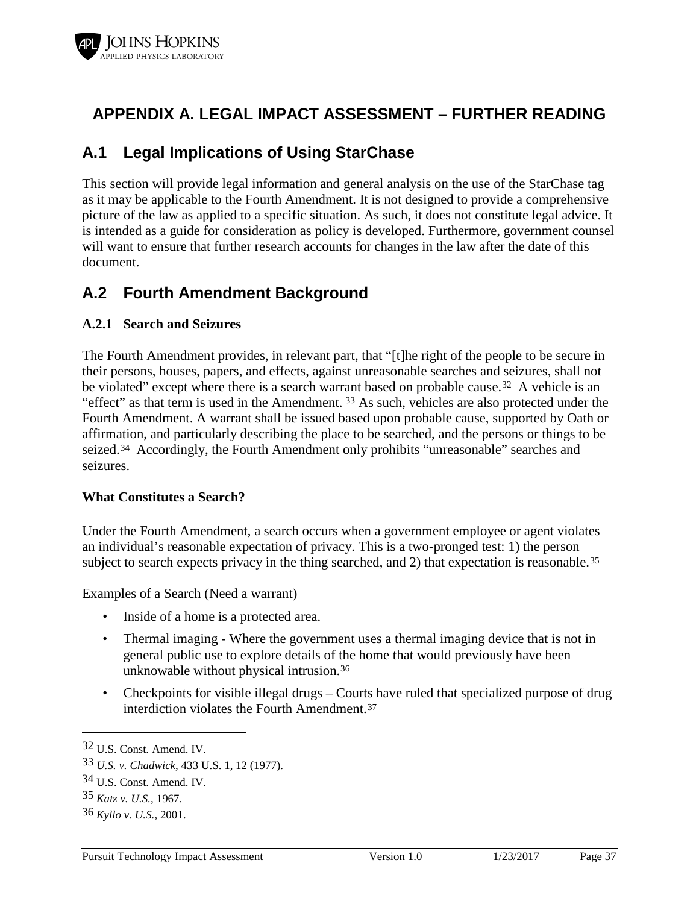# APPENDIX A. LEGAL IMPACT ASSESSMENT – FURTHER READING

## A.1 Legal Implications of Using StarChase

This section will provide legal information and general analysis on the use of the StarChase tag as it may be applicable to the Fourth Amendment. It is not designed to provide a comprehensive picture of the law as applied to a specific situation. As such, it does not constitute legal advice. It is intended as a guide for consideration as policy is developed. Furthermore, government counsel will want to ensure that further research accounts for changes in the law after the date of this document.

## A.2 Fourth Amendment Background

### A.2.1 Search and Seizures

The Fourth Amendment provides, in relevant part, that "[t]he right of the people to be secure in their persons, houses, papers, and effects, against unreasonable searches and seizures, shall not be violated" except where there is a search warrant based on probable cause.[32] A vehicle is an "effect" as that term is used in the Amendment.[33] As such, vehicles are also protected under the Fourth Amendment. A warrant shall be issued based upon probable cause, supported by Oath or affirmation, and particularly describing the place to be searched, and the persons or things to be seized.[34] Accordingly, the Fourth Amendment only prohibits "unreasonable" searches and seizures.

**What Constitutes a Search?**

Under the Fourth Amendment, a search occurs when a government employee or agent violates an individual's reasonable expectation of privacy. This is a two-pronged test: 1) the person subject to search expects privacy in the thing searched, and 2) that expectation is reasonable.[35]

Examples of a Search (Need a warrant)

- Inside of a home is a protected area.
- Thermal imaging - Where the government uses a thermal imaging device that is not in general public use to explore details of the home that would previously have been unknowable without physical intrusion.[36]
- Checkpoints for visible illegal drugs – Courts have ruled that specialized purpose of drug interdiction violates the Fourth Amendment.[37]

---

[32] U.S. Const. Amend. IV.

[33] *U.S. v. Chadwick*, 433 U.S. 1, 12 (1977).

[34] U.S. Const. Amend. IV.

[35] *Katz v. U.S.*, 1967.

[36] *Kyllo v. U.S.*, 2001.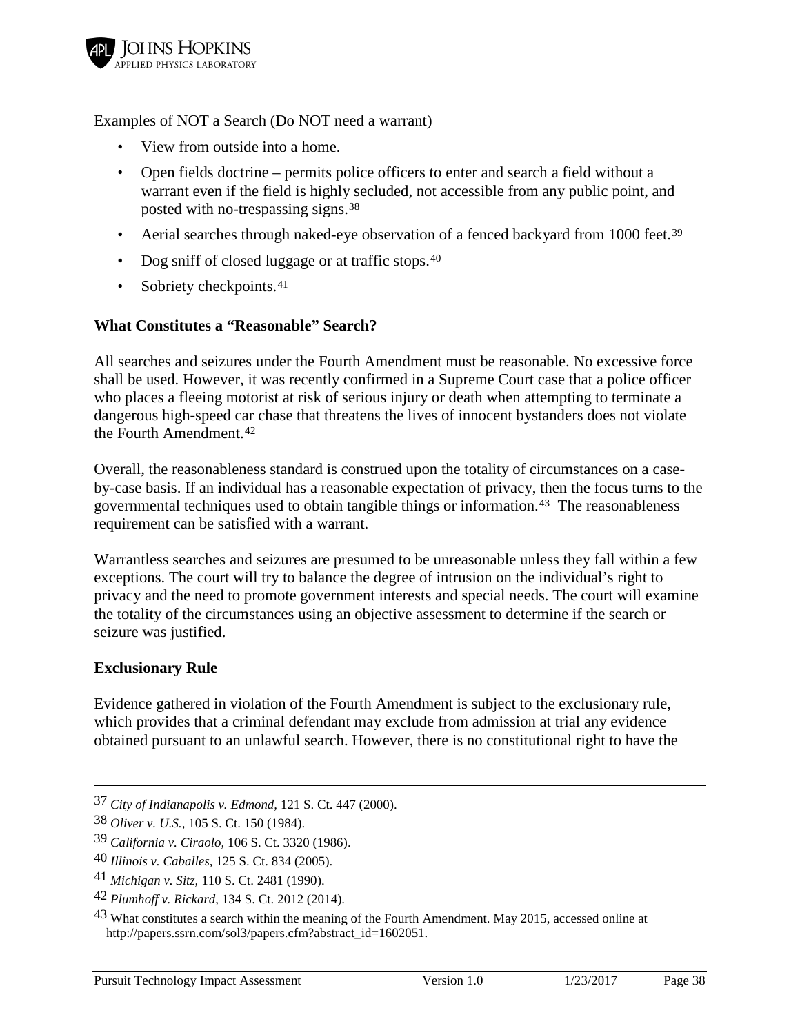Examples of NOT a Search (Do NOT need a warrant)

- View from outside into a home.
- Open fields doctrine – permits police officers to enter and search a field without a warrant even if the field is highly secluded, not accessible from any public point, and posted with no-trespassing signs.[38]
- Aerial searches through naked-eye observation of a fenced backyard from 1000 feet.[39]
- Dog sniff of closed luggage or at traffic stops.[40]
- Sobriety checkpoints.[41]

**What Constitutes a "Reasonable" Search?**

All searches and seizures under the Fourth Amendment must be reasonable. No excessive force shall be used. However, it was recently confirmed in a Supreme Court case that a police officer who places a fleeing motorist at risk of serious injury or death when attempting to terminate a dangerous high-speed car chase that threatens the lives of innocent bystanders does not violate the Fourth Amendment.[42]

Overall, the reasonableness standard is construed upon the totality of circumstances on a case-by-case basis. If an individual has a reasonable expectation of privacy, then the focus turns to the governmental techniques used to obtain tangible things or information.[43] The reasonableness requirement can be satisfied with a warrant.

Warrantless searches and seizures are presumed to be unreasonable unless they fall within a few exceptions. The court will try to balance the degree of intrusion on the individual's right to privacy and the need to promote government interests and special needs. The court will examine the totality of the circumstances using an objective assessment to determine if the search or seizure was justified.

**Exclusionary Rule**

Evidence gathered in violation of the Fourth Amendment is subject to the exclusionary rule, which provides that a criminal defendant may exclude from admission at trial any evidence obtained pursuant to an unlawful search. However, there is no constitutional right to have the

---

[37] *City of Indianapolis v. Edmond,* 121 S. Ct. 447 (2000).

[38] *Oliver v. U.S.,* 105 S. Ct. 150 (1984).

[39] *California v. Ciraolo,* 106 S. Ct. 3320 (1986).

[40] *Illinois v. Caballes,* 125 S. Ct. 834 (2005).

[41] *Michigan v. Sitz,* 110 S. Ct. 2481 (1990).

[42] *Plumhoff v. Rickard*, 134 S. Ct. 2012 (2014).

[43] What constitutes a search within the meaning of the Fourth Amendment. May 2015, accessed online at http://papers.ssrn.com/sol3/papers.cfm?abstract_id=1602051.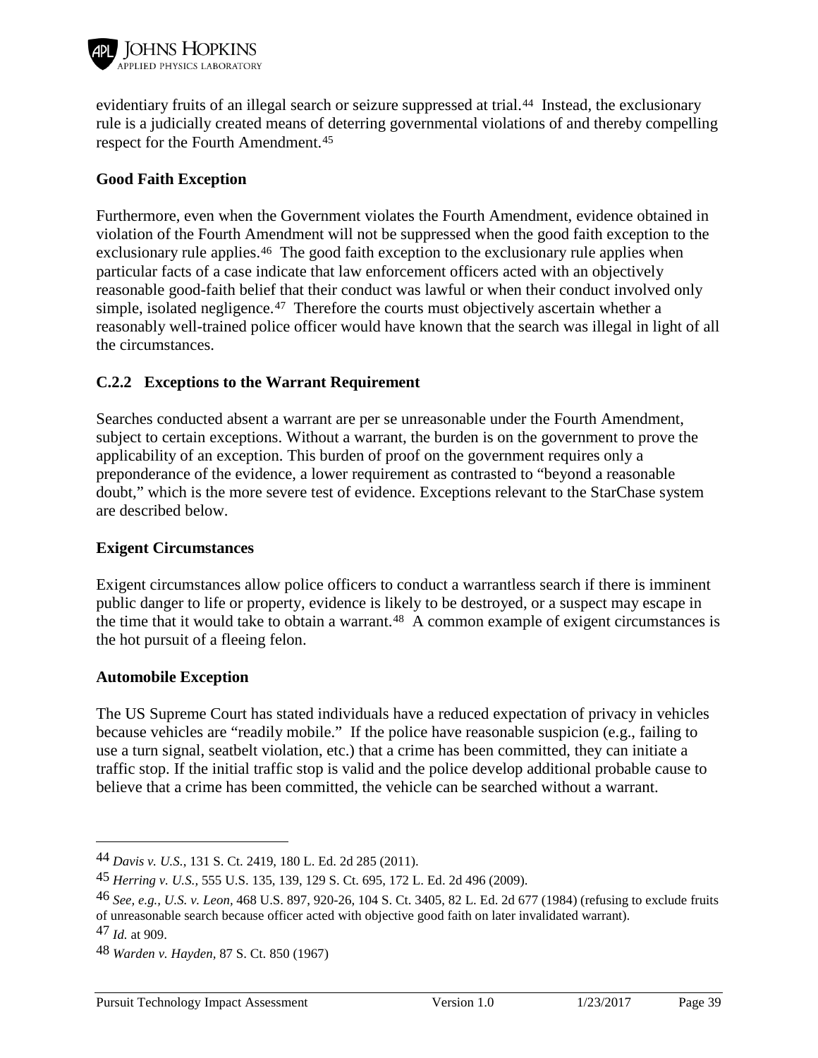evidentiary fruits of an illegal search or seizure suppressed at trial.[44] Instead, the exclusionary rule is a judicially created means of deterring governmental violations of and thereby compelling respect for the Fourth Amendment.[45]

**Good Faith Exception**

Furthermore, even when the Government violates the Fourth Amendment, evidence obtained in violation of the Fourth Amendment will not be suppressed when the good faith exception to the exclusionary rule applies.[46] The good faith exception to the exclusionary rule applies when particular facts of a case indicate that law enforcement officers acted with an objectively reasonable good-faith belief that their conduct was lawful or when their conduct involved only simple, isolated negligence.[47] Therefore the courts must objectively ascertain whether a reasonably well-trained police officer would have known that the search was illegal in light of all the circumstances.

### C.2.2 Exceptions to the Warrant Requirement

Searches conducted absent a warrant are per se unreasonable under the Fourth Amendment, subject to certain exceptions. Without a warrant, the burden is on the government to prove the applicability of an exception. This burden of proof on the government requires only a preponderance of the evidence, a lower requirement as contrasted to "beyond a reasonable doubt," which is the more severe test of evidence. Exceptions relevant to the StarChase system are described below.

**Exigent Circumstances**

Exigent circumstances allow police officers to conduct a warrantless search if there is imminent public danger to life or property, evidence is likely to be destroyed, or a suspect may escape in the time that it would take to obtain a warrant.[48] A common example of exigent circumstances is the hot pursuit of a fleeing felon.

**Automobile Exception**

The US Supreme Court has stated individuals have a reduced expectation of privacy in vehicles because vehicles are "readily mobile." If the police have reasonable suspicion (e.g., failing to use a turn signal, seatbelt violation, etc.) that a crime has been committed, they can initiate a traffic stop. If the initial traffic stop is valid and the police develop additional probable cause to believe that a crime has been committed, the vehicle can be searched without a warrant.

---

44 *Davis v. U.S.*, 131 S. Ct. 2419, 180 L. Ed. 2d 285 (2011).

45 *Herring v. U.S.,* 555 U.S. 135, 139, 129 S. Ct. 695, 172 L. Ed. 2d 496 (2009).

46 *See, e.g., U.S. v. Leon,* 468 U.S. 897, 920-26, 104 S. Ct. 3405, 82 L. Ed. 2d 677 (1984) (refusing to exclude fruits of unreasonable search because officer acted with objective good faith on later invalidated warrant).

47 *Id.* at 909.

48 *Warden v. Hayden,* 87 S. Ct. 850 (1967)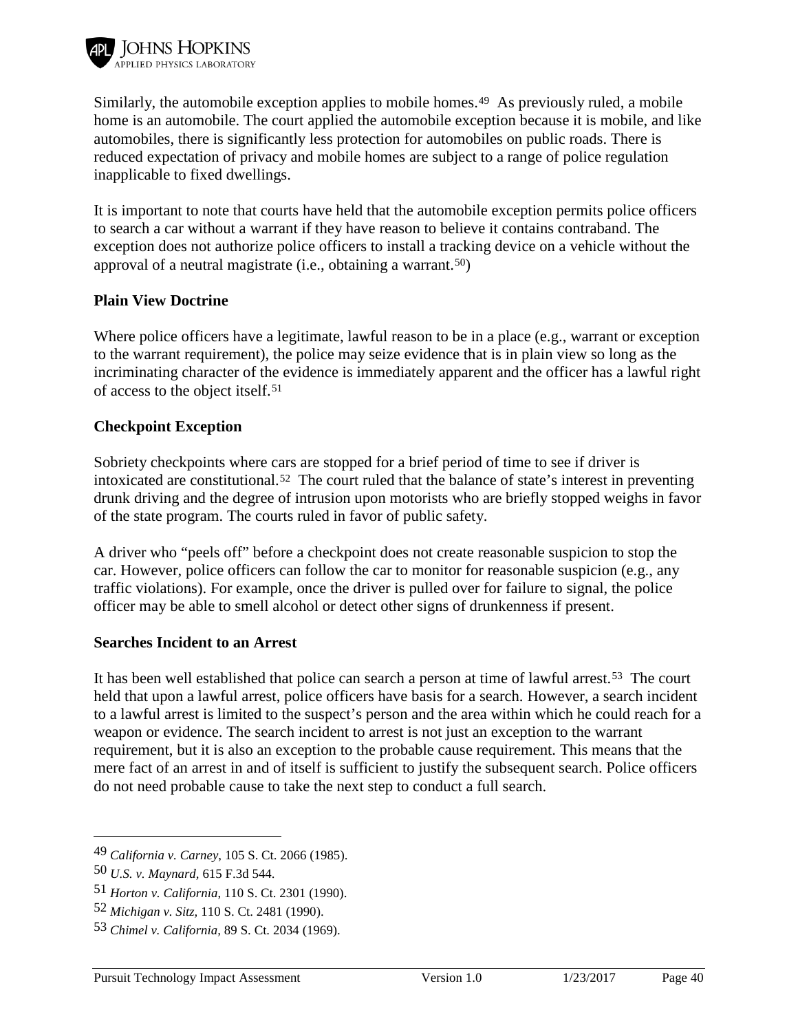Similarly, the automobile exception applies to mobile homes.[49] As previously ruled, a mobile home is an automobile. The court applied the automobile exception because it is mobile, and like automobiles, there is significantly less protection for automobiles on public roads. There is reduced expectation of privacy and mobile homes are subject to a range of police regulation inapplicable to fixed dwellings.

It is important to note that courts have held that the automobile exception permits police officers to search a car without a warrant if they have reason to believe it contains contraband. The exception does not authorize police officers to install a tracking device on a vehicle without the approval of a neutral magistrate (i.e., obtaining a warrant.[50])

**Plain View Doctrine**

Where police officers have a legitimate, lawful reason to be in a place (e.g., warrant or exception to the warrant requirement), the police may seize evidence that is in plain view so long as the incriminating character of the evidence is immediately apparent and the officer has a lawful right of access to the object itself.[51]

**Checkpoint Exception**

Sobriety checkpoints where cars are stopped for a brief period of time to see if driver is intoxicated are constitutional.[52] The court ruled that the balance of state's interest in preventing drunk driving and the degree of intrusion upon motorists who are briefly stopped weighs in favor of the state program. The courts ruled in favor of public safety.

A driver who "peels off" before a checkpoint does not create reasonable suspicion to stop the car. However, police officers can follow the car to monitor for reasonable suspicion (e.g., any traffic violations). For example, once the driver is pulled over for failure to signal, the police officer may be able to smell alcohol or detect other signs of drunkenness if present.

**Searches Incident to an Arrest**

It has been well established that police can search a person at time of lawful arrest.[53] The court held that upon a lawful arrest, police officers have basis for a search. However, a search incident to a lawful arrest is limited to the suspect's person and the area within which he could reach for a weapon or evidence. The search incident to arrest is not just an exception to the warrant requirement, but it is also an exception to the probable cause requirement. This means that the mere fact of an arrest in and of itself is sufficient to justify the subsequent search. Police officers do not need probable cause to take the next step to conduct a full search.

---

49 *California v. Carney*, 105 S. Ct. 2066 (1985).

50 *U.S. v. Maynard*, 615 F.3d 544.

51 *Horton v. California*, 110 S. Ct. 2301 (1990).

52 *Michigan v. Sitz,* 110 S. Ct. 2481 (1990).

53 *Chimel v. California*, 89 S. Ct. 2034 (1969).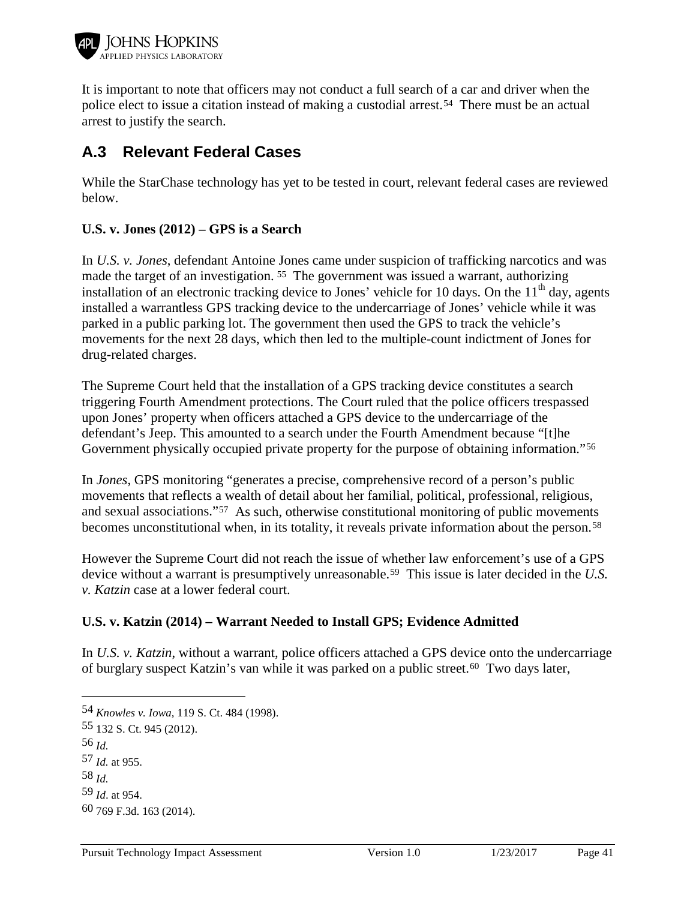It is important to note that officers may not conduct a full search of a car and driver when the police elect to issue a citation instead of making a custodial arrest.[54] There must be an actual arrest to justify the search.

## A.3 Relevant Federal Cases

While the StarChase technology has yet to be tested in court, relevant federal cases are reviewed below.

**U.S. v. Jones (2012) – GPS is a Search**

In *U.S. v. Jones*, defendant Antoine Jones came under suspicion of trafficking narcotics and was made the target of an investigation.[55] The government was issued a warrant, authorizing installation of an electronic tracking device to Jones' vehicle for 10 days. On the 11th day, agents installed a warrantless GPS tracking device to the undercarriage of Jones' vehicle while it was parked in a public parking lot. The government then used the GPS to track the vehicle's movements for the next 28 days, which then led to the multiple-count indictment of Jones for drug-related charges.

The Supreme Court held that the installation of a GPS tracking device constitutes a search triggering Fourth Amendment protections. The Court ruled that the police officers trespassed upon Jones' property when officers attached a GPS device to the undercarriage of the defendant's Jeep. This amounted to a search under the Fourth Amendment because "[t]he Government physically occupied private property for the purpose of obtaining information."[56]

In *Jones*, GPS monitoring "generates a precise, comprehensive record of a person's public movements that reflects a wealth of detail about her familial, political, professional, religious, and sexual associations."[57] As such, otherwise constitutional monitoring of public movements becomes unconstitutional when, in its totality, it reveals private information about the person.[58]

However the Supreme Court did not reach the issue of whether law enforcement's use of a GPS device without a warrant is presumptively unreasonable.[59] This issue is later decided in the *U.S. v. Katzin* case at a lower federal court.

**U.S. v. Katzin (2014) – Warrant Needed to Install GPS; Evidence Admitted**

In *U.S. v. Katzin*, without a warrant, police officers attached a GPS device onto the undercarriage of burglary suspect Katzin's van while it was parked on a public street.[60] Two days later,

---

54 *Knowles v. Iowa,* 119 S. Ct. 484 (1998).

55 132 S. Ct. 945 (2012).

56 *Id.*

57 *Id.* at 955.

58 *Id.*

59 *Id*. at 954.

60 769 F.3d. 163 (2014).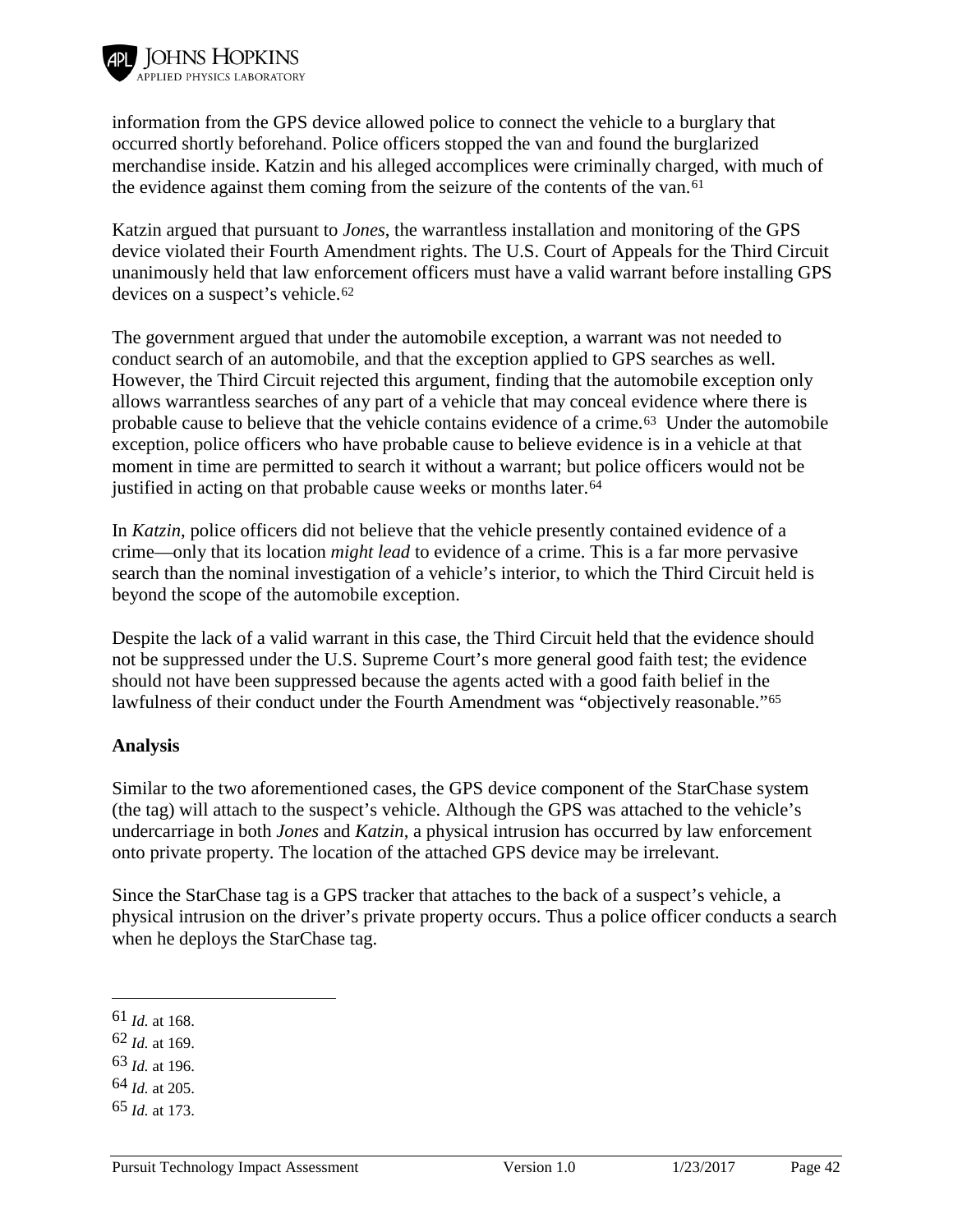information from the GPS device allowed police to connect the vehicle to a burglary that occurred shortly beforehand. Police officers stopped the van and found the burglarized merchandise inside. Katzin and his alleged accomplices were criminally charged, with much of the evidence against them coming from the seizure of the contents of the van.[61]

Katzin argued that pursuant to *Jones*, the warrantless installation and monitoring of the GPS device violated their Fourth Amendment rights. The U.S. Court of Appeals for the Third Circuit unanimously held that law enforcement officers must have a valid warrant before installing GPS devices on a suspect's vehicle.[62]

The government argued that under the automobile exception, a warrant was not needed to conduct search of an automobile, and that the exception applied to GPS searches as well. However, the Third Circuit rejected this argument, finding that the automobile exception only allows warrantless searches of any part of a vehicle that may conceal evidence where there is probable cause to believe that the vehicle contains evidence of a crime.[63] Under the automobile exception, police officers who have probable cause to believe evidence is in a vehicle at that moment in time are permitted to search it without a warrant; but police officers would not be justified in acting on that probable cause weeks or months later.[64]

In *Katzin*, police officers did not believe that the vehicle presently contained evidence of a crime—only that its location *might lead* to evidence of a crime. This is a far more pervasive search than the nominal investigation of a vehicle's interior, to which the Third Circuit held is beyond the scope of the automobile exception.

Despite the lack of a valid warrant in this case, the Third Circuit held that the evidence should not be suppressed under the U.S. Supreme Court's more general good faith test; the evidence should not have been suppressed because the agents acted with a good faith belief in the lawfulness of their conduct under the Fourth Amendment was "objectively reasonable."[65]

**Analysis**

Similar to the two aforementioned cases, the GPS device component of the StarChase system (the tag) will attach to the suspect's vehicle. Although the GPS was attached to the vehicle's undercarriage in both *Jones* and *Katzin*, a physical intrusion has occurred by law enforcement onto private property. The location of the attached GPS device may be irrelevant.

Since the StarChase tag is a GPS tracker that attaches to the back of a suspect's vehicle, a physical intrusion on the driver's private property occurs. Thus a police officer conducts a search when he deploys the StarChase tag.

---

61 *Id.* at 168.
62 *Id.* at 169.
63 *Id.* at 196.
64 *Id.* at 205.
65 *Id.* at 173.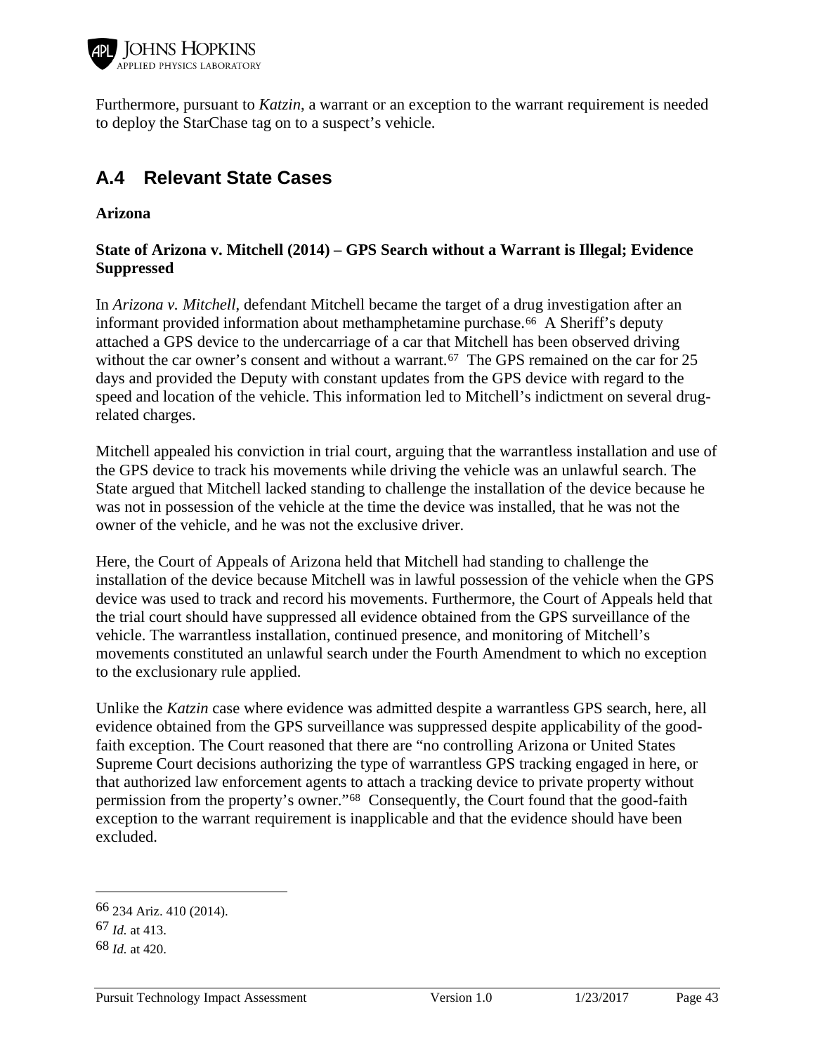Furthermore, pursuant to *Katzin*, a warrant or an exception to the warrant requirement is needed to deploy the StarChase tag on to a suspect's vehicle.

## A.4 Relevant State Cases

**Arizona**

**State of Arizona v. Mitchell (2014) – GPS Search without a Warrant is Illegal; Evidence Suppressed**

In *Arizona v. Mitchell*, defendant Mitchell became the target of a drug investigation after an informant provided information about methamphetamine purchase.[66] A Sheriff's deputy attached a GPS device to the undercarriage of a car that Mitchell has been observed driving without the car owner's consent and without a warrant.[67] The GPS remained on the car for 25 days and provided the Deputy with constant updates from the GPS device with regard to the speed and location of the vehicle. This information led to Mitchell's indictment on several drug-related charges.

Mitchell appealed his conviction in trial court, arguing that the warrantless installation and use of the GPS device to track his movements while driving the vehicle was an unlawful search. The State argued that Mitchell lacked standing to challenge the installation of the device because he was not in possession of the vehicle at the time the device was installed, that he was not the owner of the vehicle, and he was not the exclusive driver.

Here, the Court of Appeals of Arizona held that Mitchell had standing to challenge the installation of the device because Mitchell was in lawful possession of the vehicle when the GPS device was used to track and record his movements. Furthermore, the Court of Appeals held that the trial court should have suppressed all evidence obtained from the GPS surveillance of the vehicle. The warrantless installation, continued presence, and monitoring of Mitchell's movements constituted an unlawful search under the Fourth Amendment to which no exception to the exclusionary rule applied.

Unlike the *Katzin* case where evidence was admitted despite a warrantless GPS search, here, all evidence obtained from the GPS surveillance was suppressed despite applicability of the good-faith exception. The Court reasoned that there are "no controlling Arizona or United States Supreme Court decisions authorizing the type of warrantless GPS tracking engaged in here, or that authorized law enforcement agents to attach a tracking device to private property without permission from the property's owner."[68] Consequently, the Court found that the good-faith exception to the warrant requirement is inapplicable and that the evidence should have been excluded.

---

[66] 234 Ariz. 410 (2014).

[67] *Id.* at 413.

[68] *Id.* at 420.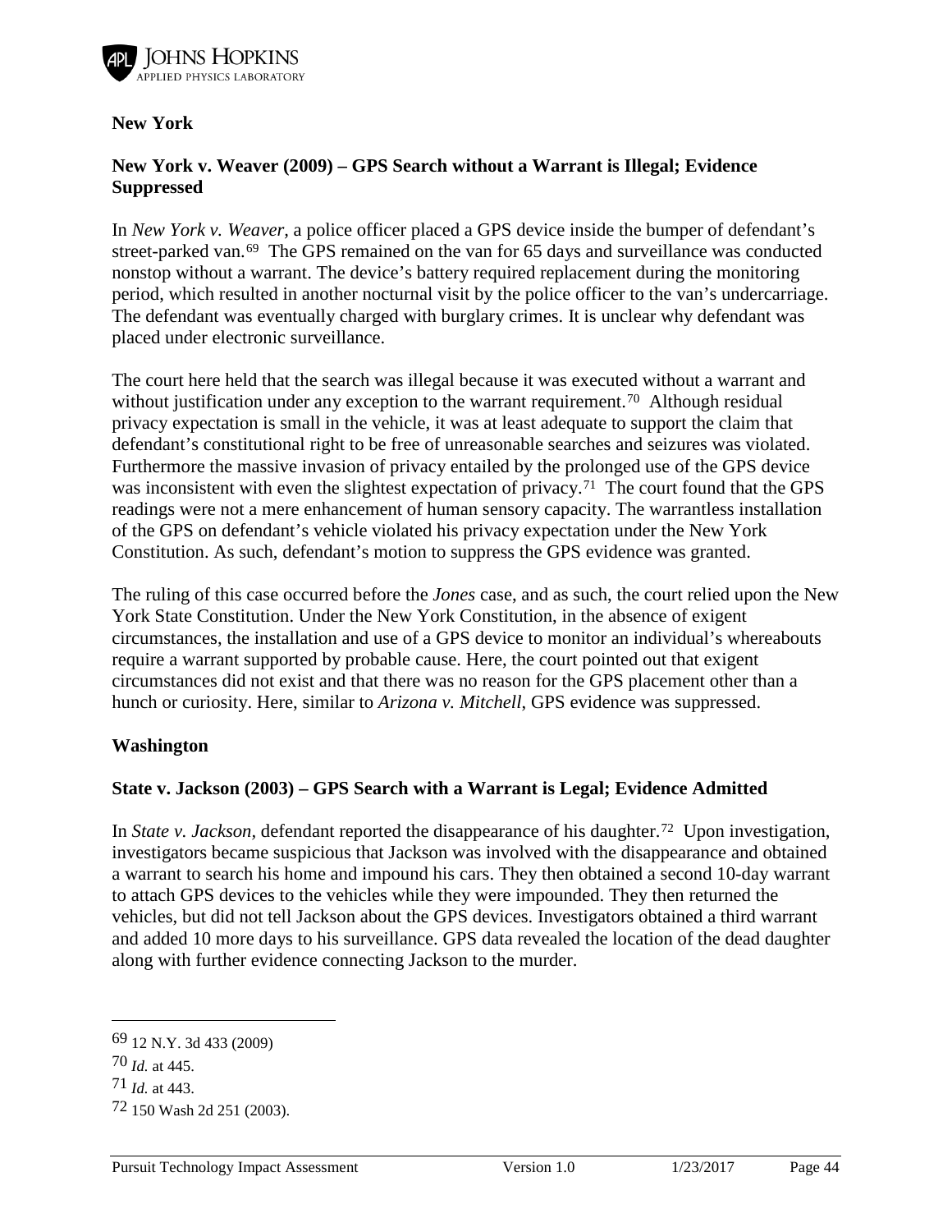**New York**

**New York v. Weaver (2009) – GPS Search without a Warrant is Illegal; Evidence Suppressed**

In *New York v. Weaver*, a police officer placed a GPS device inside the bumper of defendant's street-parked van.[69] The GPS remained on the van for 65 days and surveillance was conducted nonstop without a warrant. The device's battery required replacement during the monitoring period, which resulted in another nocturnal visit by the police officer to the van's undercarriage. The defendant was eventually charged with burglary crimes. It is unclear why defendant was placed under electronic surveillance.

The court here held that the search was illegal because it was executed without a warrant and without justification under any exception to the warrant requirement.[70] Although residual privacy expectation is small in the vehicle, it was at least adequate to support the claim that defendant's constitutional right to be free of unreasonable searches and seizures was violated. Furthermore the massive invasion of privacy entailed by the prolonged use of the GPS device was inconsistent with even the slightest expectation of privacy.[71] The court found that the GPS readings were not a mere enhancement of human sensory capacity. The warrantless installation of the GPS on defendant's vehicle violated his privacy expectation under the New York Constitution. As such, defendant's motion to suppress the GPS evidence was granted.

The ruling of this case occurred before the *Jones* case, and as such, the court relied upon the New York State Constitution. Under the New York Constitution, in the absence of exigent circumstances, the installation and use of a GPS device to monitor an individual's whereabouts require a warrant supported by probable cause. Here, the court pointed out that exigent circumstances did not exist and that there was no reason for the GPS placement other than a hunch or curiosity. Here, similar to *Arizona v. Mitchell*, GPS evidence was suppressed.

**Washington**

**State v. Jackson (2003) – GPS Search with a Warrant is Legal; Evidence Admitted**

In *State v. Jackson*, defendant reported the disappearance of his daughter.[72] Upon investigation, investigators became suspicious that Jackson was involved with the disappearance and obtained a warrant to search his home and impound his cars. They then obtained a second 10-day warrant to attach GPS devices to the vehicles while they were impounded. They then returned the vehicles, but did not tell Jackson about the GPS devices. Investigators obtained a third warrant and added 10 more days to his surveillance. GPS data revealed the location of the dead daughter along with further evidence connecting Jackson to the murder.

---

69 12 N.Y. 3d 433 (2009)

70 *Id.* at 445.

71 *Id.* at 443.

72 150 Wash 2d 251 (2003).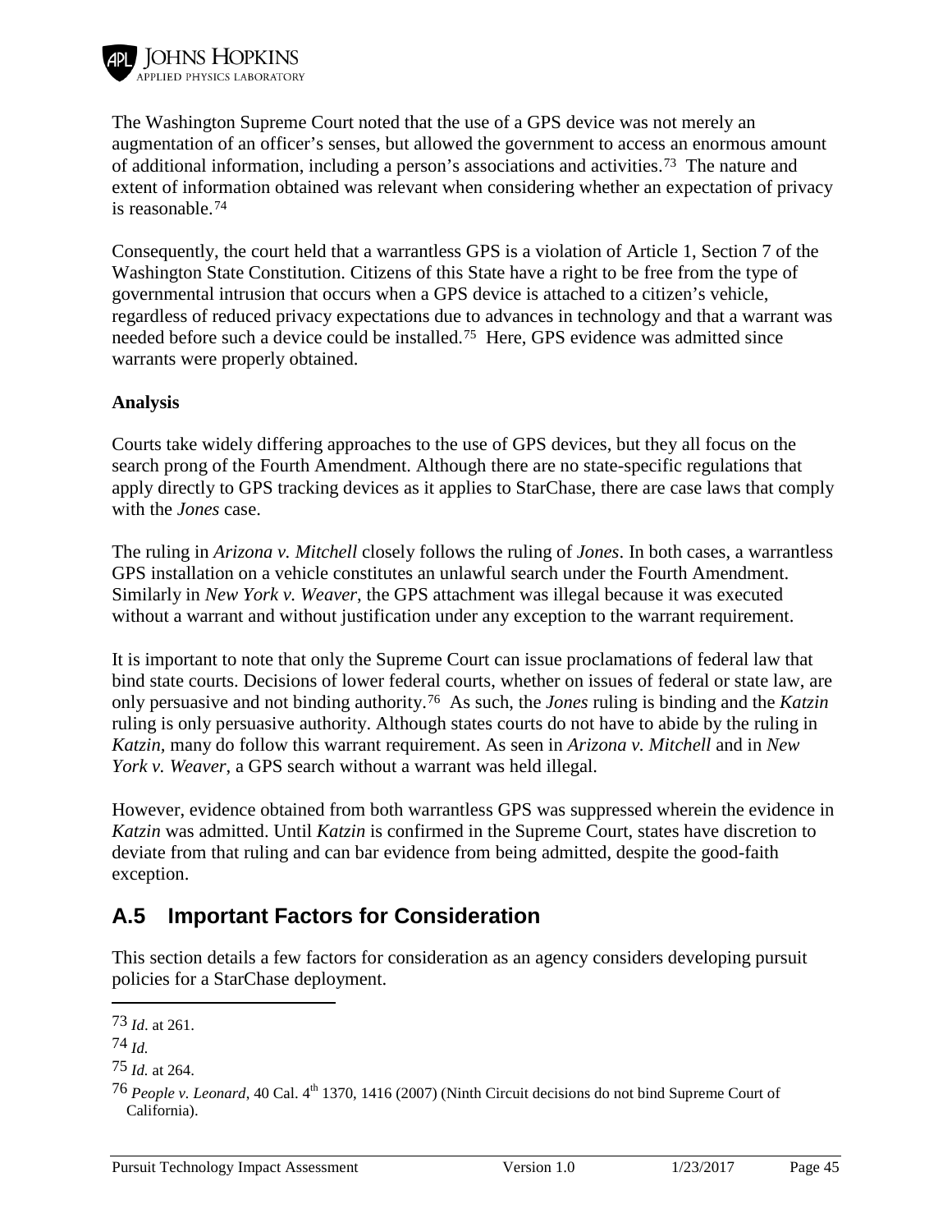The Washington Supreme Court noted that the use of a GPS device was not merely an augmentation of an officer's senses, but allowed the government to access an enormous amount of additional information, including a person's associations and activities.[73] The nature and extent of information obtained was relevant when considering whether an expectation of privacy is reasonable.[74]

Consequently, the court held that a warrantless GPS is a violation of Article 1, Section 7 of the Washington State Constitution. Citizens of this State have a right to be free from the type of governmental intrusion that occurs when a GPS device is attached to a citizen's vehicle, regardless of reduced privacy expectations due to advances in technology and that a warrant was needed before such a device could be installed.[75] Here, GPS evidence was admitted since warrants were properly obtained.

**Analysis**

Courts take widely differing approaches to the use of GPS devices, but they all focus on the search prong of the Fourth Amendment. Although there are no state-specific regulations that apply directly to GPS tracking devices as it applies to StarChase, there are case laws that comply with the *Jones* case.

The ruling in *Arizona v. Mitchell* closely follows the ruling of *Jones*. In both cases, a warrantless GPS installation on a vehicle constitutes an unlawful search under the Fourth Amendment. Similarly in *New York v. Weaver*, the GPS attachment was illegal because it was executed without a warrant and without justification under any exception to the warrant requirement.

It is important to note that only the Supreme Court can issue proclamations of federal law that bind state courts. Decisions of lower federal courts, whether on issues of federal or state law, are only persuasive and not binding authority.[76] As such, the *Jones* ruling is binding and the *Katzin* ruling is only persuasive authority. Although states courts do not have to abide by the ruling in *Katzin,* many do follow this warrant requirement. As seen in *Arizona v. Mitchell* and in *New York v. Weaver*, a GPS search without a warrant was held illegal.

However, evidence obtained from both warrantless GPS was suppressed wherein the evidence in *Katzin* was admitted. Until *Katzin* is confirmed in the Supreme Court, states have discretion to deviate from that ruling and can bar evidence from being admitted, despite the good-faith exception.

## A.5 Important Factors for Consideration

This section details a few factors for consideration as an agency considers developing pursuit policies for a StarChase deployment.

---

73 *Id*. at 261.

74 *Id.*

75 *Id.* at 264.

76 *People v. Leonard*, 40 Cal. 4th 1370, 1416 (2007) (Ninth Circuit decisions do not bind Supreme Court of California).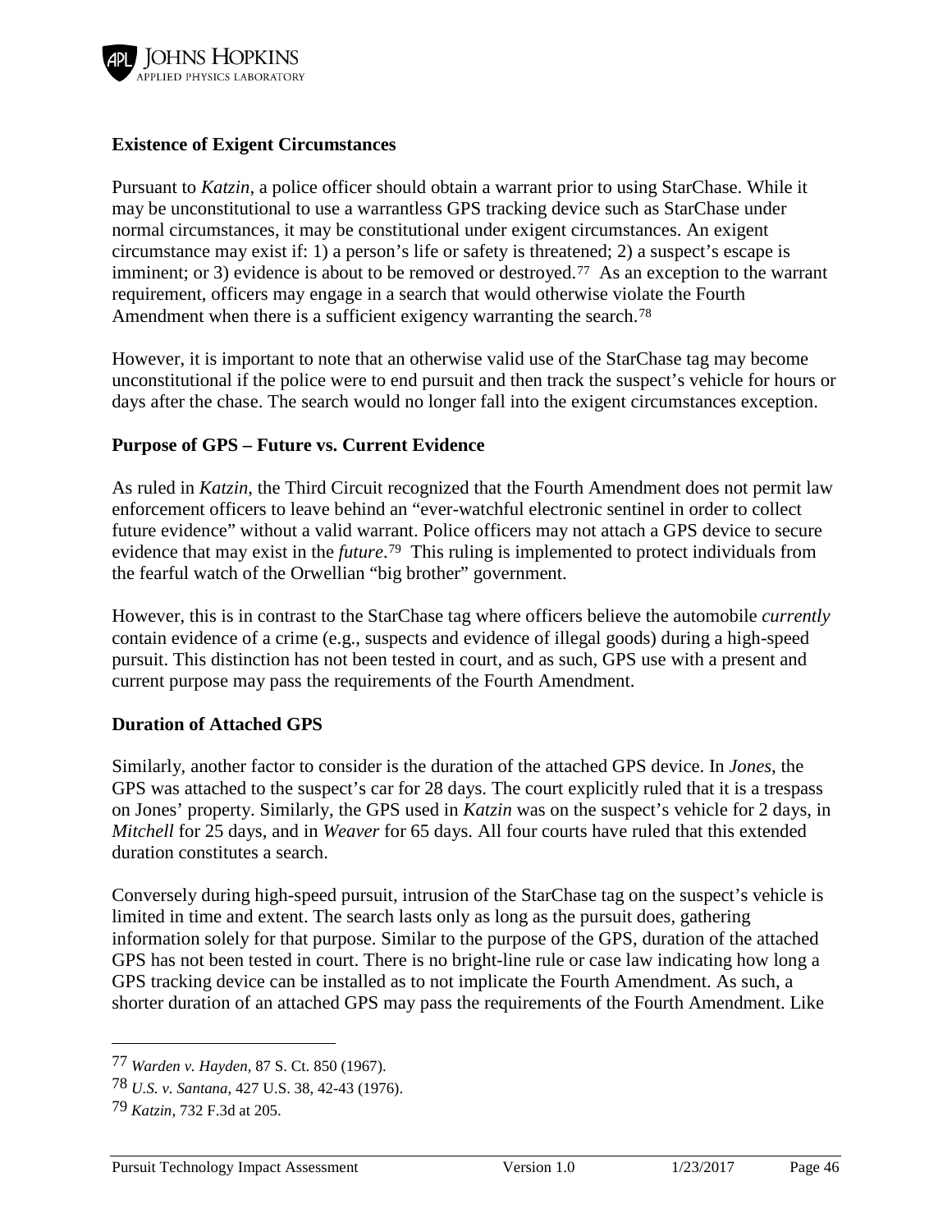**Existence of Exigent Circumstances**

Pursuant to *Katzin*, a police officer should obtain a warrant prior to using StarChase. While it may be unconstitutional to use a warrantless GPS tracking device such as StarChase under normal circumstances, it may be constitutional under exigent circumstances. An exigent circumstance may exist if: 1) a person's life or safety is threatened; 2) a suspect's escape is imminent; or 3) evidence is about to be removed or destroyed.[77] As an exception to the warrant requirement, officers may engage in a search that would otherwise violate the Fourth Amendment when there is a sufficient exigency warranting the search.[78]

However, it is important to note that an otherwise valid use of the StarChase tag may become unconstitutional if the police were to end pursuit and then track the suspect's vehicle for hours or days after the chase. The search would no longer fall into the exigent circumstances exception.

**Purpose of GPS – Future vs. Current Evidence**

As ruled in *Katzin*, the Third Circuit recognized that the Fourth Amendment does not permit law enforcement officers to leave behind an "ever-watchful electronic sentinel in order to collect future evidence" without a valid warrant. Police officers may not attach a GPS device to secure evidence that may exist in the *future*.[79] This ruling is implemented to protect individuals from the fearful watch of the Orwellian "big brother" government.

However, this is in contrast to the StarChase tag where officers believe the automobile *currently* contain evidence of a crime (e.g., suspects and evidence of illegal goods) during a high-speed pursuit. This distinction has not been tested in court, and as such, GPS use with a present and current purpose may pass the requirements of the Fourth Amendment.

**Duration of Attached GPS**

Similarly, another factor to consider is the duration of the attached GPS device. In *Jones*, the GPS was attached to the suspect's car for 28 days. The court explicitly ruled that it is a trespass on Jones' property. Similarly, the GPS used in *Katzin* was on the suspect's vehicle for 2 days, in *Mitchell* for 25 days, and in *Weaver* for 65 days. All four courts have ruled that this extended duration constitutes a search.

Conversely during high-speed pursuit, intrusion of the StarChase tag on the suspect's vehicle is limited in time and extent. The search lasts only as long as the pursuit does, gathering information solely for that purpose. Similar to the purpose of the GPS, duration of the attached GPS has not been tested in court. There is no bright-line rule or case law indicating how long a GPS tracking device can be installed as to not implicate the Fourth Amendment. As such, a shorter duration of an attached GPS may pass the requirements of the Fourth Amendment. Like

---

77 *Warden v. Hayden*, 87 S. Ct. 850 (1967).

78 *U.S. v. Santana*, 427 U.S. 38, 42-43 (1976).

79 *Katzin*, 732 F.3d at 205.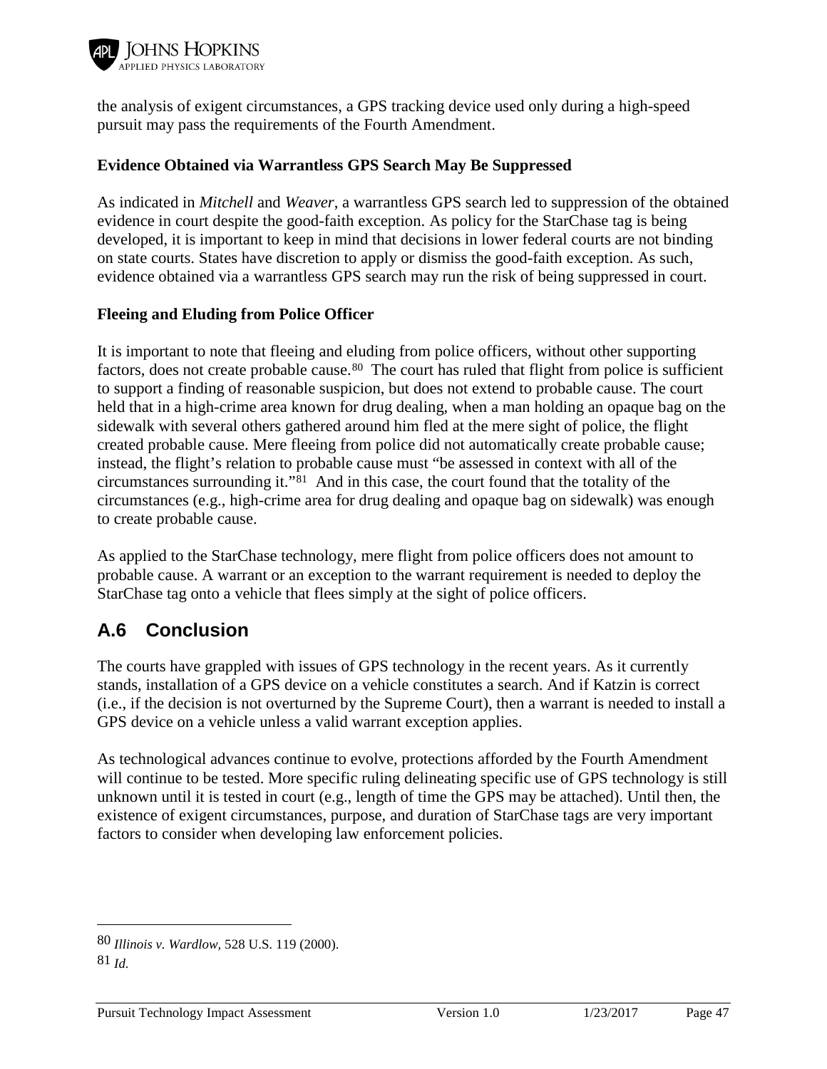the analysis of exigent circumstances, a GPS tracking device used only during a high-speed pursuit may pass the requirements of the Fourth Amendment.

**Evidence Obtained via Warrantless GPS Search May Be Suppressed**

As indicated in *Mitchell* and *Weaver*, a warrantless GPS search led to suppression of the obtained evidence in court despite the good-faith exception. As policy for the StarChase tag is being developed, it is important to keep in mind that decisions in lower federal courts are not binding on state courts. States have discretion to apply or dismiss the good-faith exception. As such, evidence obtained via a warrantless GPS search may run the risk of being suppressed in court.

**Fleeing and Eluding from Police Officer**

It is important to note that fleeing and eluding from police officers, without other supporting factors, does not create probable cause.[80] The court has ruled that flight from police is sufficient to support a finding of reasonable suspicion, but does not extend to probable cause. The court held that in a high-crime area known for drug dealing, when a man holding an opaque bag on the sidewalk with several others gathered around him fled at the mere sight of police, the flight created probable cause. Mere fleeing from police did not automatically create probable cause; instead, the flight's relation to probable cause must "be assessed in context with all of the circumstances surrounding it."[81] And in this case, the court found that the totality of the circumstances (e.g., high-crime area for drug dealing and opaque bag on sidewalk) was enough to create probable cause.

As applied to the StarChase technology, mere flight from police officers does not amount to probable cause. A warrant or an exception to the warrant requirement is needed to deploy the StarChase tag onto a vehicle that flees simply at the sight of police officers.

## A.6 Conclusion

The courts have grappled with issues of GPS technology in the recent years. As it currently stands, installation of a GPS device on a vehicle constitutes a search. And if Katzin is correct (i.e., if the decision is not overturned by the Supreme Court), then a warrant is needed to install a GPS device on a vehicle unless a valid warrant exception applies.

As technological advances continue to evolve, protections afforded by the Fourth Amendment will continue to be tested. More specific ruling delineating specific use of GPS technology is still unknown until it is tested in court (e.g., length of time the GPS may be attached). Until then, the existence of exigent circumstances, purpose, and duration of StarChase tags are very important factors to consider when developing law enforcement policies.

---

80 *Illinois v. Wardlow*, 528 U.S. 119 (2000).

81 *Id.*